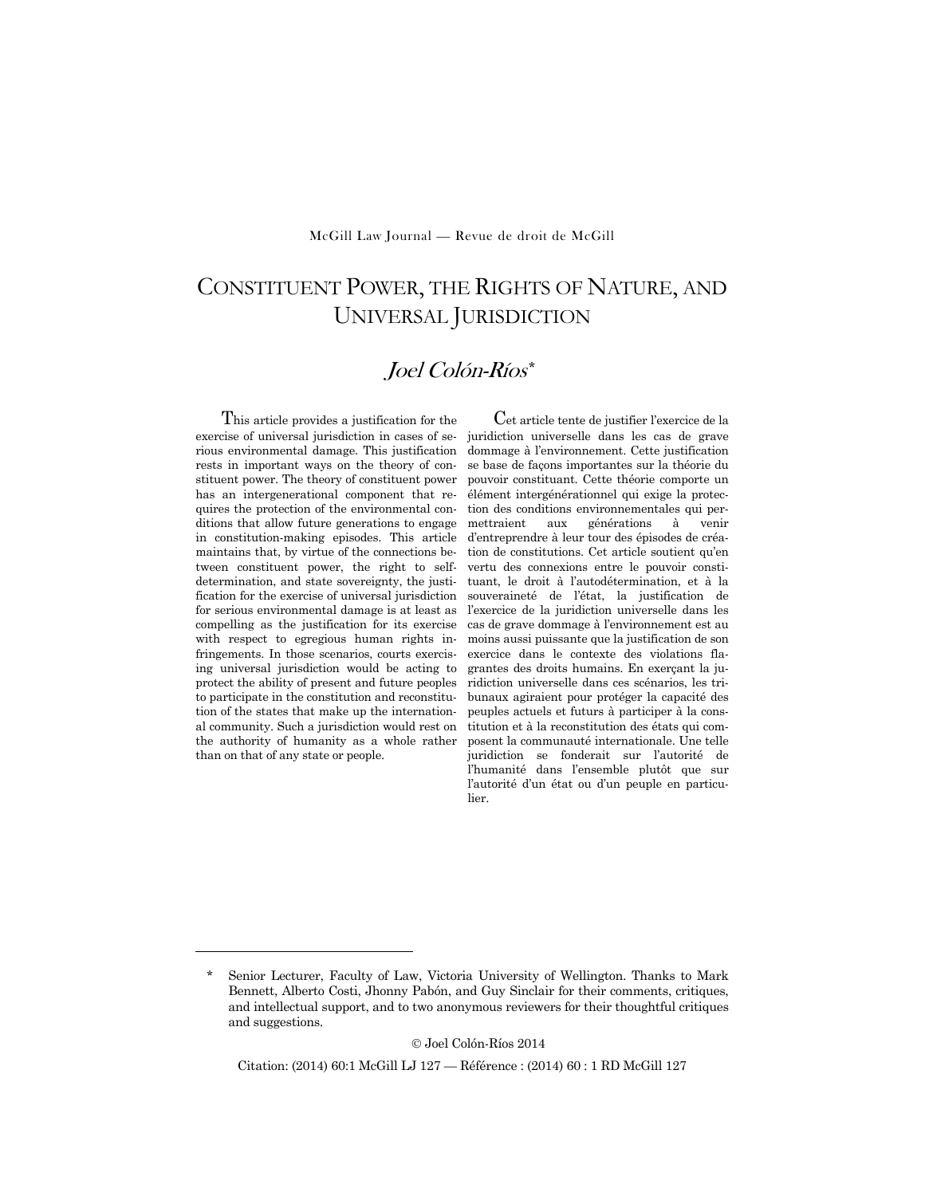McGill Law Journal — Revue de droit de McGill

# CONSTITUENT POWER, THE RIGHTS OF NATURE, AND UNIVERSAL JURISDICTION

## *Joel Colón-Ríos*\*

This article provides a justification for the exercise of universal jurisdiction in cases of serious environmental damage. This justification rests in important ways on the theory of constituent power. The theory of constituent power has an intergenerational component that requires the protection of the environmental conditions that allow future generations to engage in constitution-making episodes. This article maintains that, by virtue of the connections between constituent power, the right to self-determination, and state sovereignty, the justification for the exercise of universal jurisdiction for serious environmental damage is at least as compelling as the justification for its exercise with respect to egregious human rights infringements. In those scenarios, courts exercising universal jurisdiction would be acting to protect the ability of present and future peoples to participate in the constitution and reconstitution of the states that make up the international community. Such a jurisdiction would rest on the authority of humanity as a whole rather than on that of any state or people.

Cet article tente de justifier l'exercice de la juridiction universelle dans les cas de grave dommage à l'environnement. Cette justification se base de façons importantes sur la théorie du pouvoir constituant. Cette théorie comporte un élément intergénérationnel qui exige la protection des conditions environnementales qui permettraient aux générations à venir d'entreprendre à leur tour des épisodes de création de constitutions. Cet article soutient qu'en vertu des connexions entre le pouvoir constituant, le droit à l'autodétermination, et à la souveraineté de l'état, la justification de l'exercice de la juridiction universelle dans les cas de grave dommage à l'environnement est au moins aussi puissante que la justification de son exercice dans le contexte des violations flagrantes des droits humains. En exerçant la juridiction universelle dans ces scénarios, les tribunaux agiraient pour protéger la capacité des peuples actuels et futurs à participer à la constitution et à la reconstitution des états qui composent la communauté internationale. Une telle juridiction se fonderait sur l'autorité de l'humanité dans l'ensemble plutôt que sur l'autorité d'un état ou d'un peuple en particulier.

---

\* Senior Lecturer, Faculty of Law, Victoria University of Wellington. Thanks to Mark Bennett, Alberto Costi, Jhonny Pabón, and Guy Sinclair for their comments, critiques, and intellectual support, and to two anonymous reviewers for their thoughtful critiques and suggestions.

© Joel Colón-Ríos 2014

Citation: (2014) 60:1 McGill LJ 127 — Référence : (2014) 60 : 1 RD McGill 127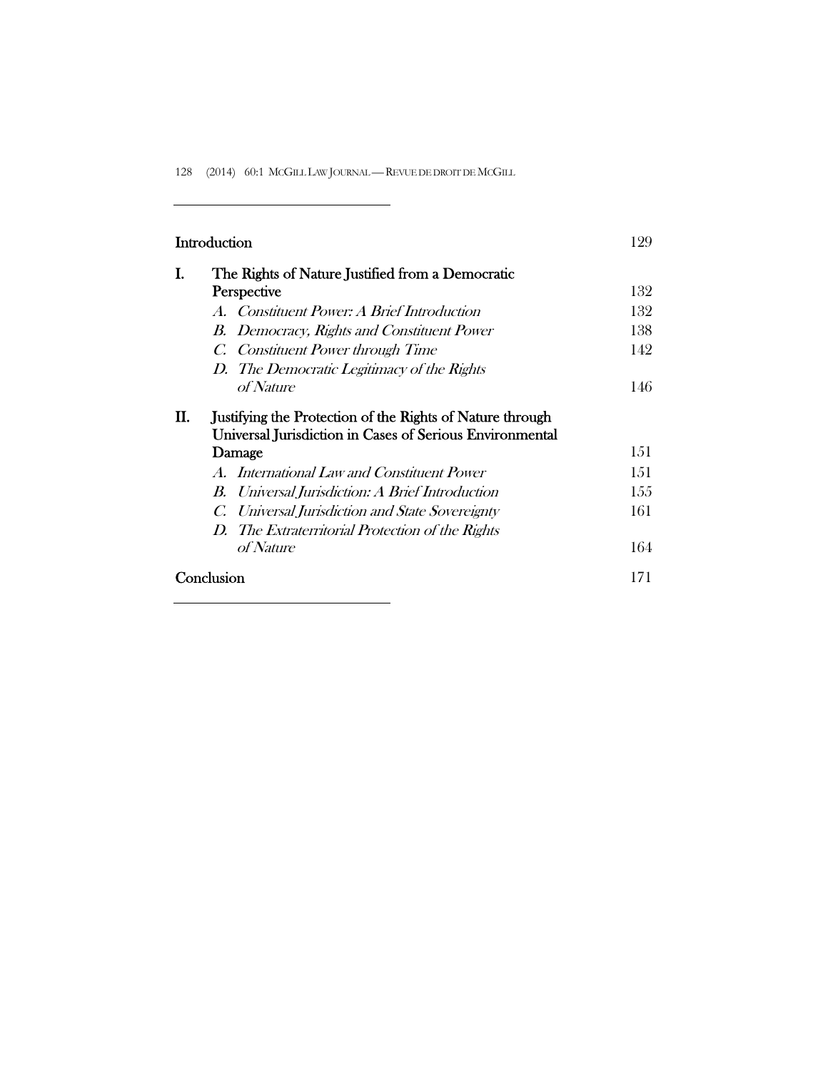| | | |
|---|---|---|
| **Introduction** | | 129 |
| **I.** | **The Rights of Nature Justified from a Democratic Perspective** | 132 |
| | *A. Constituent Power: A Brief Introduction* | 132 |
| | *B. Democracy, Rights and Constituent Power* | 138 |
| | *C. Constituent Power through Time* | 142 |
| | *D. The Democratic Legitimacy of the Rights of Nature* | 146 |
| **II.** | **Justifying the Protection of the Rights of Nature through Universal Jurisdiction in Cases of Serious Environmental Damage** | 151 |
| | *A. International Law and Constituent Power* | 151 |
| | *B. Universal Jurisdiction: A Brief Introduction* | 155 |
| | *C. Universal Jurisdiction and State Sovereignty* | 161 |
| | *D. The Extraterritorial Protection of the Rights of Nature* | 164 |
| **Conclusion** | | 171 |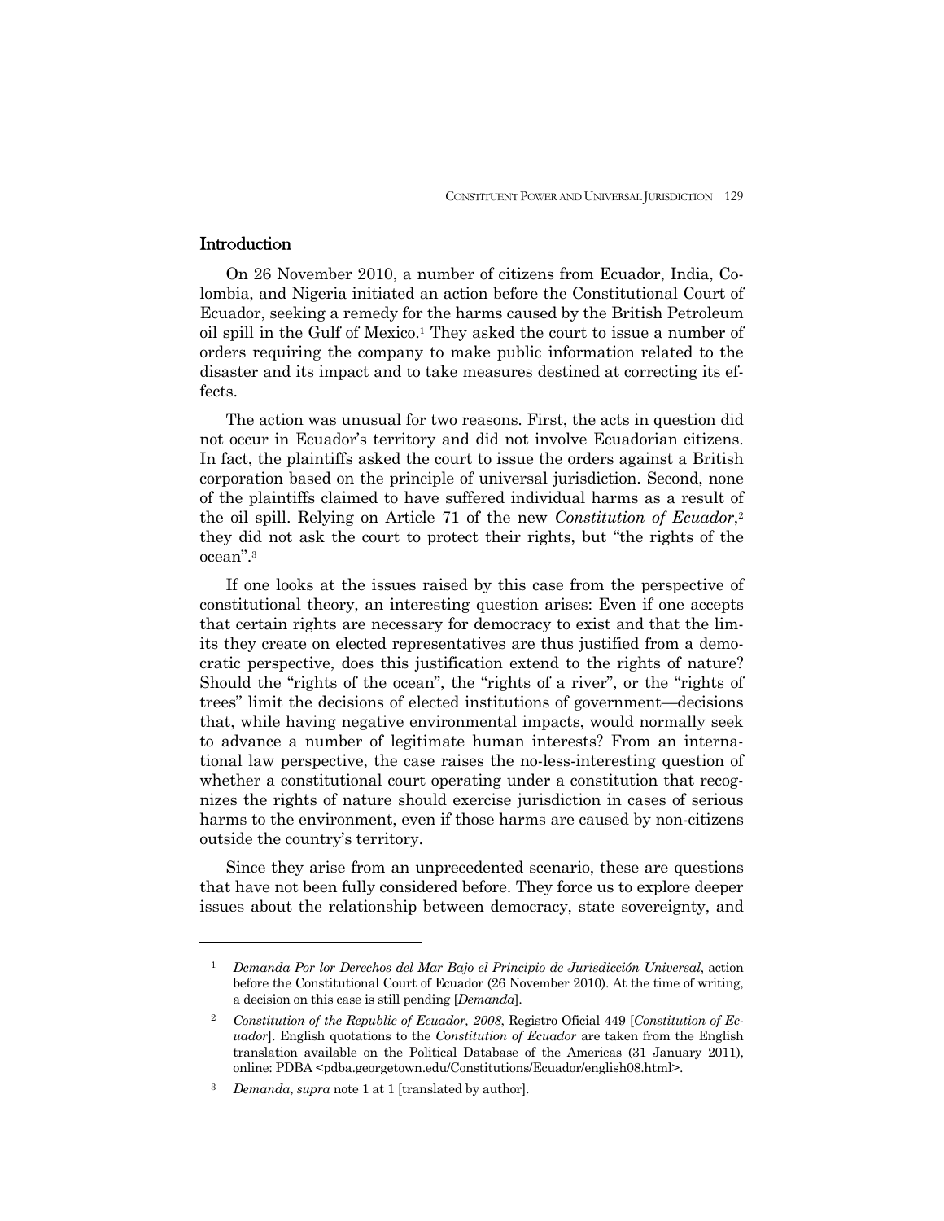## Introduction

On 26 November 2010, a number of citizens from Ecuador, India, Colombia, and Nigeria initiated an action before the Constitutional Court of Ecuador, seeking a remedy for the harms caused by the British Petroleum oil spill in the Gulf of Mexico.[1] They asked the court to issue a number of orders requiring the company to make public information related to the disaster and its impact and to take measures destined at correcting its effects.

The action was unusual for two reasons. First, the acts in question did not occur in Ecuador's territory and did not involve Ecuadorian citizens. In fact, the plaintiffs asked the court to issue the orders against a British corporation based on the principle of universal jurisdiction. Second, none of the plaintiffs claimed to have suffered individual harms as a result of the oil spill. Relying on Article 71 of the new *Constitution of Ecuador*,[2] they did not ask the court to protect their rights, but "the rights of the ocean".[3]

If one looks at the issues raised by this case from the perspective of constitutional theory, an interesting question arises: Even if one accepts that certain rights are necessary for democracy to exist and that the limits they create on elected representatives are thus justified from a democratic perspective, does this justification extend to the rights of nature? Should the "rights of the ocean", the "rights of a river", or the "rights of trees" limit the decisions of elected institutions of government—decisions that, while having negative environmental impacts, would normally seek to advance a number of legitimate human interests? From an international law perspective, the case raises the no-less-interesting question of whether a constitutional court operating under a constitution that recognizes the rights of nature should exercise jurisdiction in cases of serious harms to the environment, even if those harms are caused by non-citizens outside the country's territory.

Since they arise from an unprecedented scenario, these are questions that have not been fully considered before. They force us to explore deeper issues about the relationship between democracy, state sovereignty, and

---

[1] *Demanda Por lor Derechos del Mar Bajo el Principio de Jurisdicción Universal*, action before the Constitutional Court of Ecuador (26 November 2010). At the time of writing, a decision on this case is still pending [*Demanda*].

[2] *Constitution of the Republic of Ecuador, 2008*, Registro Oficial 449 [*Constitution of Ecuador*]. English quotations to the *Constitution of Ecuador* are taken from the English translation available on the Political Database of the Americas (31 January 2011), online: PDBA <pdba.georgetown.edu/Constitutions/Ecuador/english08.html>.

[3] *Demanda*, *supra* note 1 at 1 [translated by author].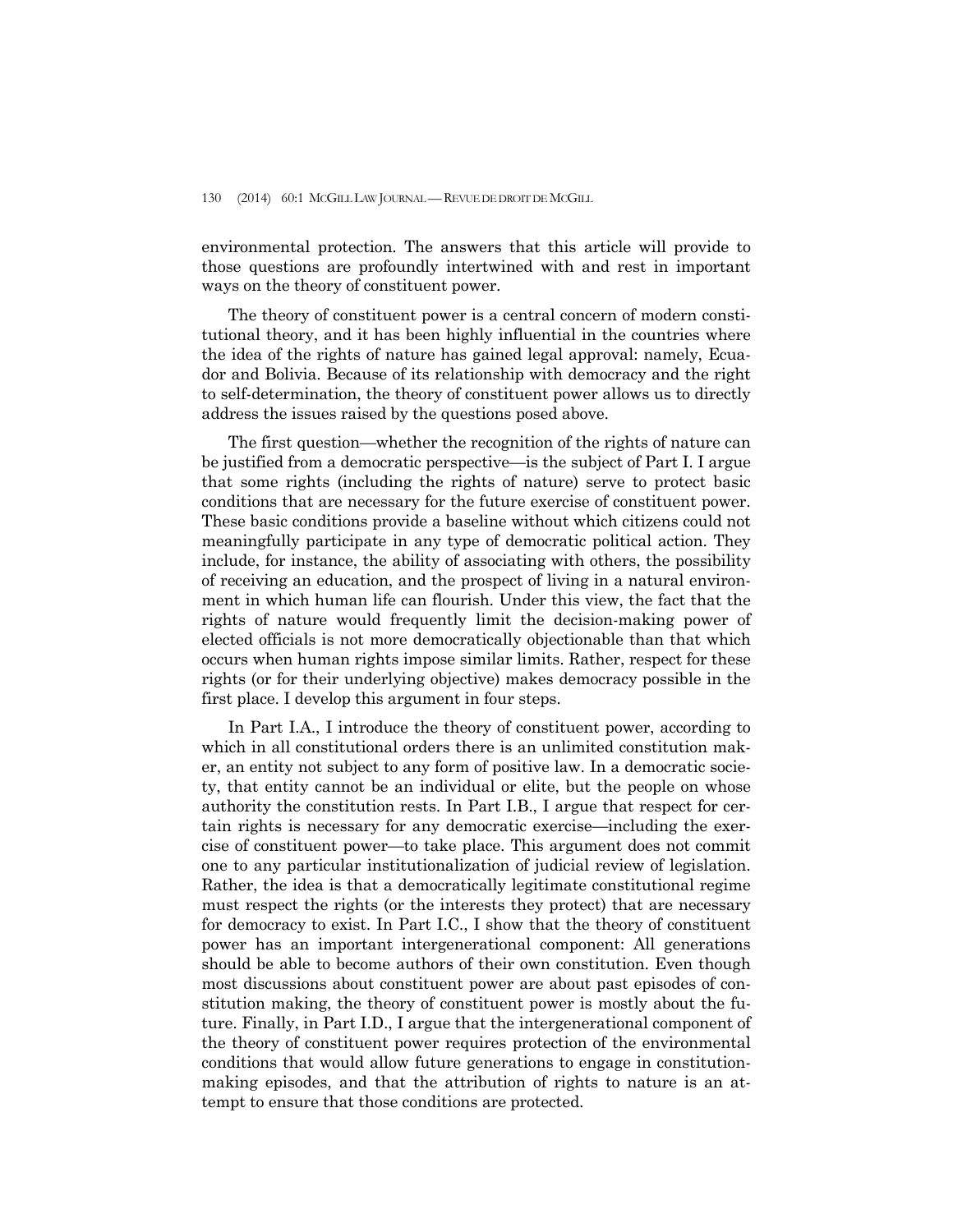environmental protection. The answers that this article will provide to those questions are profoundly intertwined with and rest in important ways on the theory of constituent power.

The theory of constituent power is a central concern of modern constitutional theory, and it has been highly influential in the countries where the idea of the rights of nature has gained legal approval: namely, Ecuador and Bolivia. Because of its relationship with democracy and the right to self-determination, the theory of constituent power allows us to directly address the issues raised by the questions posed above.

The first question—whether the recognition of the rights of nature can be justified from a democratic perspective—is the subject of Part I. I argue that some rights (including the rights of nature) serve to protect basic conditions that are necessary for the future exercise of constituent power. These basic conditions provide a baseline without which citizens could not meaningfully participate in any type of democratic political action. They include, for instance, the ability of associating with others, the possibility of receiving an education, and the prospect of living in a natural environment in which human life can flourish. Under this view, the fact that the rights of nature would frequently limit the decision-making power of elected officials is not more democratically objectionable than that which occurs when human rights impose similar limits. Rather, respect for these rights (or for their underlying objective) makes democracy possible in the first place. I develop this argument in four steps.

In Part I.A., I introduce the theory of constituent power, according to which in all constitutional orders there is an unlimited constitution maker, an entity not subject to any form of positive law. In a democratic society, that entity cannot be an individual or elite, but the people on whose authority the constitution rests. In Part I.B., I argue that respect for certain rights is necessary for any democratic exercise—including the exercise of constituent power—to take place. This argument does not commit one to any particular institutionalization of judicial review of legislation. Rather, the idea is that a democratically legitimate constitutional regime must respect the rights (or the interests they protect) that are necessary for democracy to exist. In Part I.C., I show that the theory of constituent power has an important intergenerational component: All generations should be able to become authors of their own constitution. Even though most discussions about constituent power are about past episodes of constitution making, the theory of constituent power is mostly about the future. Finally, in Part I.D., I argue that the intergenerational component of the theory of constituent power requires protection of the environmental conditions that would allow future generations to engage in constitution-making episodes, and that the attribution of rights to nature is an attempt to ensure that those conditions are protected.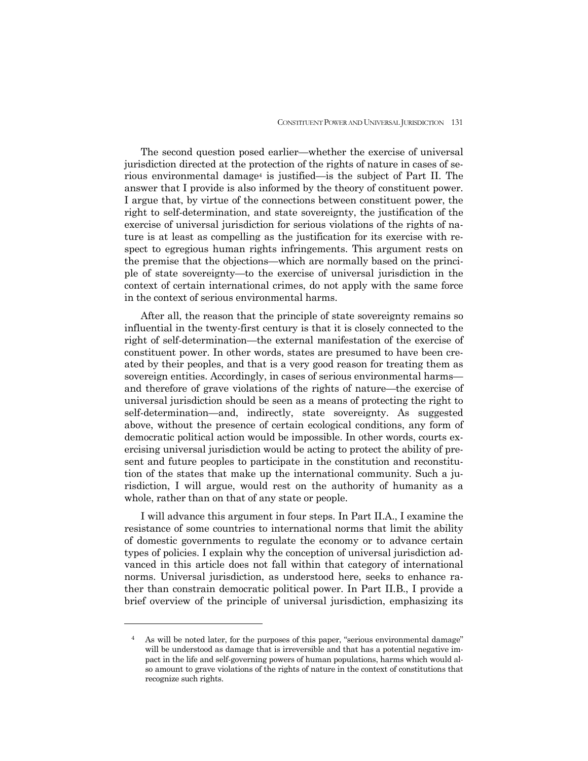The second question posed earlier—whether the exercise of universal jurisdiction directed at the protection of the rights of nature in cases of serious environmental damage[4] is justified—is the subject of Part II. The answer that I provide is also informed by the theory of constituent power. I argue that, by virtue of the connections between constituent power, the right to self-determination, and state sovereignty, the justification of the exercise of universal jurisdiction for serious violations of the rights of nature is at least as compelling as the justification for its exercise with respect to egregious human rights infringements. This argument rests on the premise that the objections—which are normally based on the principle of state sovereignty—to the exercise of universal jurisdiction in the context of certain international crimes, do not apply with the same force in the context of serious environmental harms.

After all, the reason that the principle of state sovereignty remains so influential in the twenty-first century is that it is closely connected to the right of self-determination—the external manifestation of the exercise of constituent power. In other words, states are presumed to have been created by their peoples, and that is a very good reason for treating them as sovereign entities. Accordingly, in cases of serious environmental harms—and therefore of grave violations of the rights of nature—the exercise of universal jurisdiction should be seen as a means of protecting the right to self-determination—and, indirectly, state sovereignty. As suggested above, without the presence of certain ecological conditions, any form of democratic political action would be impossible. In other words, courts exercising universal jurisdiction would be acting to protect the ability of present and future peoples to participate in the constitution and reconstitution of the states that make up the international community. Such a jurisdiction, I will argue, would rest on the authority of humanity as a whole, rather than on that of any state or people.

I will advance this argument in four steps. In Part II.A., I examine the resistance of some countries to international norms that limit the ability of domestic governments to regulate the economy or to advance certain types of policies. I explain why the conception of universal jurisdiction advanced in this article does not fall within that category of international norms. Universal jurisdiction, as understood here, seeks to enhance rather than constrain democratic political power. In Part II.B., I provide a brief overview of the principle of universal jurisdiction, emphasizing its

[4] As will be noted later, for the purposes of this paper, "serious environmental damage" will be understood as damage that is irreversible and that has a potential negative impact in the life and self-governing powers of human populations, harms which would also amount to grave violations of the rights of nature in the context of constitutions that recognize such rights.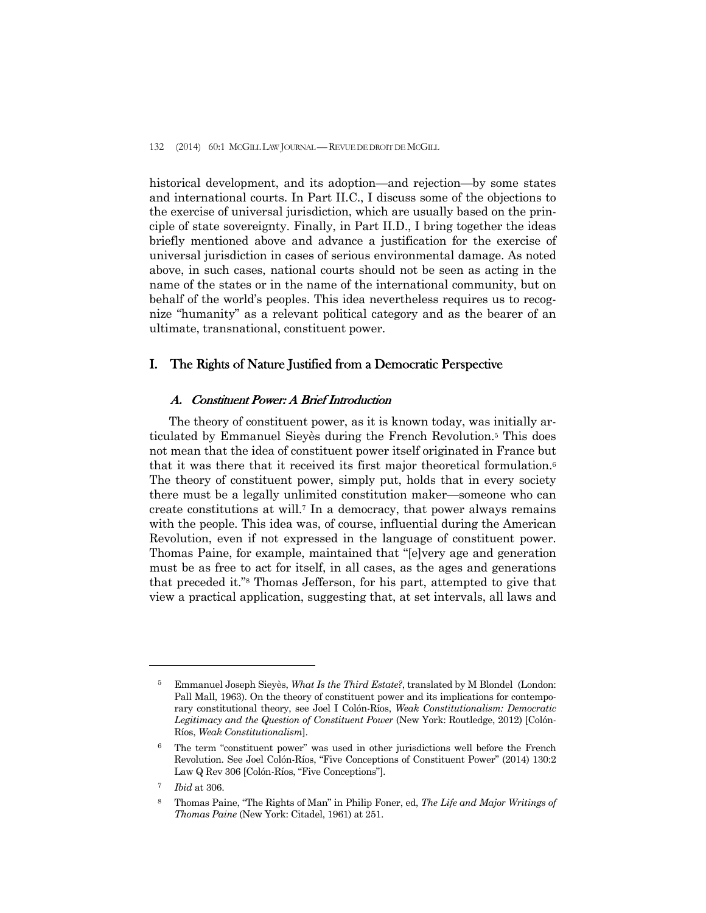historical development, and its adoption—and rejection—by some states and international courts. In Part II.C., I discuss some of the objections to the exercise of universal jurisdiction, which are usually based on the principle of state sovereignty. Finally, in Part II.D., I bring together the ideas briefly mentioned above and advance a justification for the exercise of universal jurisdiction in cases of serious environmental damage. As noted above, in such cases, national courts should not be seen as acting in the name of the states or in the name of the international community, but on behalf of the world's peoples. This idea nevertheless requires us to recognize "humanity" as a relevant political category and as the bearer of an ultimate, transnational, constituent power.

## I. The Rights of Nature Justified from a Democratic Perspective

### *A. Constituent Power: A Brief Introduction*

The theory of constituent power, as it is known today, was initially articulated by Emmanuel Sieyès during the French Revolution.[5] This does not mean that the idea of constituent power itself originated in France but that it was there that it received its first major theoretical formulation.[6] The theory of constituent power, simply put, holds that in every society there must be a legally unlimited constitution maker—someone who can create constitutions at will.[7] In a democracy, that power always remains with the people. This idea was, of course, influential during the American Revolution, even if not expressed in the language of constituent power. Thomas Paine, for example, maintained that "[e]very age and generation must be as free to act for itself, in all cases, as the ages and generations that preceded it."[8] Thomas Jefferson, for his part, attempted to give that view a practical application, suggesting that, at set intervals, all laws and

---

[5] Emmanuel Joseph Sieyès, *What Is the Third Estate?*, translated by M Blondel (London: Pall Mall, 1963). On the theory of constituent power and its implications for contemporary constitutional theory, see Joel I Colón-Ríos, *Weak Constitutionalism: Democratic Legitimacy and the Question of Constituent Power* (New York: Routledge, 2012) [Colón-Ríos, *Weak Constitutionalism*].

[6] The term "constituent power" was used in other jurisdictions well before the French Revolution. See Joel Colón-Ríos, "Five Conceptions of Constituent Power" (2014) 130:2 Law Q Rev 306 [Colón-Ríos, "Five Conceptions"].

[7] *Ibid* at 306.

[8] Thomas Paine, "The Rights of Man" in Philip Foner, ed, *The Life and Major Writings of Thomas Paine* (New York: Citadel, 1961) at 251.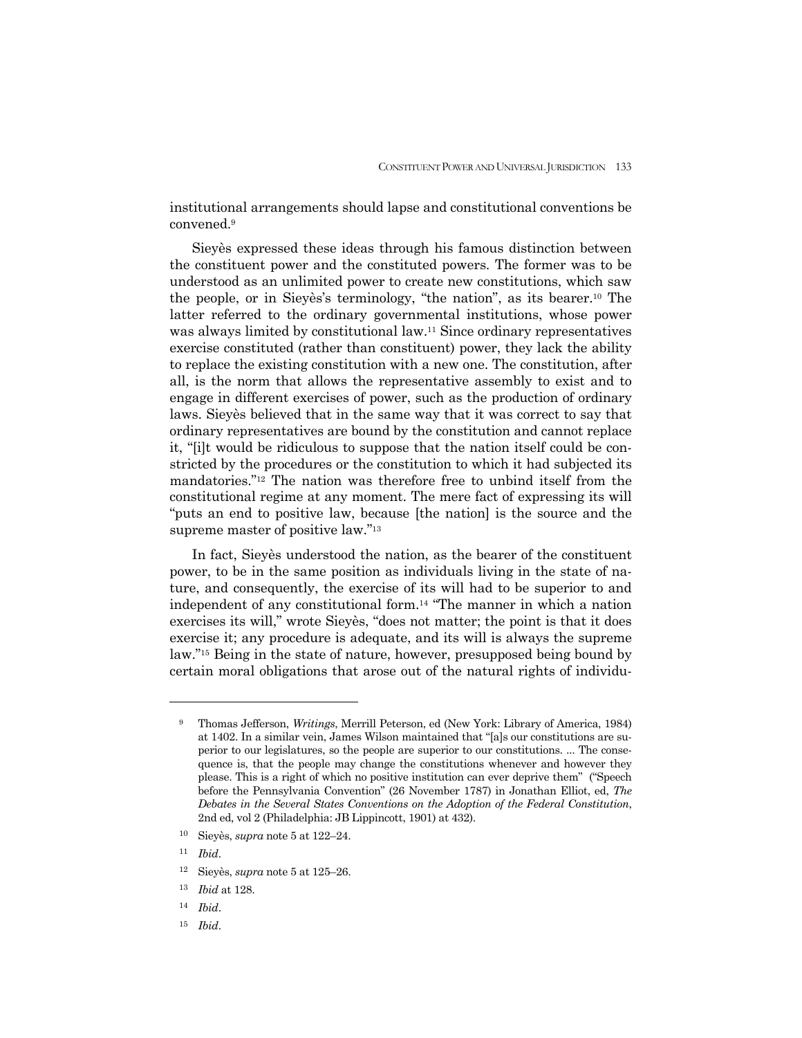institutional arrangements should lapse and constitutional conventions be convened.[9]

Sieyès expressed these ideas through his famous distinction between the constituent power and the constituted powers. The former was to be understood as an unlimited power to create new constitutions, which saw the people, or in Sieyès's terminology, "the nation", as its bearer.[10] The latter referred to the ordinary governmental institutions, whose power was always limited by constitutional law.[11] Since ordinary representatives exercise constituted (rather than constituent) power, they lack the ability to replace the existing constitution with a new one. The constitution, after all, is the norm that allows the representative assembly to exist and to engage in different exercises of power, such as the production of ordinary laws. Sieyès believed that in the same way that it was correct to say that ordinary representatives are bound by the constitution and cannot replace it, "[i]t would be ridiculous to suppose that the nation itself could be constricted by the procedures or the constitution to which it had subjected its mandatories."[12] The nation was therefore free to unbind itself from the constitutional regime at any moment. The mere fact of expressing its will "puts an end to positive law, because [the nation] is the source and the supreme master of positive law."[13]

In fact, Sieyès understood the nation, as the bearer of the constituent power, to be in the same position as individuals living in the state of nature, and consequently, the exercise of its will had to be superior to and independent of any constitutional form.[14] "The manner in which a nation exercises its will," wrote Sieyès, "does not matter; the point is that it does exercise it; any procedure is adequate, and its will is always the supreme law."[15] Being in the state of nature, however, presupposed being bound by certain moral obligations that arose out of the natural rights of individu-

---

[9] Thomas Jefferson, *Writings*, Merrill Peterson, ed (New York: Library of America, 1984) at 1402. In a similar vein, James Wilson maintained that "[a]s our constitutions are superior to our legislatures, so the people are superior to our constitutions. ... The consequence is, that the people may change the constitutions whenever and however they please. This is a right of which no positive institution can ever deprive them" ("Speech before the Pennsylvania Convention" (26 November 1787) in Jonathan Elliot, ed, *The Debates in the Several States Conventions on the Adoption of the Federal Constitution*, 2nd ed, vol 2 (Philadelphia: JB Lippincott, 1901) at 432).

[10] Sieyès, *supra* note 5 at 122–24.

[11] *Ibid*.

[12] Sieyès, *supra* note 5 at 125–26.

[13] *Ibid* at 128.

[14] *Ibid*.

[15] *Ibid*.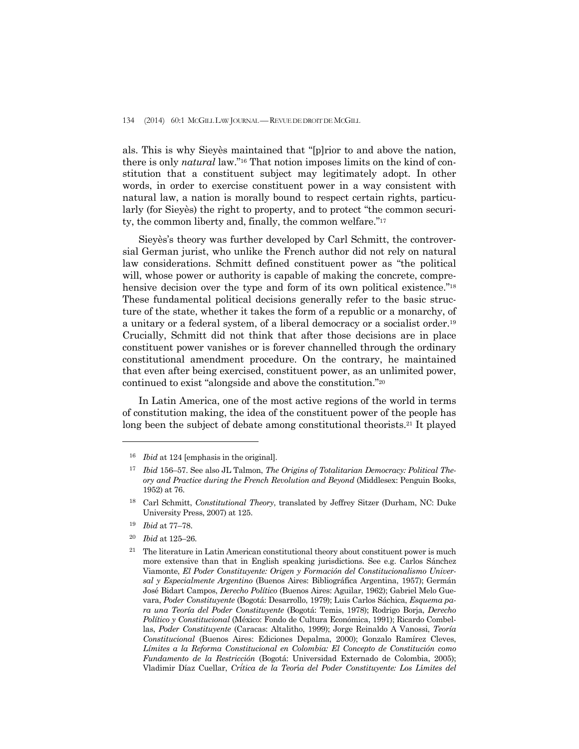als. This is why Sieyès maintained that "[p]rior to and above the nation, there is only *natural* law."[16] That notion imposes limits on the kind of constitution that a constituent subject may legitimately adopt. In other words, in order to exercise constituent power in a way consistent with natural law, a nation is morally bound to respect certain rights, particularly (for Sieyès) the right to property, and to protect "the common security, the common liberty and, finally, the common welfare."[17]

Sieyès's theory was further developed by Carl Schmitt, the controversial German jurist, who unlike the French author did not rely on natural law considerations. Schmitt defined constituent power as "the political will, whose power or authority is capable of making the concrete, comprehensive decision over the type and form of its own political existence."[18] These fundamental political decisions generally refer to the basic structure of the state, whether it takes the form of a republic or a monarchy, of a unitary or a federal system, of a liberal democracy or a socialist order.[19] Crucially, Schmitt did not think that after those decisions are in place constituent power vanishes or is forever channelled through the ordinary constitutional amendment procedure. On the contrary, he maintained that even after being exercised, constituent power, as an unlimited power, continued to exist "alongside and above the constitution."[20]

In Latin America, one of the most active regions of the world in terms of constitution making, the idea of the constituent power of the people has long been the subject of debate among constitutional theorists.[21] It played

---

[16] *Ibid* at 124 [emphasis in the original].

[17] *Ibid* 156–57. See also JL Talmon, *The Origins of Totalitarian Democracy: Political Theory and Practice during the French Revolution and Beyond* (Middlesex: Penguin Books, 1952) at 76.

[18] Carl Schmitt, *Constitutional Theory*, translated by Jeffrey Sitzer (Durham, NC: Duke University Press, 2007) at 125.

[19] *Ibid* at 77–78.

[20] *Ibid* at 125–26.

[21] The literature in Latin American constitutional theory about constituent power is much more extensive than that in English speaking jurisdictions. See e.g. Carlos Sánchez Viamonte, *El Poder Constituyente: Origen y Formación del Constitucionalismo Universal y Especialmente Argentino* (Buenos Aires: Bibliográfica Argentina, 1957); Germán José Bidart Campos, *Derecho Político* (Buenos Aires: Aguilar, 1962); Gabriel Melo Guevara, *Poder Constituyente* (Bogotá: Desarrollo, 1979); Luis Carlos Sáchica, *Esquema para una Teoría del Poder Constituyente* (Bogotá: Temis, 1978); Rodrigo Borja, *Derecho Político y Constitucional* (México: Fondo de Cultura Económica, 1991); Ricardo Combellas, *Poder Constituyente* (Caracas: Altalitho, 1999); Jorge Reinaldo A Vanossi, *Teoría Constitucional* (Buenos Aires: Ediciones Depalma, 2000); Gonzalo Ramírez Cleves, *Límites a la Reforma Constitucional en Colombia: El Concepto de Constitución como Fundamento de la Restricción* (Bogotá: Universidad Externado de Colombia, 2005); Vladimir Díaz Cuellar, *Crítica de la Teoría del Poder Constituyente: Los Límites del*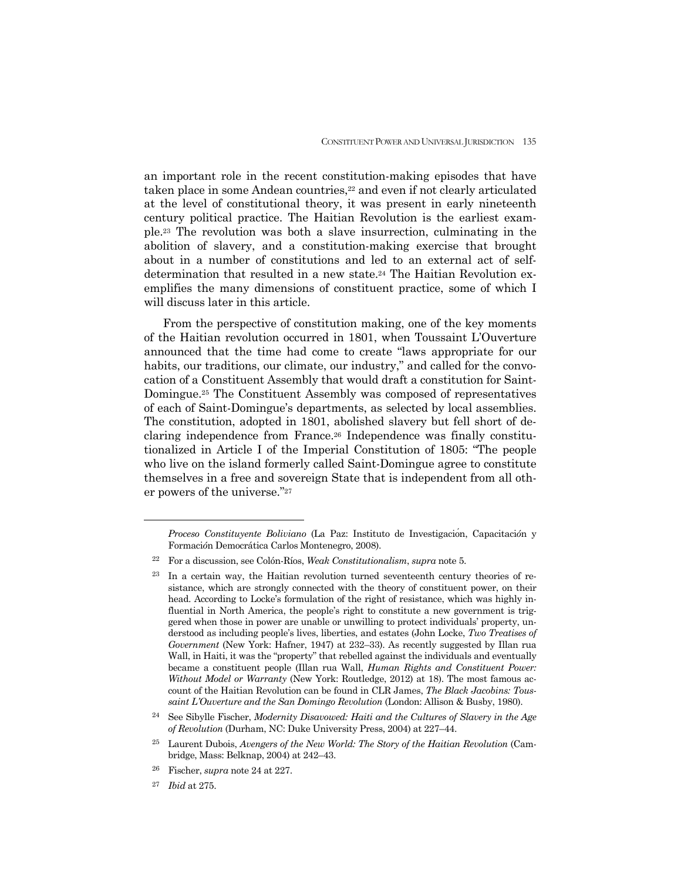an important role in the recent constitution-making episodes that have taken place in some Andean countries,[22] and even if not clearly articulated at the level of constitutional theory, it was present in early nineteenth century political practice. The Haitian Revolution is the earliest example.[23] The revolution was both a slave insurrection, culminating in the abolition of slavery, and a constitution-making exercise that brought about in a number of constitutions and led to an external act of self-determination that resulted in a new state.[24] The Haitian Revolution exemplifies the many dimensions of constituent practice, some of which I will discuss later in this article.

From the perspective of constitution making, one of the key moments of the Haitian revolution occurred in 1801, when Toussaint L'Ouverture announced that the time had come to create "laws appropriate for our habits, our traditions, our climate, our industry," and called for the convocation of a Constituent Assembly that would draft a constitution for Saint-Domingue.[25] The Constituent Assembly was composed of representatives of each of Saint-Domingue's departments, as selected by local assemblies. The constitution, adopted in 1801, abolished slavery but fell short of declaring independence from France.[26] Independence was finally constitutionalized in Article I of the Imperial Constitution of 1805: "The people who live on the island formerly called Saint-Domingue agree to constitute themselves in a free and sovereign State that is independent from all other powers of the universe."[27]

---

*Proceso Constituyente Boliviano* (La Paz: Instituto de Investigación, Capacitación y Formación Democrática Carlos Montenegro, 2008).

[22] For a discussion, see Colón-Ríos, *Weak Constitutionalism*, *supra* note 5.

[23] In a certain way, the Haitian revolution turned seventeenth century theories of resistance, which are strongly connected with the theory of constituent power, on their head. According to Locke's formulation of the right of resistance, which was highly influential in North America, the people's right to constitute a new government is triggered when those in power are unable or unwilling to protect individuals' property, understood as including people's lives, liberties, and estates (John Locke, *Two Treatises of Government* (New York: Hafner, 1947) at 232–33). As recently suggested by Illan rua Wall, in Haiti, it was the "property" that rebelled against the individuals and eventually became a constituent people (Illan rua Wall, *Human Rights and Constituent Power: Without Model or Warranty* (New York: Routledge, 2012) at 18). The most famous account of the Haitian Revolution can be found in CLR James, *The Black Jacobins: Toussaint L'Ouverture and the San Domingo Revolution* (London: Allison & Busby, 1980).

[24] See Sibylle Fischer, *Modernity Disavowed: Haiti and the Cultures of Slavery in the Age of Revolution* (Durham, NC: Duke University Press, 2004) at 227–44.

[25] Laurent Dubois, *Avengers of the New World: The Story of the Haitian Revolution* (Cambridge, Mass: Belknap, 2004) at 242–43.

[26] Fischer, *supra* note 24 at 227.

[27] *Ibid* at 275.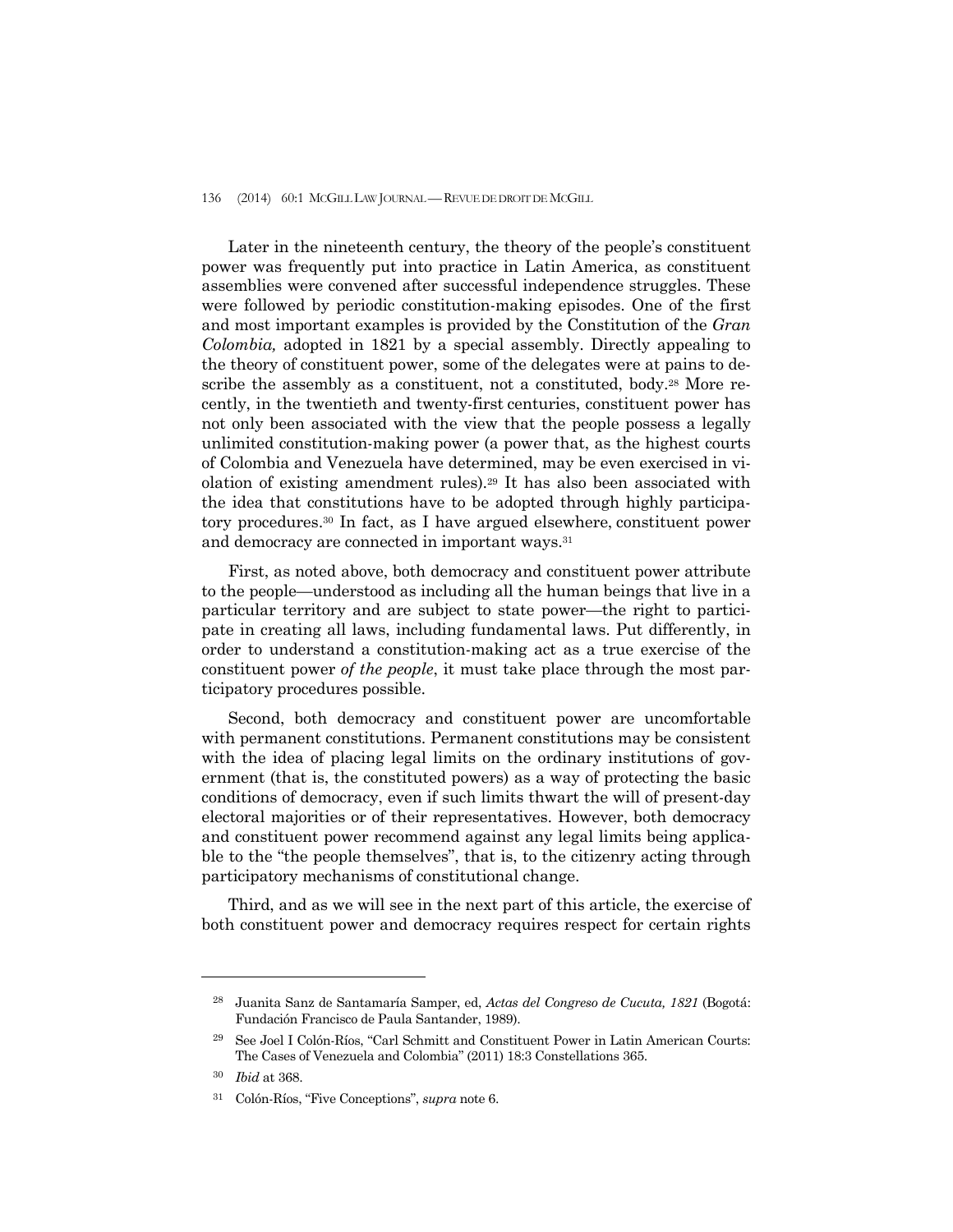Later in the nineteenth century, the theory of the people's constituent power was frequently put into practice in Latin America, as constituent assemblies were convened after successful independence struggles. These were followed by periodic constitution-making episodes. One of the first and most important examples is provided by the Constitution of the *Gran Colombia,* adopted in 1821 by a special assembly. Directly appealing to the theory of constituent power, some of the delegates were at pains to describe the assembly as a constituent, not a constituted, body.[28] More recently, in the twentieth and twenty-first centuries, constituent power has not only been associated with the view that the people possess a legally unlimited constitution-making power (a power that, as the highest courts of Colombia and Venezuela have determined, may be even exercised in violation of existing amendment rules).[29] It has also been associated with the idea that constitutions have to be adopted through highly participatory procedures.[30] In fact, as I have argued elsewhere, constituent power and democracy are connected in important ways.[31]

First, as noted above, both democracy and constituent power attribute to the people—understood as including all the human beings that live in a particular territory and are subject to state power—the right to participate in creating all laws, including fundamental laws. Put differently, in order to understand a constitution-making act as a true exercise of the constituent power *of the people*, it must take place through the most participatory procedures possible.

Second, both democracy and constituent power are uncomfortable with permanent constitutions. Permanent constitutions may be consistent with the idea of placing legal limits on the ordinary institutions of government (that is, the constituted powers) as a way of protecting the basic conditions of democracy, even if such limits thwart the will of present-day electoral majorities or of their representatives. However, both democracy and constituent power recommend against any legal limits being applicable to the "the people themselves", that is, to the citizenry acting through participatory mechanisms of constitutional change.

Third, and as we will see in the next part of this article, the exercise of both constituent power and democracy requires respect for certain rights

---

[28] Juanita Sanz de Santamaría Samper, ed, *Actas del Congreso de Cucuta, 1821* (Bogotá: Fundación Francisco de Paula Santander, 1989).

[29] See Joel I Colón-Ríos, "Carl Schmitt and Constituent Power in Latin American Courts: The Cases of Venezuela and Colombia" (2011) 18:3 Constellations 365.

[30] *Ibid* at 368.

[31] Colón-Ríos, "Five Conceptions", *supra* note 6.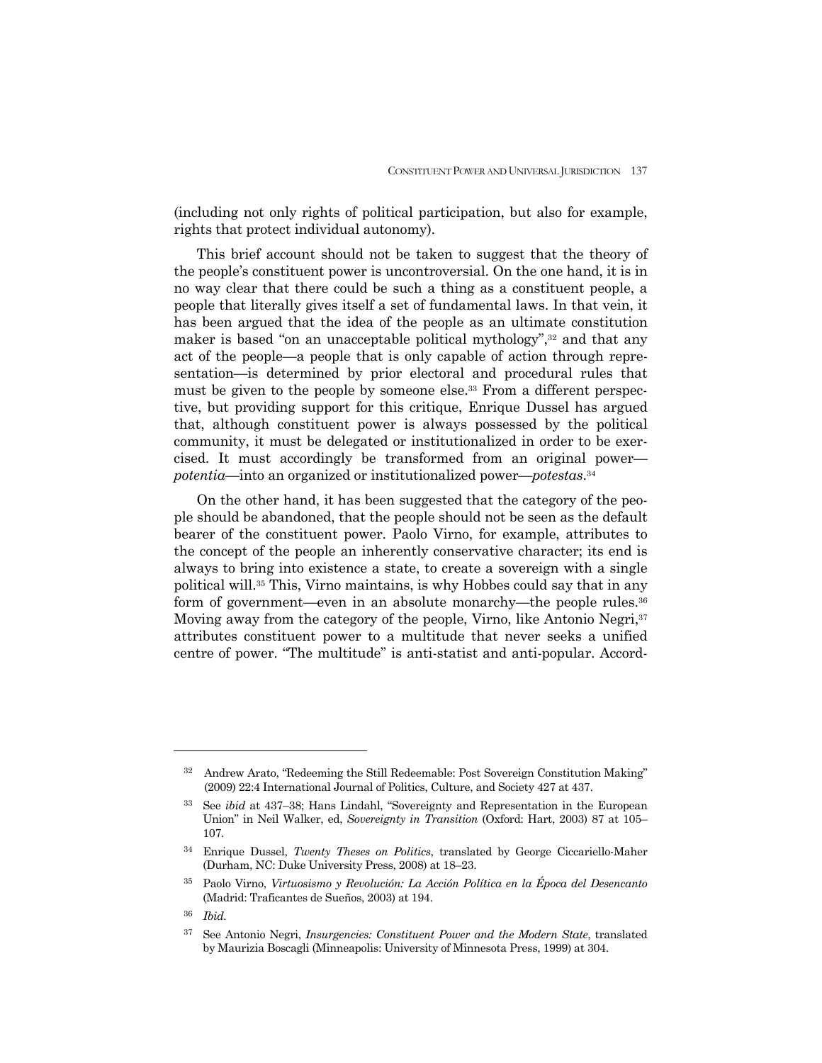(including not only rights of political participation, but also for example, rights that protect individual autonomy).

This brief account should not be taken to suggest that the theory of the people's constituent power is uncontroversial. On the one hand, it is in no way clear that there could be such a thing as a constituent people, a people that literally gives itself a set of fundamental laws. In that vein, it has been argued that the idea of the people as an ultimate constitution maker is based "on an unacceptable political mythology",[32] and that any act of the people—a people that is only capable of action through representation—is determined by prior electoral and procedural rules that must be given to the people by someone else.[33] From a different perspective, but providing support for this critique, Enrique Dussel has argued that, although constituent power is always possessed by the political community, it must be delegated or institutionalized in order to be exercised. It must accordingly be transformed from an original power—*potentia*—into an organized or institutionalized power—*potestas*.[34]

On the other hand, it has been suggested that the category of the people should be abandoned, that the people should not be seen as the default bearer of the constituent power. Paolo Virno, for example, attributes to the concept of the people an inherently conservative character; its end is always to bring into existence a state, to create a sovereign with a single political will.[35] This, Virno maintains, is why Hobbes could say that in any form of government—even in an absolute monarchy—the people rules.[36] Moving away from the category of the people, Virno, like Antonio Negri,[37] attributes constituent power to a multitude that never seeks a unified centre of power. "The multitude" is anti-statist and anti-popular. Accord-

---

[32] Andrew Arato, "Redeeming the Still Redeemable: Post Sovereign Constitution Making" (2009) 22:4 International Journal of Politics, Culture, and Society 427 at 437.

[33] See *ibid* at 437–38; Hans Lindahl, "Sovereignty and Representation in the European Union" in Neil Walker, ed, *Sovereignty in Transition* (Oxford: Hart, 2003) 87 at 105–107.

[34] Enrique Dussel, *Twenty Theses on Politics*, translated by George Ciccariello-Maher (Durham, NC: Duke University Press, 2008) at 18–23.

[35] Paolo Virno, *Virtuosismo y Revolución: La Acción Política en la Época del Desencanto* (Madrid: Traficantes de Sueños, 2003) at 194.

[36] *Ibid.*

[37] See Antonio Negri, *Insurgencies: Constituent Power and the Modern State*, translated by Maurizia Boscagli (Minneapolis: University of Minnesota Press, 1999) at 304.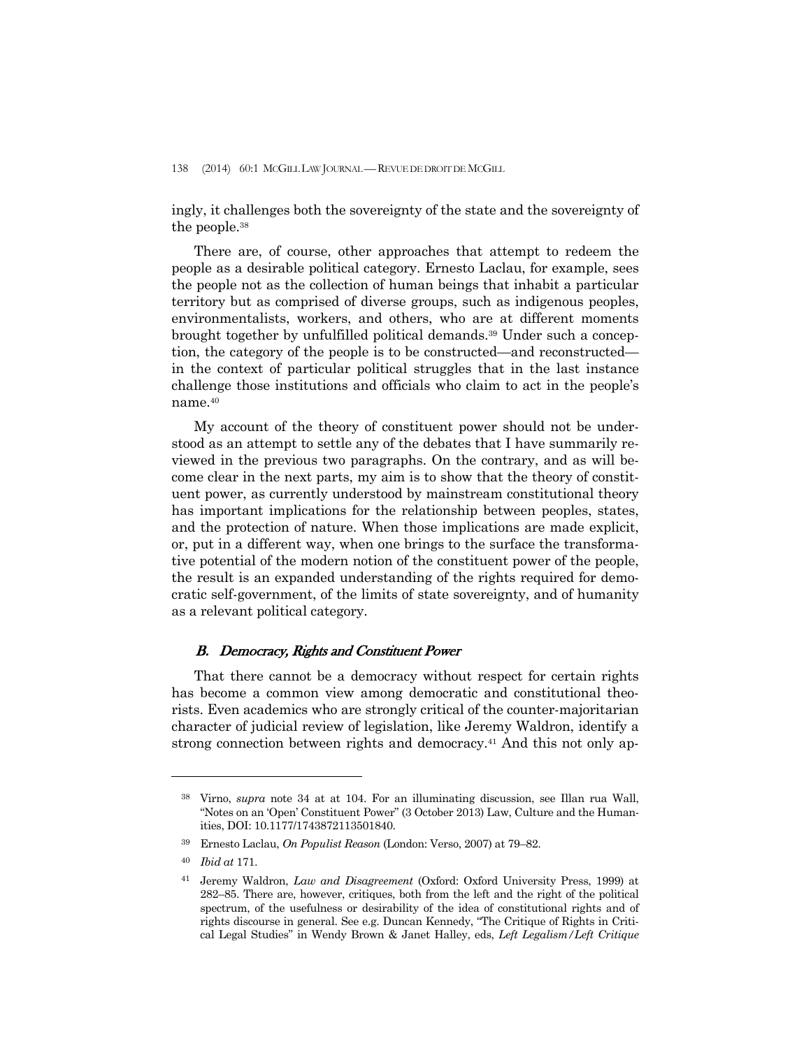ingly, it challenges both the sovereignty of the state and the sovereignty of the people.[38]

There are, of course, other approaches that attempt to redeem the people as a desirable political category. Ernesto Laclau, for example, sees the people not as the collection of human beings that inhabit a particular territory but as comprised of diverse groups, such as indigenous peoples, environmentalists, workers, and others, who are at different moments brought together by unfulfilled political demands.[39] Under such a conception, the category of the people is to be constructed—and reconstructed—in the context of particular political struggles that in the last instance challenge those institutions and officials who claim to act in the people's name.[40]

My account of the theory of constituent power should not be understood as an attempt to settle any of the debates that I have summarily reviewed in the previous two paragraphs. On the contrary, and as will become clear in the next parts, my aim is to show that the theory of constituent power, as currently understood by mainstream constitutional theory has important implications for the relationship between peoples, states, and the protection of nature. When those implications are made explicit, or, put in a different way, when one brings to the surface the transformative potential of the modern notion of the constituent power of the people, the result is an expanded understanding of the rights required for democratic self-government, of the limits of state sovereignty, and of humanity as a relevant political category.

### *B. Democracy, Rights and Constituent Power*

That there cannot be a democracy without respect for certain rights has become a common view among democratic and constitutional theorists. Even academics who are strongly critical of the counter-majoritarian character of judicial review of legislation, like Jeremy Waldron, identify a strong connection between rights and democracy.[41] And this not only ap-

---

[38] Virno, *supra* note 34 at at 104. For an illuminating discussion, see Illan rua Wall, "Notes on an 'Open' Constituent Power" (3 October 2013) Law, Culture and the Humanities, DOI: 10.1177/1743872113501840.

[39] Ernesto Laclau, *On Populist Reason* (London: Verso, 2007) at 79–82.

[40] *Ibid at* 171.

[41] Jeremy Waldron, *Law and Disagreement* (Oxford: Oxford University Press, 1999) at 282–85. There are, however, critiques, both from the left and the right of the political spectrum, of the usefulness or desirability of the idea of constitutional rights and of rights discourse in general. See e.g. Duncan Kennedy, "The Critique of Rights in Critical Legal Studies" in Wendy Brown & Janet Halley, eds, *Left Legalism/Left Critique*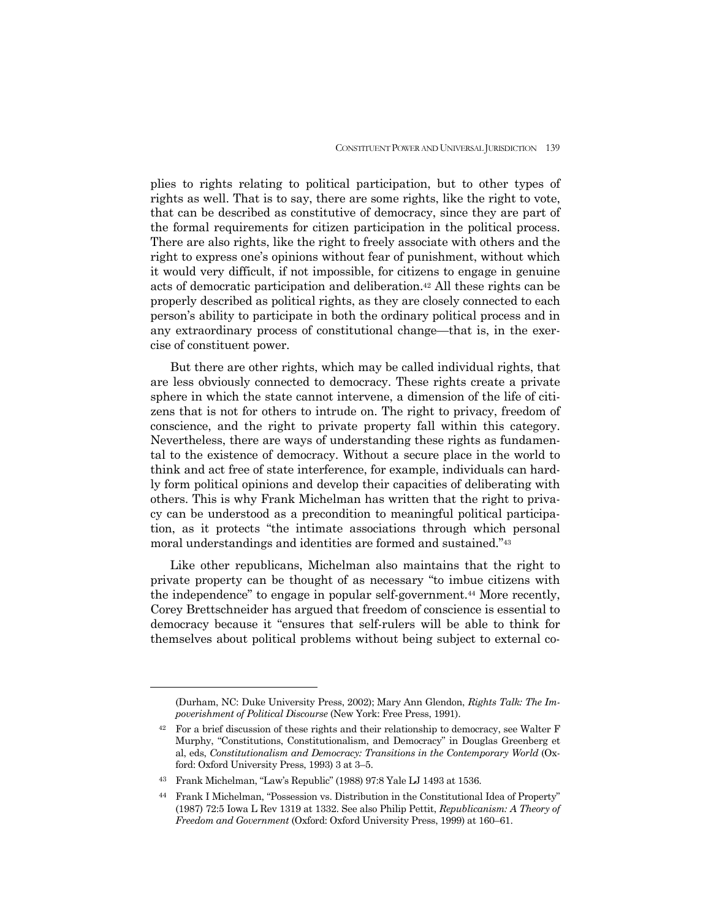plies to rights relating to political participation, but to other types of rights as well. That is to say, there are some rights, like the right to vote, that can be described as constitutive of democracy, since they are part of the formal requirements for citizen participation in the political process. There are also rights, like the right to freely associate with others and the right to express one's opinions without fear of punishment, without which it would very difficult, if not impossible, for citizens to engage in genuine acts of democratic participation and deliberation.[42] All these rights can be properly described as political rights, as they are closely connected to each person's ability to participate in both the ordinary political process and in any extraordinary process of constitutional change—that is, in the exercise of constituent power.

But there are other rights, which may be called individual rights, that are less obviously connected to democracy. These rights create a private sphere in which the state cannot intervene, a dimension of the life of citizens that is not for others to intrude on. The right to privacy, freedom of conscience, and the right to private property fall within this category. Nevertheless, there are ways of understanding these rights as fundamental to the existence of democracy. Without a secure place in the world to think and act free of state interference, for example, individuals can hardly form political opinions and develop their capacities of deliberating with others. This is why Frank Michelman has written that the right to privacy can be understood as a precondition to meaningful political participation, as it protects "the intimate associations through which personal moral understandings and identities are formed and sustained."[43]

Like other republicans, Michelman also maintains that the right to private property can be thought of as necessary "to imbue citizens with the independence" to engage in popular self-government.[44] More recently, Corey Brettschneider has argued that freedom of conscience is essential to democracy because it "ensures that self-rulers will be able to think for themselves about political problems without being subject to external co-

---

(Durham, NC: Duke University Press, 2002); Mary Ann Glendon, *Rights Talk: The Impoverishment of Political Discourse* (New York: Free Press, 1991).

[42] For a brief discussion of these rights and their relationship to democracy, see Walter F Murphy, "Constitutions, Constitutionalism, and Democracy" in Douglas Greenberg et al, eds, *Constitutionalism and Democracy: Transitions in the Contemporary World* (Oxford: Oxford University Press, 1993) 3 at 3–5.

[43] Frank Michelman, "Law's Republic" (1988) 97:8 Yale LJ 1493 at 1536.

[44] Frank I Michelman, "Possession vs. Distribution in the Constitutional Idea of Property" (1987) 72:5 Iowa L Rev 1319 at 1332. See also Philip Pettit, *Republicanism: A Theory of Freedom and Government* (Oxford: Oxford University Press, 1999) at 160–61.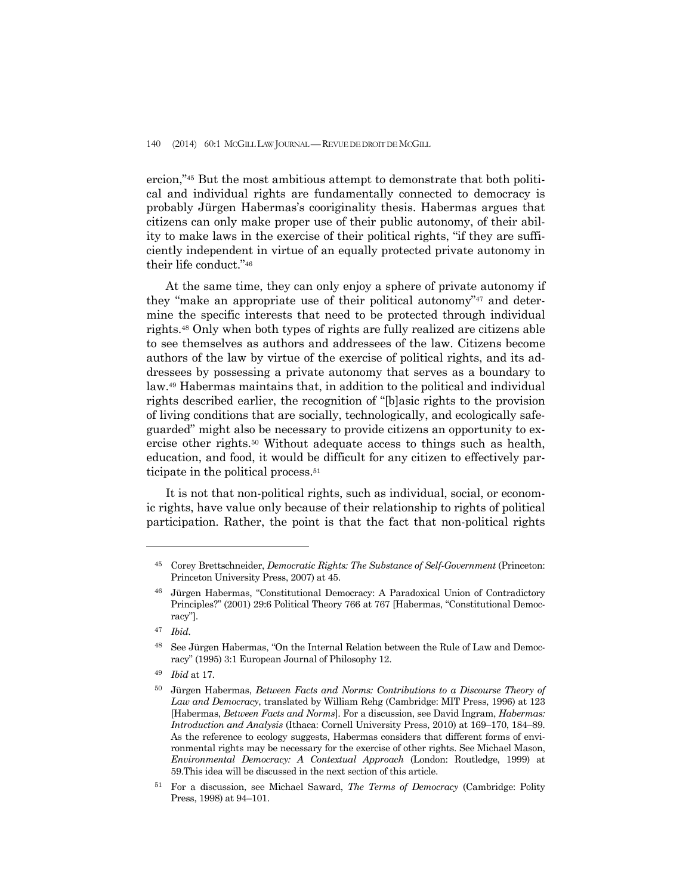ercion,"[45] But the most ambitious attempt to demonstrate that both political and individual rights are fundamentally connected to democracy is probably Jürgen Habermas's cooriginality thesis. Habermas argues that citizens can only make proper use of their public autonomy, of their ability to make laws in the exercise of their political rights, "if they are sufficiently independent in virtue of an equally protected private autonomy in their life conduct."[46]

At the same time, they can only enjoy a sphere of private autonomy if they "make an appropriate use of their political autonomy"[47] and determine the specific interests that need to be protected through individual rights.[48] Only when both types of rights are fully realized are citizens able to see themselves as authors and addressees of the law. Citizens become authors of the law by virtue of the exercise of political rights, and its addressees by possessing a private autonomy that serves as a boundary to law.[49] Habermas maintains that, in addition to the political and individual rights described earlier, the recognition of "[b]asic rights to the provision of living conditions that are socially, technologically, and ecologically safeguarded" might also be necessary to provide citizens an opportunity to exercise other rights.[50] Without adequate access to things such as health, education, and food, it would be difficult for any citizen to effectively participate in the political process.[51]

It is not that non-political rights, such as individual, social, or economic rights, have value only because of their relationship to rights of political participation. Rather, the point is that the fact that non-political rights

---

[45] Corey Brettschneider, *Democratic Rights: The Substance of Self-Government* (Princeton: Princeton University Press, 2007) at 45.

[46] Jürgen Habermas, "Constitutional Democracy: A Paradoxical Union of Contradictory Principles?" (2001) 29:6 Political Theory 766 at 767 [Habermas, "Constitutional Democracy"].

[47] *Ibid*.

[48] See Jürgen Habermas, "On the Internal Relation between the Rule of Law and Democracy" (1995) 3:1 European Journal of Philosophy 12.

[49] *Ibid* at 17.

[50] Jürgen Habermas, *Between Facts and Norms: Contributions to a Discourse Theory of Law and Democracy*, translated by William Rehg (Cambridge: MIT Press, 1996) at 123 [Habermas, *Between Facts and Norms*]. For a discussion, see David Ingram, *Habermas: Introduction and Analysis* (Ithaca: Cornell University Press, 2010) at 169–170, 184–89. As the reference to ecology suggests, Habermas considers that different forms of environmental rights may be necessary for the exercise of other rights. See Michael Mason, *Environmental Democracy: A Contextual Approach* (London: Routledge, 1999) at 59.This idea will be discussed in the next section of this article.

[51] For a discussion, see Michael Saward, *The Terms of Democracy* (Cambridge: Polity Press, 1998) at 94–101.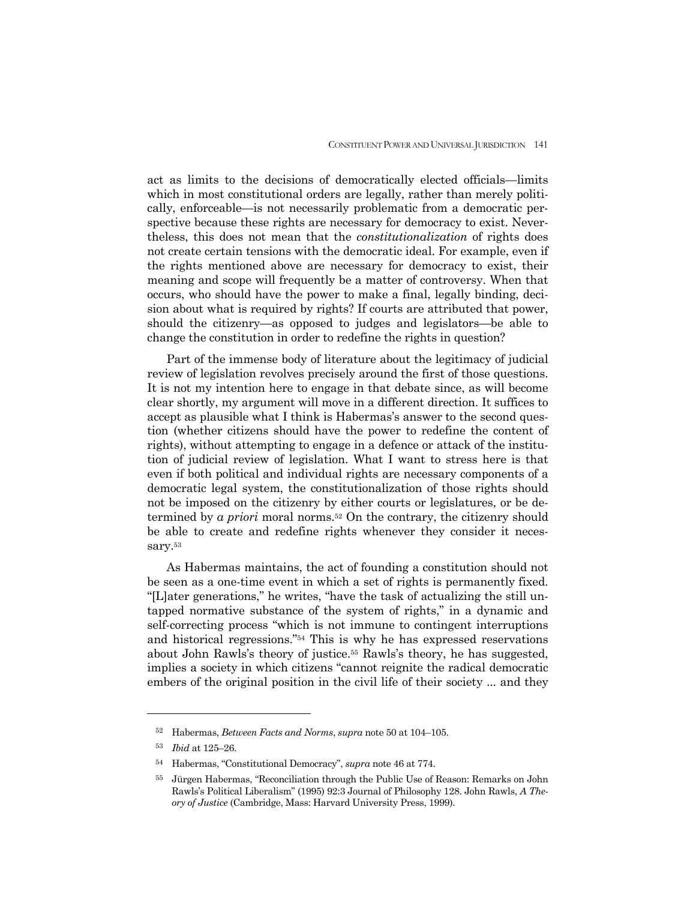act as limits to the decisions of democratically elected officials—limits which in most constitutional orders are legally, rather than merely politically, enforceable—is not necessarily problematic from a democratic perspective because these rights are necessary for democracy to exist. Nevertheless, this does not mean that the *constitutionalization* of rights does not create certain tensions with the democratic ideal. For example, even if the rights mentioned above are necessary for democracy to exist, their meaning and scope will frequently be a matter of controversy. When that occurs, who should have the power to make a final, legally binding, decision about what is required by rights? If courts are attributed that power, should the citizenry—as opposed to judges and legislators—be able to change the constitution in order to redefine the rights in question?

Part of the immense body of literature about the legitimacy of judicial review of legislation revolves precisely around the first of those questions. It is not my intention here to engage in that debate since, as will become clear shortly, my argument will move in a different direction. It suffices to accept as plausible what I think is Habermas's answer to the second question (whether citizens should have the power to redefine the content of rights), without attempting to engage in a defence or attack of the institution of judicial review of legislation. What I want to stress here is that even if both political and individual rights are necessary components of a democratic legal system, the constitutionalization of those rights should not be imposed on the citizenry by either courts or legislatures, or be determined by *a priori* moral norms.[52] On the contrary, the citizenry should be able to create and redefine rights whenever they consider it necessary.[53]

As Habermas maintains, the act of founding a constitution should not be seen as a one-time event in which a set of rights is permanently fixed. "[L]ater generations," he writes, "have the task of actualizing the still untapped normative substance of the system of rights," in a dynamic and self-correcting process "which is not immune to contingent interruptions and historical regressions."[54] This is why he has expressed reservations about John Rawls's theory of justice.[55] Rawls's theory, he has suggested, implies a society in which citizens "cannot reignite the radical democratic embers of the original position in the civil life of their society ... and they

---

[52] Habermas, *Between Facts and Norms*, *supra* note 50 at 104–105.

[53] *Ibid* at 125–26.

[54] Habermas, "Constitutional Democracy", *supra* note 46 at 774.

[55] Jürgen Habermas, "Reconciliation through the Public Use of Reason: Remarks on John Rawls's Political Liberalism" (1995) 92:3 Journal of Philosophy 128. John Rawls, *A Theory of Justice* (Cambridge, Mass: Harvard University Press, 1999).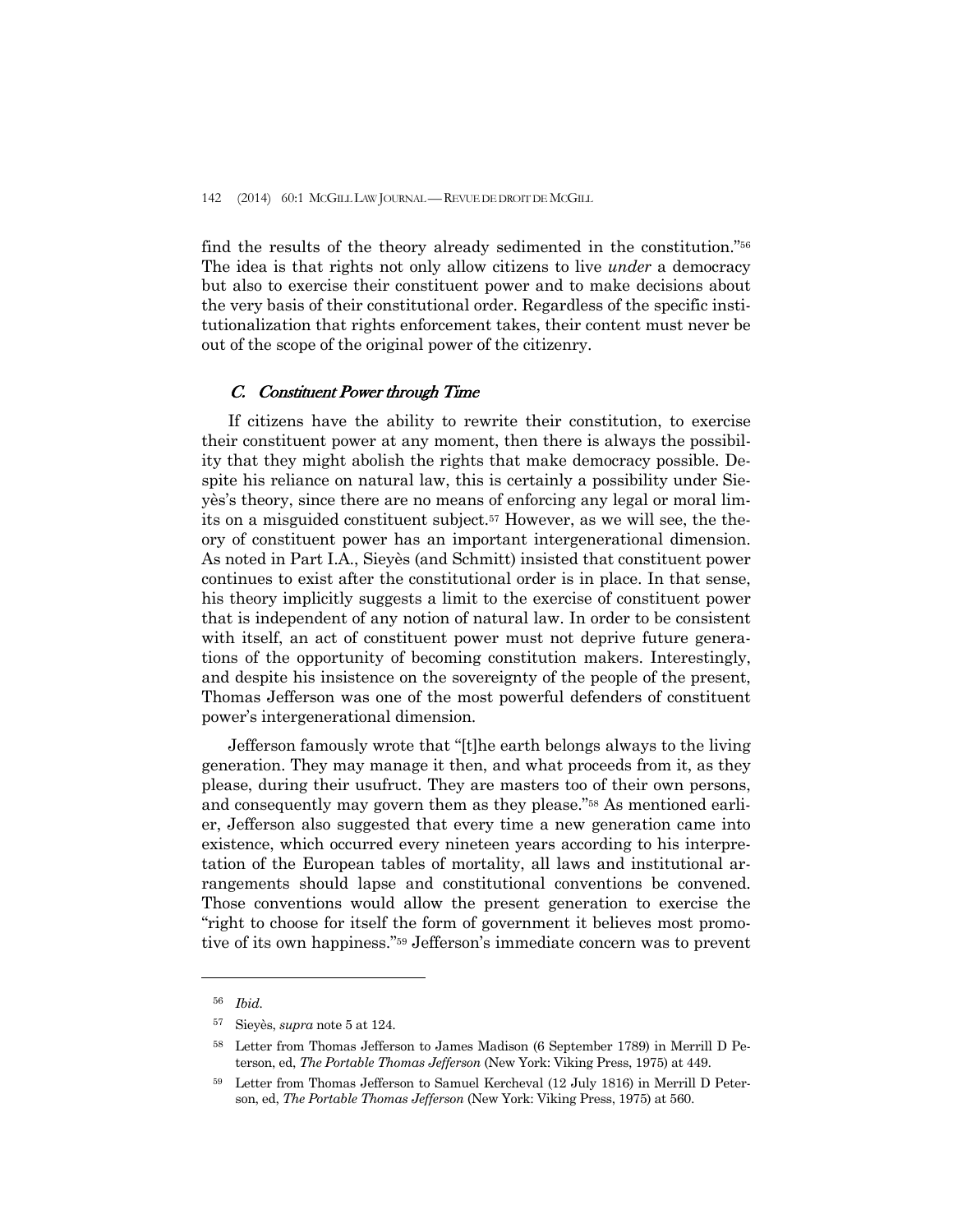find the results of the theory already sedimented in the constitution."[56] The idea is that rights not only allow citizens to live *under* a democracy but also to exercise their constituent power and to make decisions about the very basis of their constitutional order. Regardless of the specific institutionalization that rights enforcement takes, their content must never be out of the scope of the original power of the citizenry.

### *C. Constituent Power through Time*

If citizens have the ability to rewrite their constitution, to exercise their constituent power at any moment, then there is always the possibility that they might abolish the rights that make democracy possible. Despite his reliance on natural law, this is certainly a possibility under Sieyès's theory, since there are no means of enforcing any legal or moral limits on a misguided constituent subject.[57] However, as we will see, the theory of constituent power has an important intergenerational dimension. As noted in Part I.A., Sieyès (and Schmitt) insisted that constituent power continues to exist after the constitutional order is in place. In that sense, his theory implicitly suggests a limit to the exercise of constituent power that is independent of any notion of natural law. In order to be consistent with itself, an act of constituent power must not deprive future generations of the opportunity of becoming constitution makers. Interestingly, and despite his insistence on the sovereignty of the people of the present, Thomas Jefferson was one of the most powerful defenders of constituent power's intergenerational dimension.

Jefferson famously wrote that "[t]he earth belongs always to the living generation. They may manage it then, and what proceeds from it, as they please, during their usufruct. They are masters too of their own persons, and consequently may govern them as they please."[58] As mentioned earlier, Jefferson also suggested that every time a new generation came into existence, which occurred every nineteen years according to his interpretation of the European tables of mortality, all laws and institutional arrangements should lapse and constitutional conventions be convened. Those conventions would allow the present generation to exercise the "right to choose for itself the form of government it believes most promotive of its own happiness."[59] Jefferson's immediate concern was to prevent

---

[56] *Ibid*.

[57] Sieyès, *supra* note 5 at 124.

[58] Letter from Thomas Jefferson to James Madison (6 September 1789) in Merrill D Peterson, ed, *The Portable Thomas Jefferson* (New York: Viking Press, 1975) at 449.

[59] Letter from Thomas Jefferson to Samuel Kercheval (12 July 1816) in Merrill D Peterson, ed, *The Portable Thomas Jefferson* (New York: Viking Press, 1975) at 560.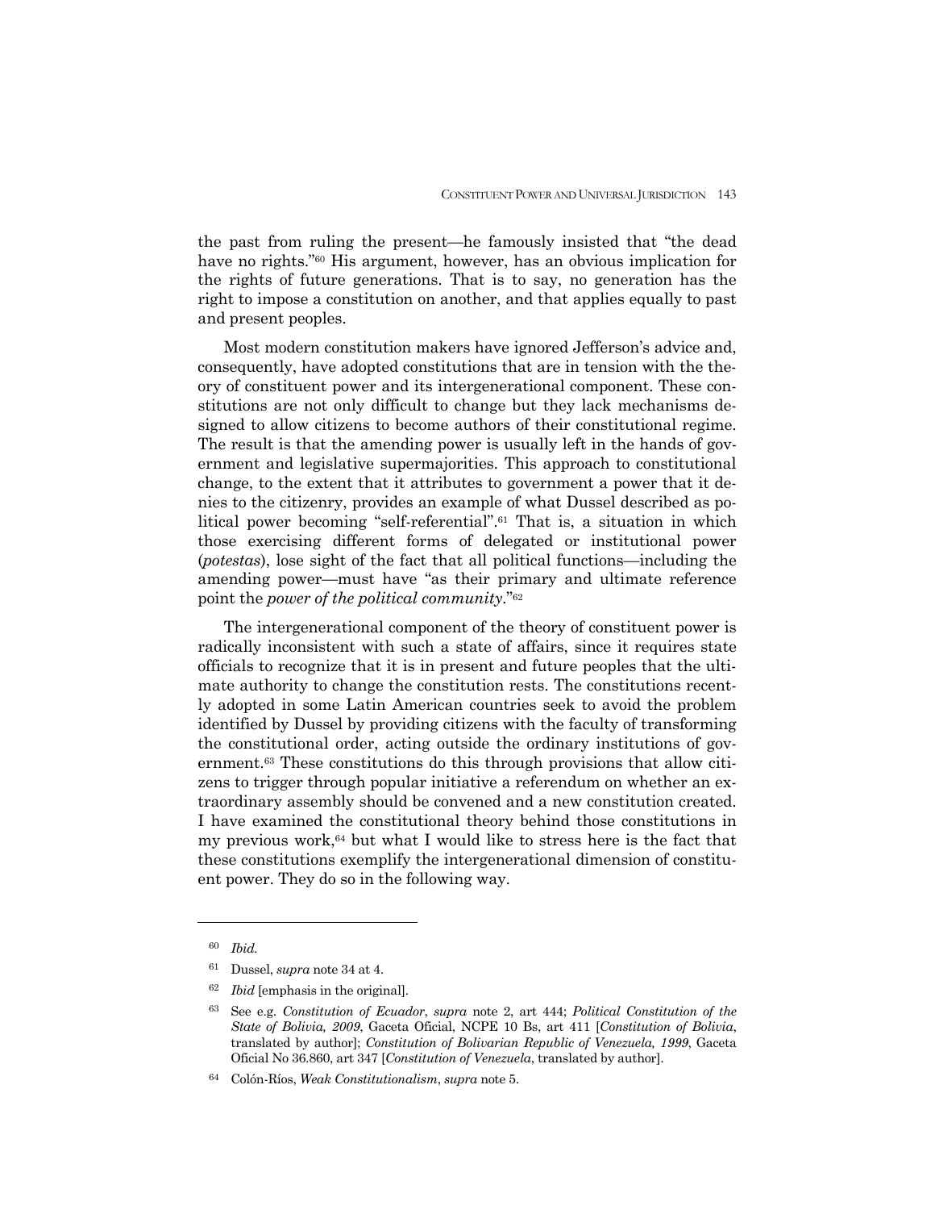the past from ruling the present—he famously insisted that "the dead have no rights."[60] His argument, however, has an obvious implication for the rights of future generations. That is to say, no generation has the right to impose a constitution on another, and that applies equally to past and present peoples.

Most modern constitution makers have ignored Jefferson's advice and, consequently, have adopted constitutions that are in tension with the theory of constituent power and its intergenerational component. These constitutions are not only difficult to change but they lack mechanisms designed to allow citizens to become authors of their constitutional regime. The result is that the amending power is usually left in the hands of government and legislative supermajorities. This approach to constitutional change, to the extent that it attributes to government a power that it denies to the citizenry, provides an example of what Dussel described as political power becoming "self-referential".[61] That is, a situation in which those exercising different forms of delegated or institutional power (*potestas*), lose sight of the fact that all political functions—including the amending power—must have "as their primary and ultimate reference point the *power of the political community*."[62]

The intergenerational component of the theory of constituent power is radically inconsistent with such a state of affairs, since it requires state officials to recognize that it is in present and future peoples that the ultimate authority to change the constitution rests. The constitutions recently adopted in some Latin American countries seek to avoid the problem identified by Dussel by providing citizens with the faculty of transforming the constitutional order, acting outside the ordinary institutions of government.[63] These constitutions do this through provisions that allow citizens to trigger through popular initiative a referendum on whether an extraordinary assembly should be convened and a new constitution created. I have examined the constitutional theory behind those constitutions in my previous work,[64] but what I would like to stress here is the fact that these constitutions exemplify the intergenerational dimension of constituent power. They do so in the following way.

---

[60] *Ibid.*

[61] Dussel, *supra* note 34 at 4.

[62] *Ibid* [emphasis in the original].

[63] See e.g. *Constitution of Ecuador*, *supra* note 2, art 444; *Political Constitution of the State of Bolivia, 2009*, Gaceta Oficial, NCPE 10 Bs, art 411 [*Constitution of Bolivia*, translated by author]; *Constitution of Bolivarian Republic of Venezuela, 1999*, Gaceta Oficial No 36.860, art 347 [*Constitution of Venezuela*, translated by author].

[64] Colón-Ríos, *Weak Constitutionalism*, *supra* note 5.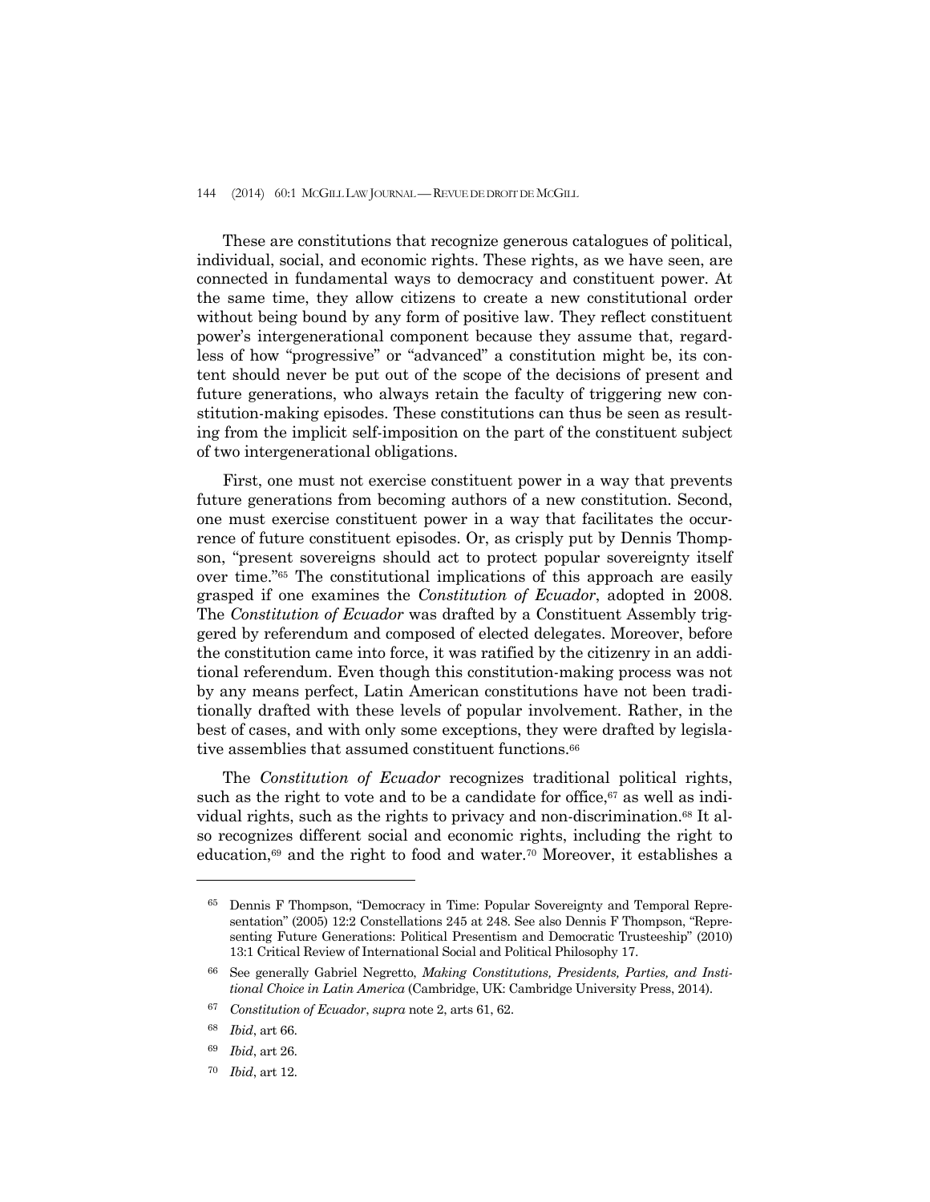These are constitutions that recognize generous catalogues of political, individual, social, and economic rights. These rights, as we have seen, are connected in fundamental ways to democracy and constituent power. At the same time, they allow citizens to create a new constitutional order without being bound by any form of positive law. They reflect constituent power's intergenerational component because they assume that, regardless of how "progressive" or "advanced" a constitution might be, its content should never be put out of the scope of the decisions of present and future generations, who always retain the faculty of triggering new constitution-making episodes. These constitutions can thus be seen as resulting from the implicit self-imposition on the part of the constituent subject of two intergenerational obligations.

First, one must not exercise constituent power in a way that prevents future generations from becoming authors of a new constitution. Second, one must exercise constituent power in a way that facilitates the occurrence of future constituent episodes. Or, as crisply put by Dennis Thompson, "present sovereigns should act to protect popular sovereignty itself over time."[65] The constitutional implications of this approach are easily grasped if one examines the *Constitution of Ecuador*, adopted in 2008. The *Constitution of Ecuador* was drafted by a Constituent Assembly triggered by referendum and composed of elected delegates. Moreover, before the constitution came into force, it was ratified by the citizenry in an additional referendum. Even though this constitution-making process was not by any means perfect, Latin American constitutions have not been traditionally drafted with these levels of popular involvement. Rather, in the best of cases, and with only some exceptions, they were drafted by legislative assemblies that assumed constituent functions.[66]

The *Constitution of Ecuador* recognizes traditional political rights, such as the right to vote and to be a candidate for office,[67] as well as individual rights, such as the rights to privacy and non-discrimination.[68] It also recognizes different social and economic rights, including the right to education,[69] and the right to food and water.[70] Moreover, it establishes a

---

[65] Dennis F Thompson, "Democracy in Time: Popular Sovereignty and Temporal Representation" (2005) 12:2 Constellations 245 at 248. See also Dennis F Thompson, "Representing Future Generations: Political Presentism and Democratic Trusteeship" (2010) 13:1 Critical Review of International Social and Political Philosophy 17.

[66] See generally Gabriel Negretto, *Making Constitutions, Presidents, Parties, and Institutional Choice in Latin America* (Cambridge, UK: Cambridge University Press, 2014).

[67] *Constitution of Ecuador*, *supra* note 2, arts 61, 62.

[68] *Ibid*, art 66.

[69] *Ibid*, art 26.

[70] *Ibid*, art 12.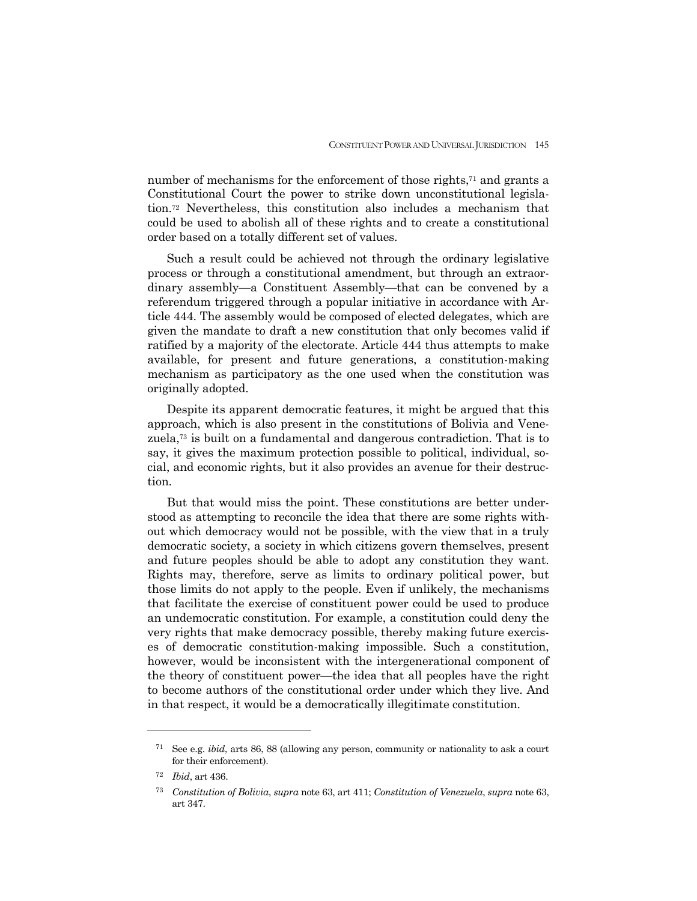number of mechanisms for the enforcement of those rights,[71] and grants a Constitutional Court the power to strike down unconstitutional legislation.[72] Nevertheless, this constitution also includes a mechanism that could be used to abolish all of these rights and to create a constitutional order based on a totally different set of values.

Such a result could be achieved not through the ordinary legislative process or through a constitutional amendment, but through an extraordinary assembly—a Constituent Assembly—that can be convened by a referendum triggered through a popular initiative in accordance with Article 444. The assembly would be composed of elected delegates, which are given the mandate to draft a new constitution that only becomes valid if ratified by a majority of the electorate. Article 444 thus attempts to make available, for present and future generations, a constitution-making mechanism as participatory as the one used when the constitution was originally adopted.

Despite its apparent democratic features, it might be argued that this approach, which is also present in the constitutions of Bolivia and Venezuela,[73] is built on a fundamental and dangerous contradiction. That is to say, it gives the maximum protection possible to political, individual, social, and economic rights, but it also provides an avenue for their destruction.

But that would miss the point. These constitutions are better understood as attempting to reconcile the idea that there are some rights without which democracy would not be possible, with the view that in a truly democratic society, a society in which citizens govern themselves, present and future peoples should be able to adopt any constitution they want. Rights may, therefore, serve as limits to ordinary political power, but those limits do not apply to the people. Even if unlikely, the mechanisms that facilitate the exercise of constituent power could be used to produce an undemocratic constitution. For example, a constitution could deny the very rights that make democracy possible, thereby making future exercises of democratic constitution-making impossible. Such a constitution, however, would be inconsistent with the intergenerational component of the theory of constituent power—the idea that all peoples have the right to become authors of the constitutional order under which they live. And in that respect, it would be a democratically illegitimate constitution.

---

[71] See e.g. *ibid*, arts 86, 88 (allowing any person, community or nationality to ask a court for their enforcement).

[72] *Ibid*, art 436.

[73] *Constitution of Bolivia*, *supra* note 63, art 411; *Constitution of Venezuela*, *supra* note 63, art 347.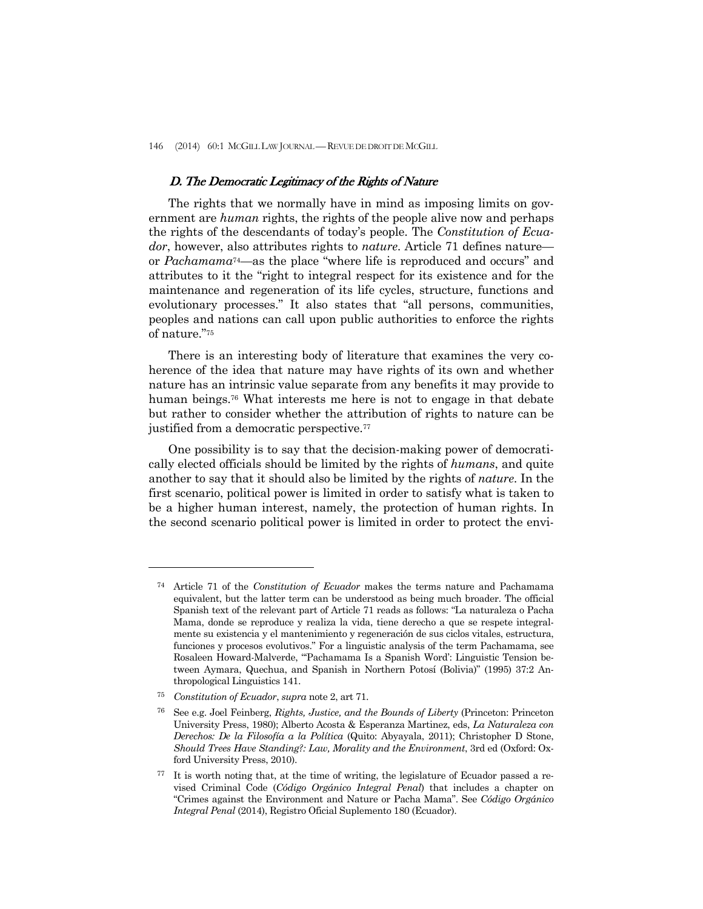### *D. The Democratic Legitimacy of the Rights of Nature*

The rights that we normally have in mind as imposing limits on government are *human* rights, the rights of the people alive now and perhaps the rights of the descendants of today's people. The *Constitution of Ecuador*, however, also attributes rights to *nature*. Article 71 defines nature—or *Pachamama*[74]—as the place "where life is reproduced and occurs" and attributes to it the "right to integral respect for its existence and for the maintenance and regeneration of its life cycles, structure, functions and evolutionary processes." It also states that "all persons, communities, peoples and nations can call upon public authorities to enforce the rights of nature."[75]

There is an interesting body of literature that examines the very coherence of the idea that nature may have rights of its own and whether nature has an intrinsic value separate from any benefits it may provide to human beings.[76] What interests me here is not to engage in that debate but rather to consider whether the attribution of rights to nature can be justified from a democratic perspective.[77]

One possibility is to say that the decision-making power of democratically elected officials should be limited by the rights of *humans*, and quite another to say that it should also be limited by the rights of *nature*. In the first scenario, political power is limited in order to satisfy what is taken to be a higher human interest, namely, the protection of human rights. In the second scenario political power is limited in order to protect the envi-

---

[74] Article 71 of the *Constitution of Ecuador* makes the terms nature and Pachamama equivalent, but the latter term can be understood as being much broader. The official Spanish text of the relevant part of Article 71 reads as follows: "La naturaleza o Pacha Mama, donde se reproduce y realiza la vida, tiene derecho a que se respete integralmente su existencia y el mantenimiento y regeneración de sus ciclos vitales, estructura, funciones y procesos evolutivos." For a linguistic analysis of the term Pachamama, see Rosaleen Howard-Malverde, "'Pachamama Is a Spanish Word': Linguistic Tension between Aymara, Quechua, and Spanish in Northern Potosí (Bolivia)" (1995) 37:2 Anthropological Linguistics 141.

[75] *Constitution of Ecuador*, *supra* note 2, art 71.

[76] See e.g. Joel Feinberg, *Rights, Justice, and the Bounds of Liberty* (Princeton: Princeton University Press, 1980); Alberto Acosta & Esperanza Martinez, eds, *La Naturaleza con Derechos: De la Filosofía a la Política* (Quito: Abyayala, 2011); Christopher D Stone, *Should Trees Have Standing?: Law, Morality and the Environment*, 3rd ed (Oxford: Oxford University Press, 2010).

[77] It is worth noting that, at the time of writing, the legislature of Ecuador passed a revised Criminal Code (*Código Orgánico Integral Penal*) that includes a chapter on "Crimes against the Environment and Nature or Pacha Mama". See *Código Orgánico Integral Penal* (2014), Registro Oficial Suplemento 180 (Ecuador).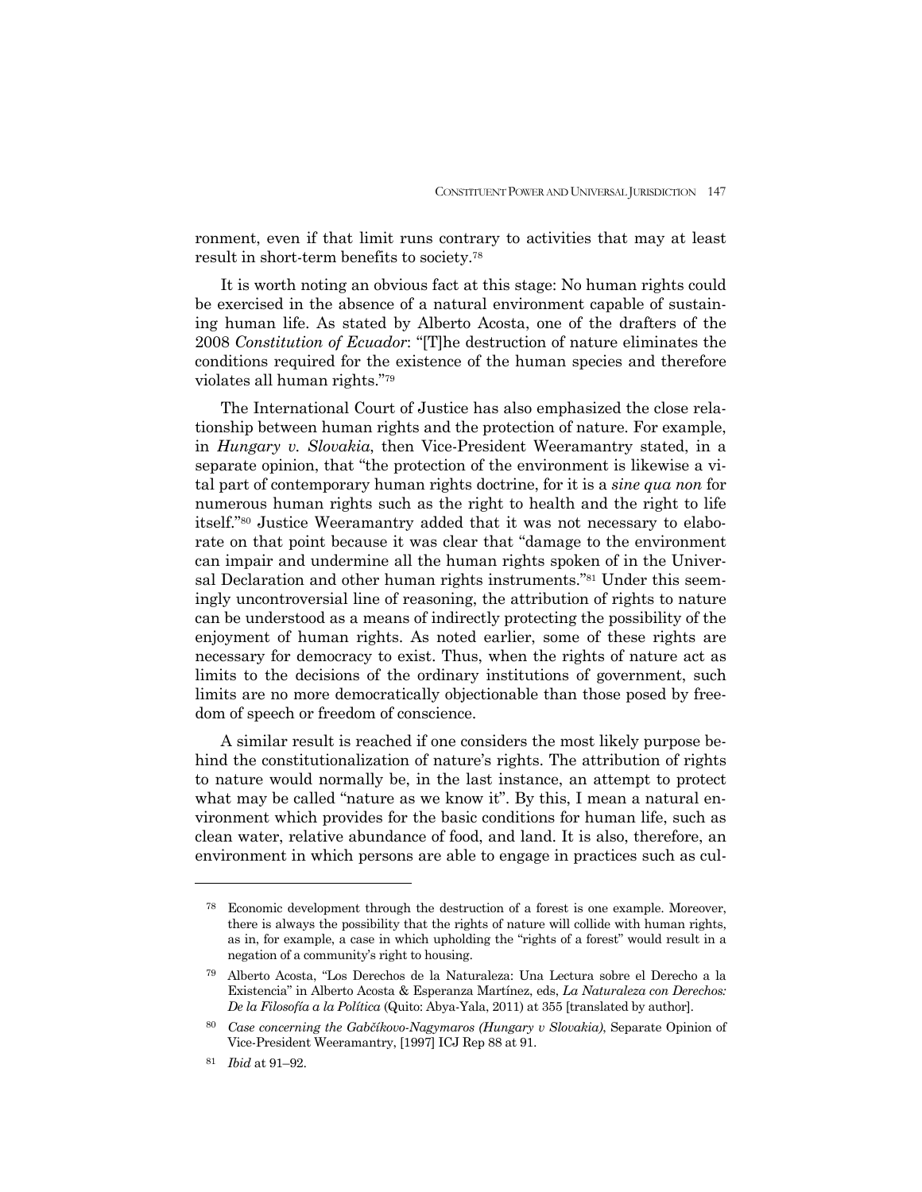ronment, even if that limit runs contrary to activities that may at least result in short-term benefits to society.[78]

It is worth noting an obvious fact at this stage: No human rights could be exercised in the absence of a natural environment capable of sustaining human life. As stated by Alberto Acosta, one of the drafters of the 2008 *Constitution of Ecuador*: "[T]he destruction of nature eliminates the conditions required for the existence of the human species and therefore violates all human rights."[79]

The International Court of Justice has also emphasized the close relationship between human rights and the protection of nature. For example, in *Hungary v. Slovakia*, then Vice-President Weeramantry stated, in a separate opinion, that "the protection of the environment is likewise a vital part of contemporary human rights doctrine, for it is a *sine qua non* for numerous human rights such as the right to health and the right to life itself."[80] Justice Weeramantry added that it was not necessary to elaborate on that point because it was clear that "damage to the environment can impair and undermine all the human rights spoken of in the Universal Declaration and other human rights instruments."[81] Under this seemingly uncontroversial line of reasoning, the attribution of rights to nature can be understood as a means of indirectly protecting the possibility of the enjoyment of human rights. As noted earlier, some of these rights are necessary for democracy to exist. Thus, when the rights of nature act as limits to the decisions of the ordinary institutions of government, such limits are no more democratically objectionable than those posed by freedom of speech or freedom of conscience.

A similar result is reached if one considers the most likely purpose behind the constitutionalization of nature's rights. The attribution of rights to nature would normally be, in the last instance, an attempt to protect what may be called "nature as we know it". By this, I mean a natural environment which provides for the basic conditions for human life, such as clean water, relative abundance of food, and land. It is also, therefore, an environment in which persons are able to engage in practices such as cul-

---

[78] Economic development through the destruction of a forest is one example. Moreover, there is always the possibility that the rights of nature will collide with human rights, as in, for example, a case in which upholding the "rights of a forest" would result in a negation of a community's right to housing.

[79] Alberto Acosta, "Los Derechos de la Naturaleza: Una Lectura sobre el Derecho a la Existencia" in Alberto Acosta & Esperanza Martínez, eds, *La Naturaleza con Derechos: De la Filosofía a la Política* (Quito: Abya-Yala, 2011) at 355 [translated by author].

[80] *Case concerning the Gabčíkovo-Nagymaros (Hungary v Slovakia)*, Separate Opinion of Vice-President Weeramantry, [1997] ICJ Rep 88 at 91.

[81] *Ibid* at 91–92.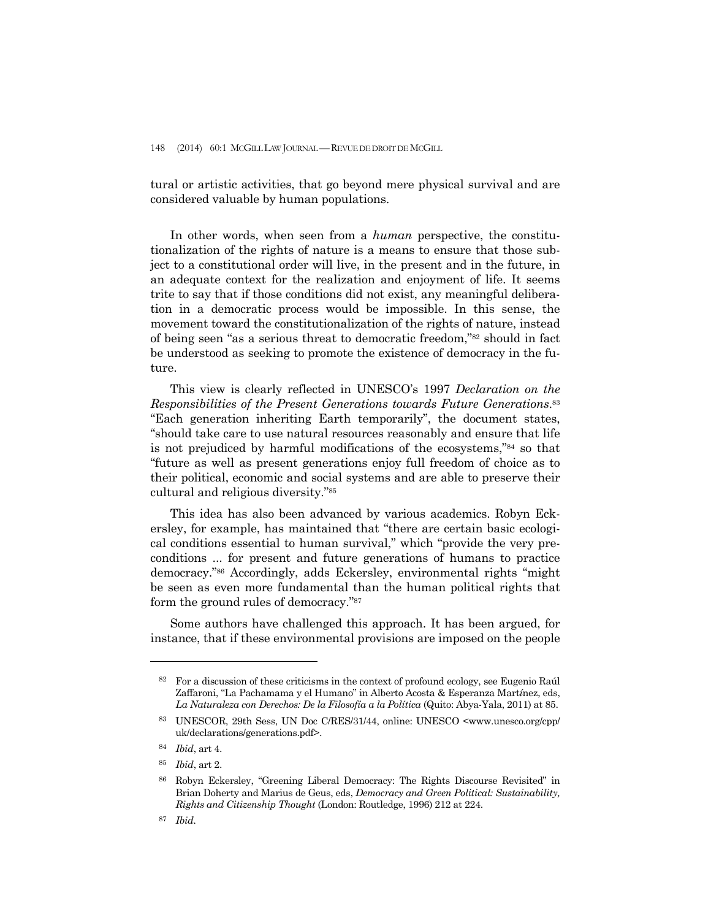tural or artistic activities, that go beyond mere physical survival and are considered valuable by human populations.

In other words, when seen from a *human* perspective, the constitutionalization of the rights of nature is a means to ensure that those subject to a constitutional order will live, in the present and in the future, in an adequate context for the realization and enjoyment of life. It seems trite to say that if those conditions did not exist, any meaningful deliberation in a democratic process would be impossible. In this sense, the movement toward the constitutionalization of the rights of nature, instead of being seen "as a serious threat to democratic freedom,"[82] should in fact be understood as seeking to promote the existence of democracy in the future.

This view is clearly reflected in UNESCO's 1997 *Declaration on the Responsibilities of the Present Generations towards Future Generations*.[83] "Each generation inheriting Earth temporarily", the document states, "should take care to use natural resources reasonably and ensure that life is not prejudiced by harmful modifications of the ecosystems,"[84] so that "future as well as present generations enjoy full freedom of choice as to their political, economic and social systems and are able to preserve their cultural and religious diversity."[85]

This idea has also been advanced by various academics. Robyn Eckersley, for example, has maintained that "there are certain basic ecological conditions essential to human survival," which "provide the very preconditions ... for present and future generations of humans to practice democracy."[86] Accordingly, adds Eckersley, environmental rights "might be seen as even more fundamental than the human political rights that form the ground rules of democracy."[87]

Some authors have challenged this approach. It has been argued, for instance, that if these environmental provisions are imposed on the people

---

[82] For a discussion of these criticisms in the context of profound ecology, see Eugenio Raúl Zaffaroni, "La Pachamama y el Humano" in Alberto Acosta & Esperanza Martínez, eds, *La Naturaleza con Derechos: De la Filosofía a la Política* (Quito: Abya-Yala, 2011) at 85.

[83] UNESCOR, 29th Sess, UN Doc C/RES/31/44, online: UNESCO <www.unesco.org/cpp/uk/declarations/generations.pdf>.

[84] *Ibid*, art 4.

[85] *Ibid*, art 2.

[86] Robyn Eckersley, "Greening Liberal Democracy: The Rights Discourse Revisited" in Brian Doherty and Marius de Geus, eds, *Democracy and Green Political: Sustainability, Rights and Citizenship Thought* (London: Routledge, 1996) 212 at 224.

[87] *Ibid*.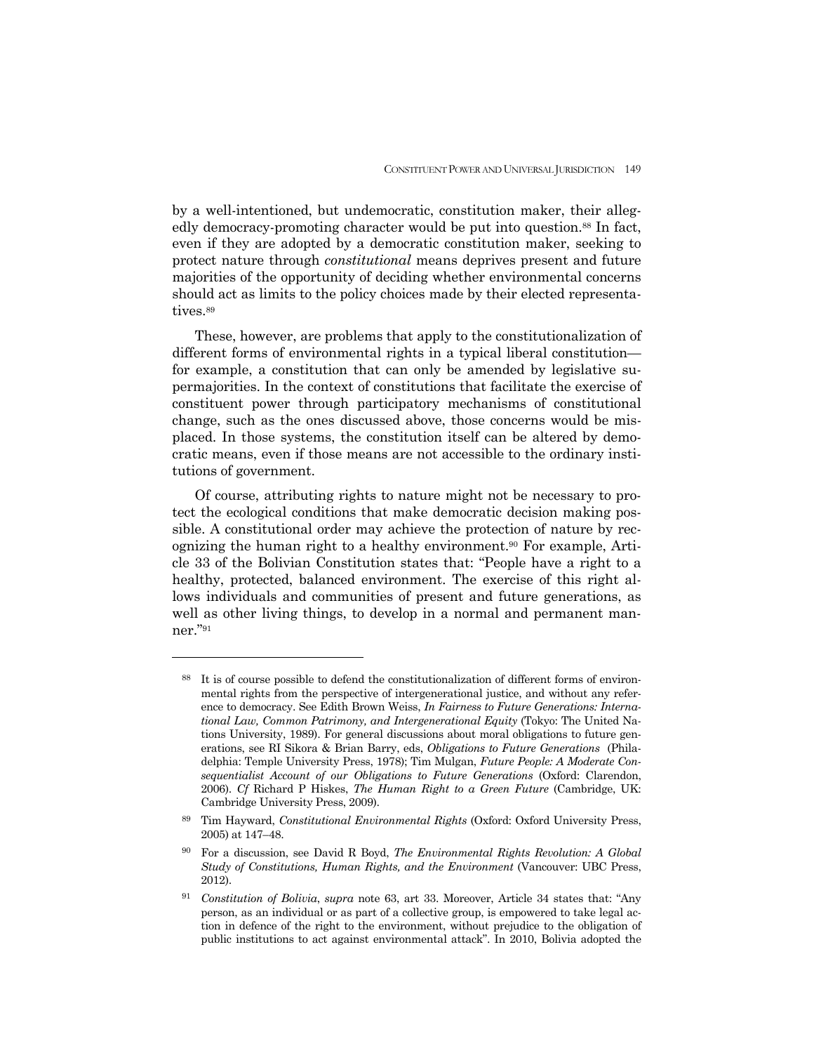by a well-intentioned, but undemocratic, constitution maker, their allegedly democracy-promoting character would be put into question.[88] In fact, even if they are adopted by a democratic constitution maker, seeking to protect nature through *constitutional* means deprives present and future majorities of the opportunity of deciding whether environmental concerns should act as limits to the policy choices made by their elected representatives.[89]

These, however, are problems that apply to the constitutionalization of different forms of environmental rights in a typical liberal constitution—for example, a constitution that can only be amended by legislative supermajorities. In the context of constitutions that facilitate the exercise of constituent power through participatory mechanisms of constitutional change, such as the ones discussed above, those concerns would be misplaced. In those systems, the constitution itself can be altered by democratic means, even if those means are not accessible to the ordinary institutions of government.

Of course, attributing rights to nature might not be necessary to protect the ecological conditions that make democratic decision making possible. A constitutional order may achieve the protection of nature by recognizing the human right to a healthy environment.[90] For example, Article 33 of the Bolivian Constitution states that: "People have a right to a healthy, protected, balanced environment. The exercise of this right allows individuals and communities of present and future generations, as well as other living things, to develop in a normal and permanent manner."[91]

---

[88] It is of course possible to defend the constitutionalization of different forms of environmental rights from the perspective of intergenerational justice, and without any reference to democracy. See Edith Brown Weiss, *In Fairness to Future Generations: International Law, Common Patrimony, and Intergenerational Equity* (Tokyo: The United Nations University, 1989). For general discussions about moral obligations to future generations, see RI Sikora & Brian Barry, eds, *Obligations to Future Generations* (Philadelphia: Temple University Press, 1978); Tim Mulgan, *Future People: A Moderate Consequentialist Account of our Obligations to Future Generations* (Oxford: Clarendon, 2006). *Cf* Richard P Hiskes, *The Human Right to a Green Future* (Cambridge, UK: Cambridge University Press, 2009).

[89] Tim Hayward, *Constitutional Environmental Rights* (Oxford: Oxford University Press, 2005) at 147–48.

[90] For a discussion, see David R Boyd, *The Environmental Rights Revolution: A Global Study of Constitutions, Human Rights, and the Environment* (Vancouver: UBC Press, 2012).

[91] *Constitution of Bolivia*, *supra* note 63, art 33. Moreover, Article 34 states that: "Any person, as an individual or as part of a collective group, is empowered to take legal action in defence of the right to the environment, without prejudice to the obligation of public institutions to act against environmental attack". In 2010, Bolivia adopted the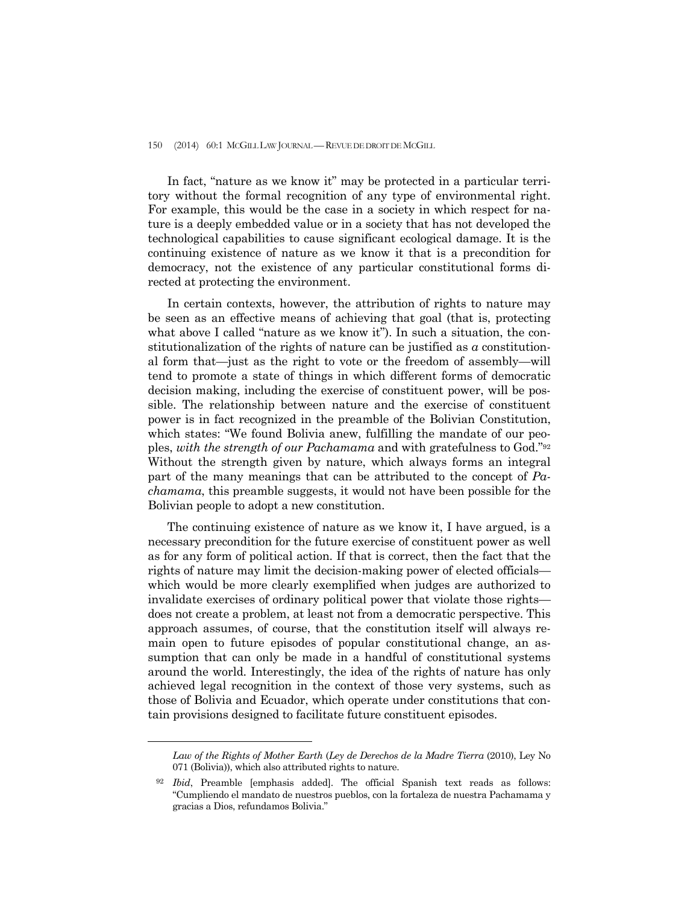In fact, "nature as we know it" may be protected in a particular territory without the formal recognition of any type of environmental right. For example, this would be the case in a society in which respect for nature is a deeply embedded value or in a society that has not developed the technological capabilities to cause significant ecological damage. It is the continuing existence of nature as we know it that is a precondition for democracy, not the existence of any particular constitutional forms directed at protecting the environment.

In certain contexts, however, the attribution of rights to nature may be seen as an effective means of achieving that goal (that is, protecting what above I called "nature as we know it"). In such a situation, the constitutionalization of the rights of nature can be justified as *a* constitutional form that—just as the right to vote or the freedom of assembly—will tend to promote a state of things in which different forms of democratic decision making, including the exercise of constituent power, will be possible. The relationship between nature and the exercise of constituent power is in fact recognized in the preamble of the Bolivian Constitution, which states: "We found Bolivia anew, fulfilling the mandate of our peoples, *with the strength of our Pachamama* and with gratefulness to God."[92] Without the strength given by nature, which always forms an integral part of the many meanings that can be attributed to the concept of *Pachamama*, this preamble suggests, it would not have been possible for the Bolivian people to adopt a new constitution.

The continuing existence of nature as we know it, I have argued, is a necessary precondition for the future exercise of constituent power as well as for any form of political action. If that is correct, then the fact that the rights of nature may limit the decision-making power of elected officials—which would be more clearly exemplified when judges are authorized to invalidate exercises of ordinary political power that violate those rights—does not create a problem, at least not from a democratic perspective. This approach assumes, of course, that the constitution itself will always remain open to future episodes of popular constitutional change, an assumption that can only be made in a handful of constitutional systems around the world. Interestingly, the idea of the rights of nature has only achieved legal recognition in the context of those very systems, such as those of Bolivia and Ecuador, which operate under constitutions that contain provisions designed to facilitate future constituent episodes.

---

*Law of the Rights of Mother Earth* (*Ley de Derechos de la Madre Tierra* (2010), Ley No 071 (Bolivia)), which also attributed rights to nature.

[92] *Ibid*, Preamble [emphasis added]. The official Spanish text reads as follows: "Cumpliendo el mandato de nuestros pueblos, con la fortaleza de nuestra Pachamama y gracias a Dios, refundamos Bolivia."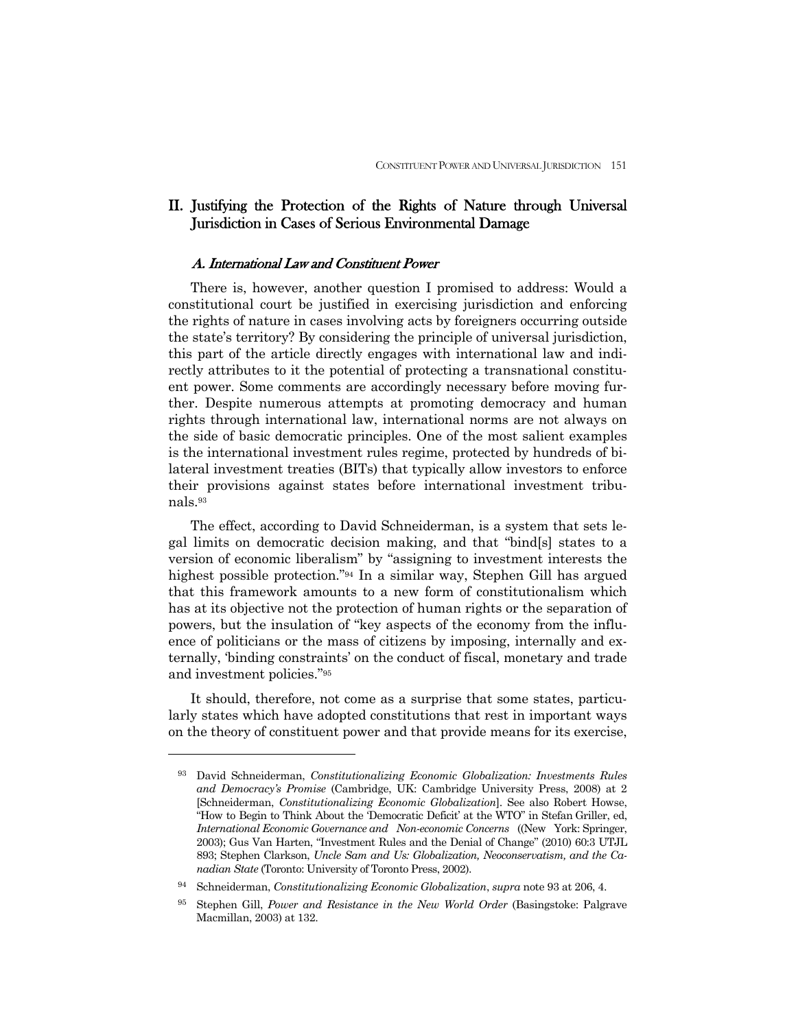## II. Justifying the Protection of the Rights of Nature through Universal Jurisdiction in Cases of Serious Environmental Damage

### *A. International Law and Constituent Power*

There is, however, another question I promised to address: Would a constitutional court be justified in exercising jurisdiction and enforcing the rights of nature in cases involving acts by foreigners occurring outside the state's territory? By considering the principle of universal jurisdiction, this part of the article directly engages with international law and indirectly attributes to it the potential of protecting a transnational constituent power. Some comments are accordingly necessary before moving further. Despite numerous attempts at promoting democracy and human rights through international law, international norms are not always on the side of basic democratic principles. One of the most salient examples is the international investment rules regime, protected by hundreds of bilateral investment treaties (BITs) that typically allow investors to enforce their provisions against states before international investment tribunals.[93]

The effect, according to David Schneiderman, is a system that sets legal limits on democratic decision making, and that "bind[s] states to a version of economic liberalism" by "assigning to investment interests the highest possible protection."[94] In a similar way, Stephen Gill has argued that this framework amounts to a new form of constitutionalism which has at its objective not the protection of human rights or the separation of powers, but the insulation of "key aspects of the economy from the influence of politicians or the mass of citizens by imposing, internally and externally, 'binding constraints' on the conduct of fiscal, monetary and trade and investment policies."[95]

It should, therefore, not come as a surprise that some states, particularly states which have adopted constitutions that rest in important ways on the theory of constituent power and that provide means for its exercise,

---

[93] David Schneiderman, *Constitutionalizing Economic Globalization: Investments Rules and Democracy's Promise* (Cambridge, UK: Cambridge University Press, 2008) at 2 [Schneiderman, *Constitutionalizing Economic Globalization*]. See also Robert Howse, "How to Begin to Think About the 'Democratic Deficit' at the WTO" in Stefan Griller, ed, *International Economic Governance and Non-economic Concerns* ((New York: Springer, 2003); Gus Van Harten, "Investment Rules and the Denial of Change" (2010) 60:3 UTJL 893; Stephen Clarkson, *Uncle Sam and Us: Globalization, Neoconservatism, and the Canadian State* (Toronto: University of Toronto Press, 2002).

[94] Schneiderman, *Constitutionalizing Economic Globalization*, *supra* note 93 at 206, 4.

[95] Stephen Gill, *Power and Resistance in the New World Order* (Basingstoke: Palgrave Macmillan, 2003) at 132.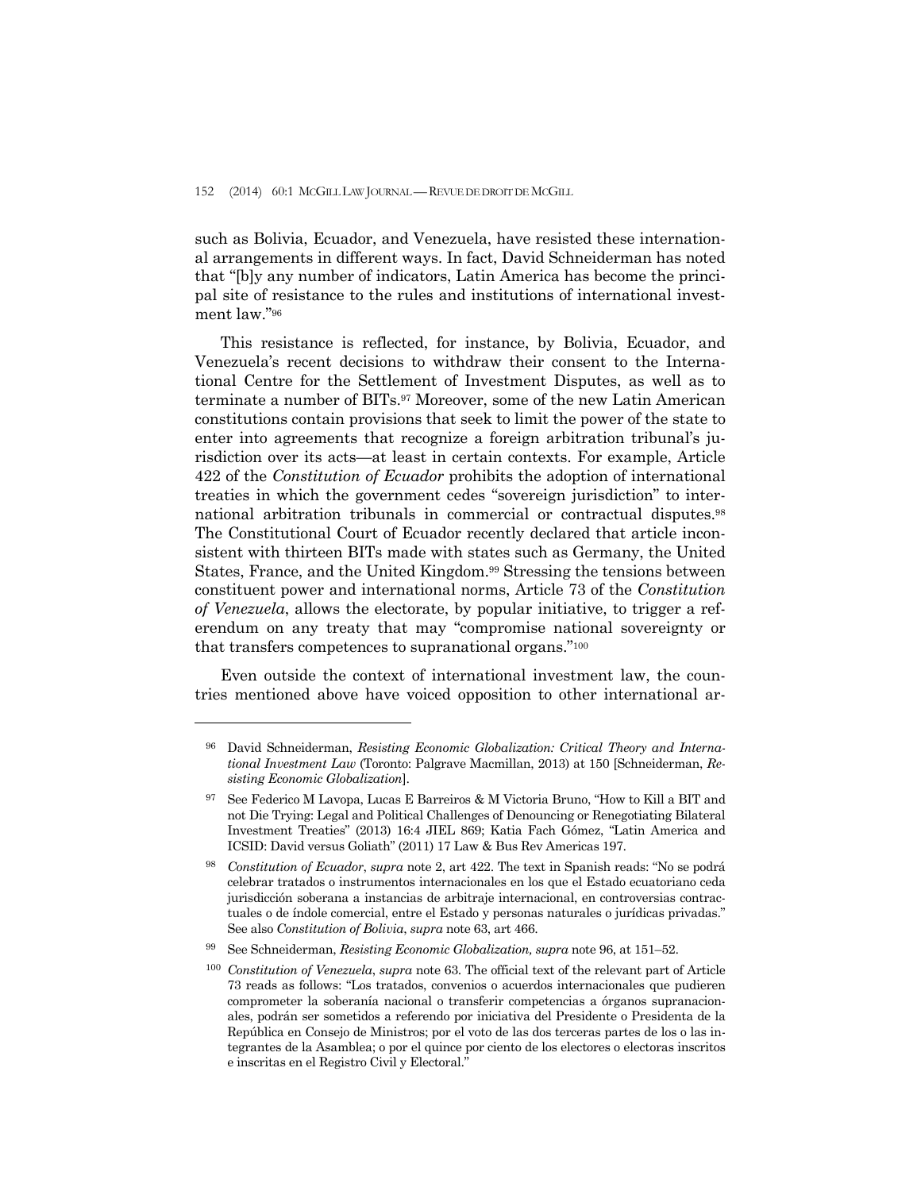such as Bolivia, Ecuador, and Venezuela, have resisted these international arrangements in different ways. In fact, David Schneiderman has noted that "[b]y any number of indicators, Latin America has become the principal site of resistance to the rules and institutions of international investment law."[96]

This resistance is reflected, for instance, by Bolivia, Ecuador, and Venezuela's recent decisions to withdraw their consent to the International Centre for the Settlement of Investment Disputes, as well as to terminate a number of BITs.[97] Moreover, some of the new Latin American constitutions contain provisions that seek to limit the power of the state to enter into agreements that recognize a foreign arbitration tribunal's jurisdiction over its acts—at least in certain contexts. For example, Article 422 of the *Constitution of Ecuador* prohibits the adoption of international treaties in which the government cedes "sovereign jurisdiction" to international arbitration tribunals in commercial or contractual disputes.[98] The Constitutional Court of Ecuador recently declared that article inconsistent with thirteen BITs made with states such as Germany, the United States, France, and the United Kingdom.[99] Stressing the tensions between constituent power and international norms, Article 73 of the *Constitution of Venezuela*, allows the electorate, by popular initiative, to trigger a referendum on any treaty that may "compromise national sovereignty or that transfers competences to supranational organs."[100]

Even outside the context of international investment law, the countries mentioned above have voiced opposition to other international ar-

---

[96] David Schneiderman, *Resisting Economic Globalization: Critical Theory and International Investment Law* (Toronto: Palgrave Macmillan, 2013) at 150 [Schneiderman, *Resisting Economic Globalization*].

[97] See Federico M Lavopa, Lucas E Barreiros & M Victoria Bruno, "How to Kill a BIT and not Die Trying: Legal and Political Challenges of Denouncing or Renegotiating Bilateral Investment Treaties" (2013) 16:4 JIEL 869; Katia Fach Gómez, "Latin America and ICSID: David versus Goliath" (2011) 17 Law & Bus Rev Americas 197.

[98] *Constitution of Ecuador*, *supra* note 2, art 422. The text in Spanish reads: "No se podrá celebrar tratados o instrumentos internacionales en los que el Estado ecuatoriano ceda jurisdicción soberana a instancias de arbitraje internacional, en controversias contractuales o de índole comercial, entre el Estado y personas naturales o jurídicas privadas." See also *Constitution of Bolivia*, *supra* note 63, art 466.

[99] See Schneiderman, *Resisting Economic Globalization, supra* note 96, at 151–52.

[100] *Constitution of Venezuela*, *supra* note 63. The official text of the relevant part of Article 73 reads as follows: "Los tratados, convenios o acuerdos internacionales que pudieren comprometer la soberanía nacional o transferir competencias a órganos supranacionales, podrán ser sometidos a referendo por iniciativa del Presidente o Presidenta de la República en Consejo de Ministros; por el voto de las dos terceras partes de los o las integrantes de la Asamblea; o por el quince por ciento de los electores o electoras inscritos e inscritas en el Registro Civil y Electoral."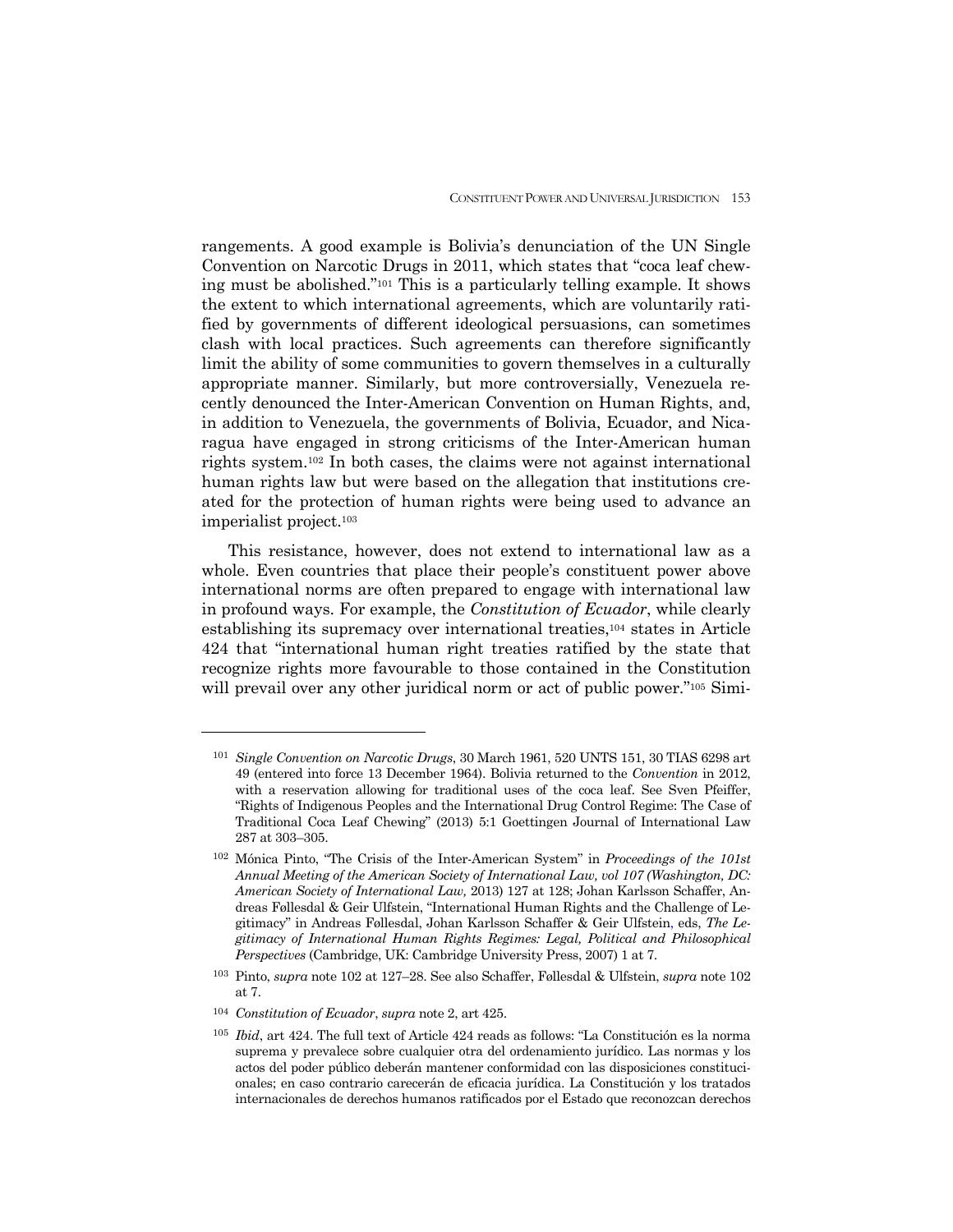rangements. A good example is Bolivia's denunciation of the UN Single Convention on Narcotic Drugs in 2011, which states that "coca leaf chewing must be abolished."[101] This is a particularly telling example. It shows the extent to which international agreements, which are voluntarily ratified by governments of different ideological persuasions, can sometimes clash with local practices. Such agreements can therefore significantly limit the ability of some communities to govern themselves in a culturally appropriate manner. Similarly, but more controversially, Venezuela recently denounced the Inter-American Convention on Human Rights, and, in addition to Venezuela, the governments of Bolivia, Ecuador, and Nicaragua have engaged in strong criticisms of the Inter-American human rights system.[102] In both cases, the claims were not against international human rights law but were based on the allegation that institutions created for the protection of human rights were being used to advance an imperialist project.[103]

This resistance, however, does not extend to international law as a whole. Even countries that place their people's constituent power above international norms are often prepared to engage with international law in profound ways. For example, the *Constitution of Ecuador*, while clearly establishing its supremacy over international treaties,[104] states in Article 424 that "international human right treaties ratified by the state that recognize rights more favourable to those contained in the Constitution will prevail over any other juridical norm or act of public power."[105] Simi-

---

[101] *Single Convention on Narcotic Drugs*, 30 March 1961, 520 UNTS 151, 30 TIAS 6298 art 49 (entered into force 13 December 1964). Bolivia returned to the *Convention* in 2012, with a reservation allowing for traditional uses of the coca leaf. See Sven Pfeiffer, "Rights of Indigenous Peoples and the International Drug Control Regime: The Case of Traditional Coca Leaf Chewing" (2013) 5:1 Goettingen Journal of International Law 287 at 303–305.

[102] Mónica Pinto, "The Crisis of the Inter-American System" in *Proceedings of the 101st Annual Meeting of the American Society of International Law, vol 107 (Washington, DC: American Society of International Law,* 2013) 127 at 128; Johan Karlsson Schaffer, Andreas Føllesdal & Geir Ulfstein, "International Human Rights and the Challenge of Legitimacy" in Andreas Føllesdal, Johan Karlsson Schaffer & Geir Ulfstein, eds, *The Legitimacy of International Human Rights Regimes: Legal, Political and Philosophical Perspectives* (Cambridge, UK: Cambridge University Press, 2007) 1 at 7.

[103] Pinto, *supra* note 102 at 127–28. See also Schaffer, Føllesdal & Ulfstein, *supra* note 102 at 7.

[104] *Constitution of Ecuador*, *supra* note 2, art 425.

[105] *Ibid*, art 424. The full text of Article 424 reads as follows: "La Constitución es la norma suprema y prevalece sobre cualquier otra del ordenamiento jurídico. Las normas y los actos del poder público deberán mantener conformidad con las disposiciones constitucionales; en caso contrario carecerán de eficacia jurídica. La Constitución y los tratados internacionales de derechos humanos ratificados por el Estado que reconozcan derechos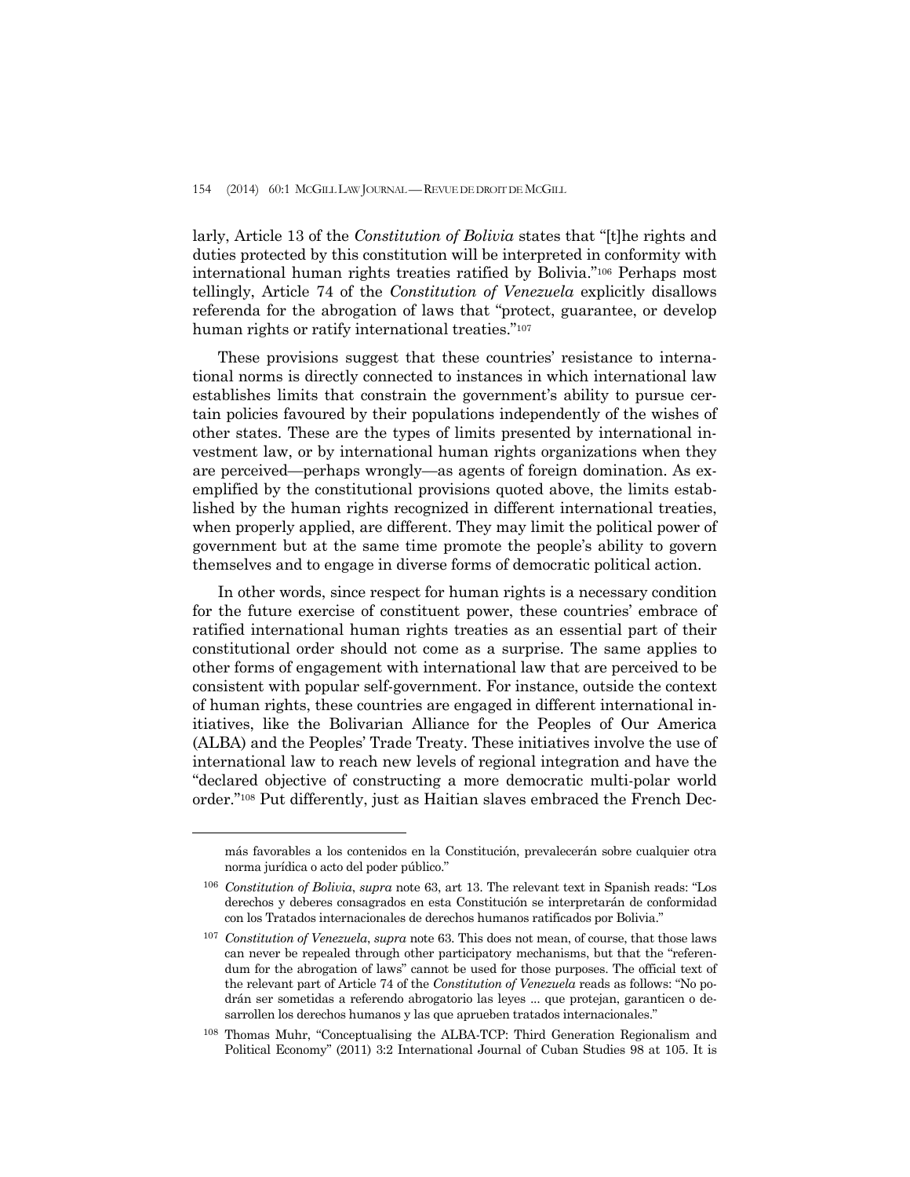larly, Article 13 of the *Constitution of Bolivia* states that "[t]he rights and duties protected by this constitution will be interpreted in conformity with international human rights treaties ratified by Bolivia."[106] Perhaps most tellingly, Article 74 of the *Constitution of Venezuela* explicitly disallows referenda for the abrogation of laws that "protect, guarantee, or develop human rights or ratify international treaties."[107]

These provisions suggest that these countries' resistance to international norms is directly connected to instances in which international law establishes limits that constrain the government's ability to pursue certain policies favoured by their populations independently of the wishes of other states. These are the types of limits presented by international investment law, or by international human rights organizations when they are perceived—perhaps wrongly—as agents of foreign domination. As exemplified by the constitutional provisions quoted above, the limits established by the human rights recognized in different international treaties, when properly applied, are different. They may limit the political power of government but at the same time promote the people's ability to govern themselves and to engage in diverse forms of democratic political action.

In other words, since respect for human rights is a necessary condition for the future exercise of constituent power, these countries' embrace of ratified international human rights treaties as an essential part of their constitutional order should not come as a surprise. The same applies to other forms of engagement with international law that are perceived to be consistent with popular self-government. For instance, outside the context of human rights, these countries are engaged in different international initiatives, like the Bolivarian Alliance for the Peoples of Our America (ALBA) and the Peoples' Trade Treaty. These initiatives involve the use of international law to reach new levels of regional integration and have the "declared objective of constructing a more democratic multi-polar world order."[108] Put differently, just as Haitian slaves embraced the French Dec-

---

más favorables a los contenidos en la Constitución, prevalecerán sobre cualquier otra norma jurídica o acto del poder público."

[106] *Constitution of Bolivia*, *supra* note 63, art 13. The relevant text in Spanish reads: "Los derechos y deberes consagrados en esta Constitución se interpretarán de conformidad con los Tratados internacionales de derechos humanos ratificados por Bolivia."

[107] *Constitution of Venezuela*, *supra* note 63. This does not mean, of course, that those laws can never be repealed through other participatory mechanisms, but that the "referendum for the abrogation of laws" cannot be used for those purposes. The official text of the relevant part of Article 74 of the *Constitution of Venezuela* reads as follows: "No podrán ser sometidas a referendo abrogatorio las leyes ... que protejan, garanticen o desarrollen los derechos humanos y las que aprueben tratados internacionales."

[108] Thomas Muhr, "Conceptualising the ALBA-TCP: Third Generation Regionalism and Political Economy" (2011) 3:2 International Journal of Cuban Studies 98 at 105. It is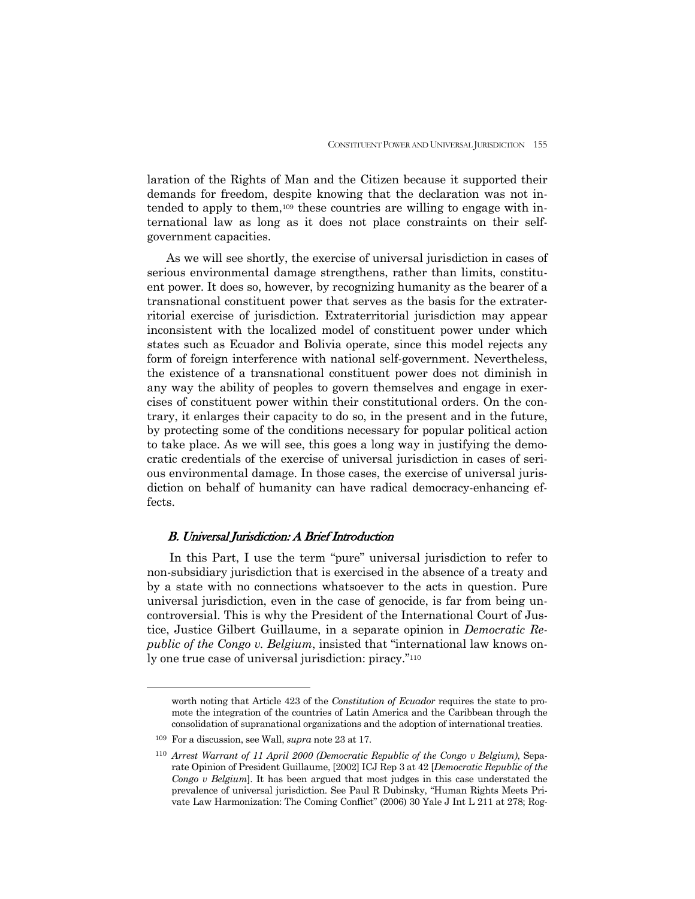laration of the Rights of Man and the Citizen because it supported their demands for freedom, despite knowing that the declaration was not intended to apply to them,[109] these countries are willing to engage with international law as long as it does not place constraints on their self-government capacities.

As we will see shortly, the exercise of universal jurisdiction in cases of serious environmental damage strengthens, rather than limits, constituent power. It does so, however, by recognizing humanity as the bearer of a transnational constituent power that serves as the basis for the extraterritorial exercise of jurisdiction. Extraterritorial jurisdiction may appear inconsistent with the localized model of constituent power under which states such as Ecuador and Bolivia operate, since this model rejects any form of foreign interference with national self-government. Nevertheless, the existence of a transnational constituent power does not diminish in any way the ability of peoples to govern themselves and engage in exercises of constituent power within their constitutional orders. On the contrary, it enlarges their capacity to do so, in the present and in the future, by protecting some of the conditions necessary for popular political action to take place. As we will see, this goes a long way in justifying the democratic credentials of the exercise of universal jurisdiction in cases of serious environmental damage. In those cases, the exercise of universal jurisdiction on behalf of humanity can have radical democracy-enhancing effects.

### *B. Universal Jurisdiction: A Brief Introduction*

In this Part, I use the term "pure" universal jurisdiction to refer to non-subsidiary jurisdiction that is exercised in the absence of a treaty and by a state with no connections whatsoever to the acts in question. Pure universal jurisdiction, even in the case of genocide, is far from being uncontroversial. This is why the President of the International Court of Justice, Justice Gilbert Guillaume, in a separate opinion in *Democratic Republic of the Congo v. Belgium*, insisted that "international law knows only one true case of universal jurisdiction: piracy."[110]

---

worth noting that Article 423 of the *Constitution of Ecuador* requires the state to promote the integration of the countries of Latin America and the Caribbean through the consolidation of supranational organizations and the adoption of international treaties.

[109] For a discussion, see Wall, *supra* note 23 at 17.

[110] *Arrest Warrant of 11 April 2000 (Democratic Republic of the Congo v Belgium)*, Separate Opinion of President Guillaume, [2002] ICJ Rep 3 at 42 [*Democratic Republic of the Congo v Belgium*]. It has been argued that most judges in this case understated the prevalence of universal jurisdiction. See Paul R Dubinsky, "Human Rights Meets Private Law Harmonization: The Coming Conflict" (2006) 30 Yale J Int L 211 at 278; Rog-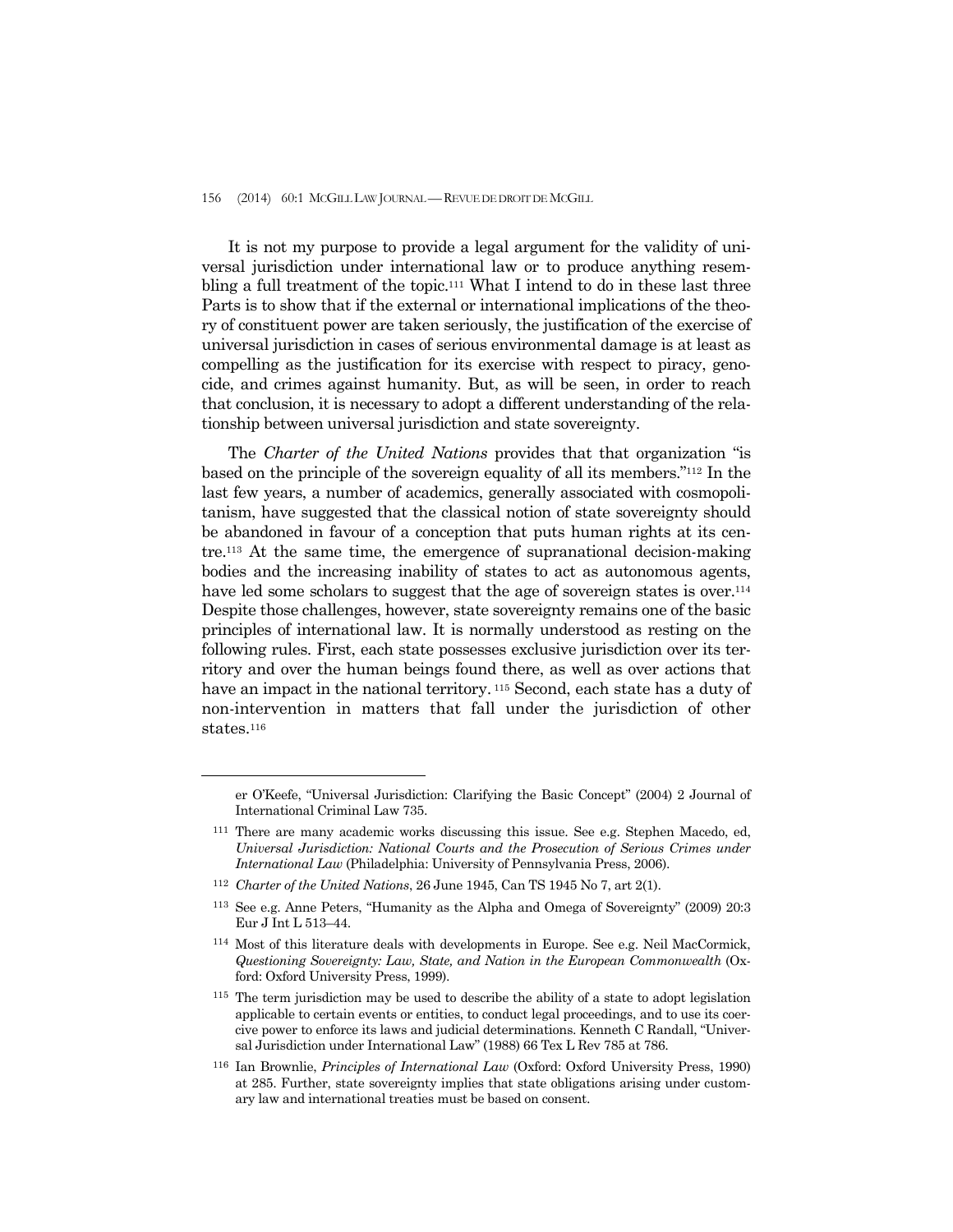It is not my purpose to provide a legal argument for the validity of universal jurisdiction under international law or to produce anything resembling a full treatment of the topic.[111] What I intend to do in these last three Parts is to show that if the external or international implications of the theory of constituent power are taken seriously, the justification of the exercise of universal jurisdiction in cases of serious environmental damage is at least as compelling as the justification for its exercise with respect to piracy, genocide, and crimes against humanity. But, as will be seen, in order to reach that conclusion, it is necessary to adopt a different understanding of the relationship between universal jurisdiction and state sovereignty.

The *Charter of the United Nations* provides that that organization "is based on the principle of the sovereign equality of all its members."[112] In the last few years, a number of academics, generally associated with cosmopolitanism, have suggested that the classical notion of state sovereignty should be abandoned in favour of a conception that puts human rights at its centre.[113] At the same time, the emergence of supranational decision-making bodies and the increasing inability of states to act as autonomous agents, have led some scholars to suggest that the age of sovereign states is over.[114] Despite those challenges, however, state sovereignty remains one of the basic principles of international law. It is normally understood as resting on the following rules. First, each state possesses exclusive jurisdiction over its territory and over the human beings found there, as well as over actions that have an impact in the national territory.[115] Second, each state has a duty of non-intervention in matters that fall under the jurisdiction of other states.[116]

---

er O'Keefe, "Universal Jurisdiction: Clarifying the Basic Concept" (2004) 2 Journal of International Criminal Law 735.

[111] There are many academic works discussing this issue. See e.g. Stephen Macedo, ed, *Universal Jurisdiction: National Courts and the Prosecution of Serious Crimes under International Law* (Philadelphia: University of Pennsylvania Press, 2006).

[112] *Charter of the United Nations*, 26 June 1945, Can TS 1945 No 7, art 2(1).

[113] See e.g. Anne Peters, "Humanity as the Alpha and Omega of Sovereignty" (2009) 20:3 Eur J Int L 513–44.

[114] Most of this literature deals with developments in Europe. See e.g. Neil MacCormick, *Questioning Sovereignty: Law, State, and Nation in the European Commonwealth* (Oxford: Oxford University Press, 1999).

[115] The term jurisdiction may be used to describe the ability of a state to adopt legislation applicable to certain events or entities, to conduct legal proceedings, and to use its coercive power to enforce its laws and judicial determinations. Kenneth C Randall, "Universal Jurisdiction under International Law" (1988) 66 Tex L Rev 785 at 786.

[116] Ian Brownlie, *Principles of International Law* (Oxford: Oxford University Press, 1990) at 285. Further, state sovereignty implies that state obligations arising under customary law and international treaties must be based on consent.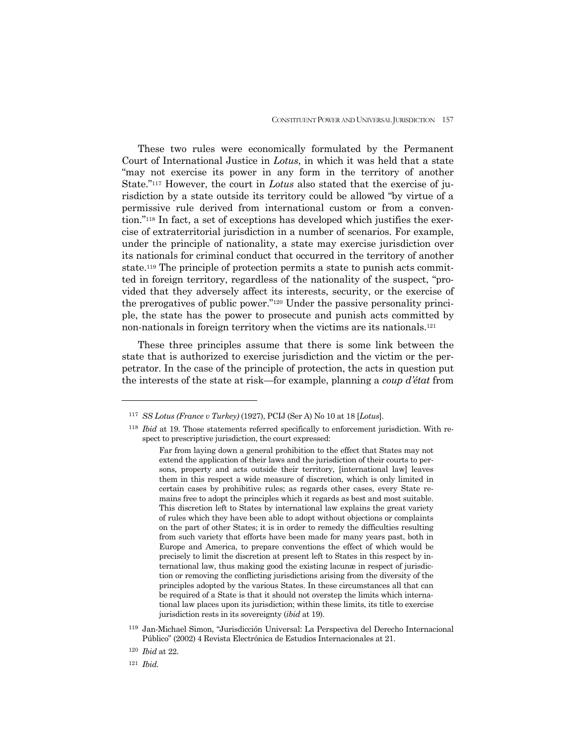These two rules were economically formulated by the Permanent Court of International Justice in *Lotus*, in which it was held that a state "may not exercise its power in any form in the territory of another State."[117] However, the court in *Lotus* also stated that the exercise of jurisdiction by a state outside its territory could be allowed "by virtue of a permissive rule derived from international custom or from a convention."[118] In fact, a set of exceptions has developed which justifies the exercise of extraterritorial jurisdiction in a number of scenarios. For example, under the principle of nationality, a state may exercise jurisdiction over its nationals for criminal conduct that occurred in the territory of another state.[119] The principle of protection permits a state to punish acts committed in foreign territory, regardless of the nationality of the suspect, "provided that they adversely affect its interests, security, or the exercise of the prerogatives of public power."[120] Under the passive personality principle, the state has the power to prosecute and punish acts committed by non-nationals in foreign territory when the victims are its nationals.[121]

These three principles assume that there is some link between the state that is authorized to exercise jurisdiction and the victim or the perpetrator. In the case of the principle of protection, the acts in question put the interests of the state at risk—for example, planning a *coup d'état* from

---

[117] *SS Lotus (France v Turkey)* (1927), PCIJ (Ser A) No 10 at 18 [*Lotus*].

[118] *Ibid* at 19. Those statements referred specifically to enforcement jurisdiction. With respect to prescriptive jurisdiction, the court expressed:

> Far from laying down a general prohibition to the effect that States may not extend the application of their laws and the jurisdiction of their courts to persons, property and acts outside their territory, [international law] leaves them in this respect a wide measure of discretion, which is only limited in certain cases by prohibitive rules; as regards other cases, every State remains free to adopt the principles which it regards as best and most suitable. This discretion left to States by international law explains the great variety of rules which they have been able to adopt without objections or complaints on the part of other States; it is in order to remedy the difficulties resulting from such variety that efforts have been made for many years past, both in Europe and America, to prepare conventions the effect of which would be precisely to limit the discretion at present left to States in this respect by international law, thus making good the existing lacunæ in respect of jurisdiction or removing the conflicting jurisdictions arising from the diversity of the principles adopted by the various States. In these circumstances all that can be required of a State is that it should not overstep the limits which international law places upon its jurisdiction; within these limits, its title to exercise jurisdiction rests in its sovereignty (*ibid* at 19).

[119] Jan-Michael Simon, "Jurisdicción Universal: La Perspectiva del Derecho Internacional Público" (2002) 4 Revista Electrónica de Estudios Internacionales at 21.

[120] *Ibid* at 22.

[121] *Ibid.*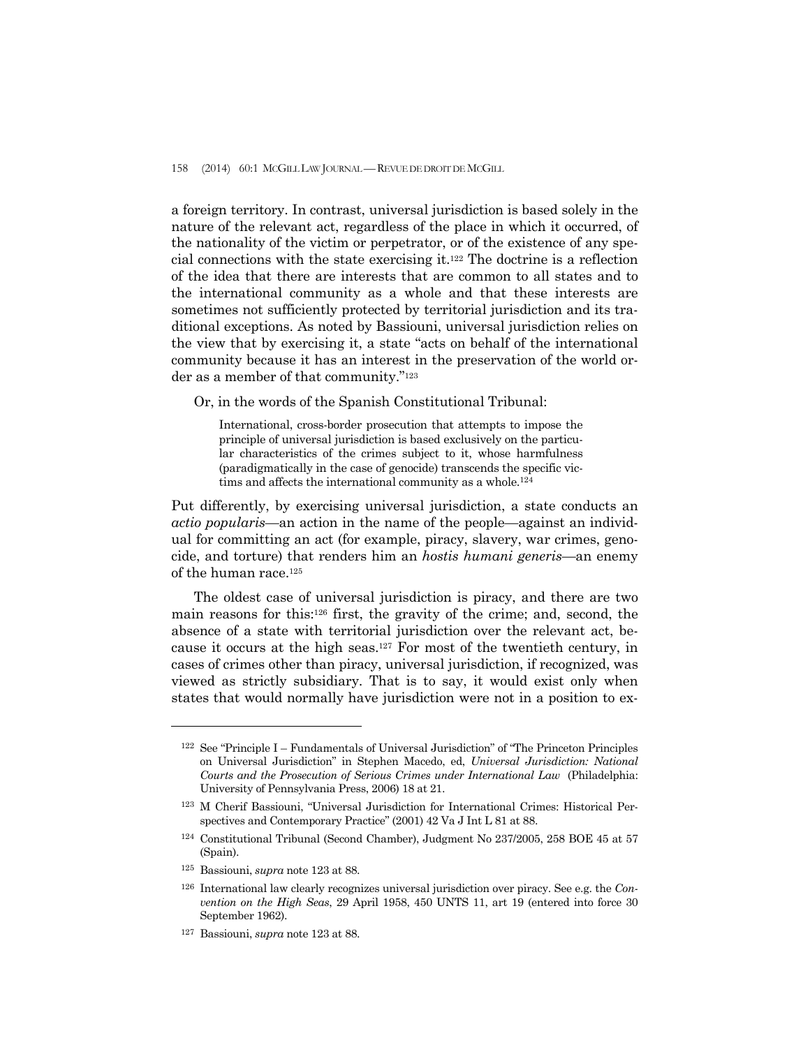a foreign territory. In contrast, universal jurisdiction is based solely in the nature of the relevant act, regardless of the place in which it occurred, of the nationality of the victim or perpetrator, or of the existence of any special connections with the state exercising it.[122] The doctrine is a reflection of the idea that there are interests that are common to all states and to the international community as a whole and that these interests are sometimes not sufficiently protected by territorial jurisdiction and its traditional exceptions. As noted by Bassiouni, universal jurisdiction relies on the view that by exercising it, a state "acts on behalf of the international community because it has an interest in the preservation of the world order as a member of that community."[123]

Or, in the words of the Spanish Constitutional Tribunal:

> International, cross-border prosecution that attempts to impose the principle of universal jurisdiction is based exclusively on the particular characteristics of the crimes subject to it, whose harmfulness (paradigmatically in the case of genocide) transcends the specific victims and affects the international community as a whole.[124]

Put differently, by exercising universal jurisdiction, a state conducts an *actio popularis*—an action in the name of the people—against an individual for committing an act (for example, piracy, slavery, war crimes, genocide, and torture) that renders him an *hostis humani generis*—an enemy of the human race.[125]

The oldest case of universal jurisdiction is piracy, and there are two main reasons for this:[126] first, the gravity of the crime; and, second, the absence of a state with territorial jurisdiction over the relevant act, because it occurs at the high seas.[127] For most of the twentieth century, in cases of crimes other than piracy, universal jurisdiction, if recognized, was viewed as strictly subsidiary. That is to say, it would exist only when states that would normally have jurisdiction were not in a position to ex-

---

[122] See "Principle I – Fundamentals of Universal Jurisdiction" of "The Princeton Principles on Universal Jurisdiction" in Stephen Macedo, ed, *Universal Jurisdiction: National Courts and the Prosecution of Serious Crimes under International Law* (Philadelphia: University of Pennsylvania Press, 2006) 18 at 21.

[123] M Cherif Bassiouni, "Universal Jurisdiction for International Crimes: Historical Perspectives and Contemporary Practice" (2001) 42 Va J Int L 81 at 88.

[124] Constitutional Tribunal (Second Chamber), Judgment No 237/2005, 258 BOE 45 at 57 (Spain).

[125] Bassiouni, *supra* note 123 at 88.

[126] International law clearly recognizes universal jurisdiction over piracy. See e.g. the *Convention on the High Seas*, 29 April 1958, 450 UNTS 11, art 19 (entered into force 30 September 1962).

[127] Bassiouni, *supra* note 123 at 88.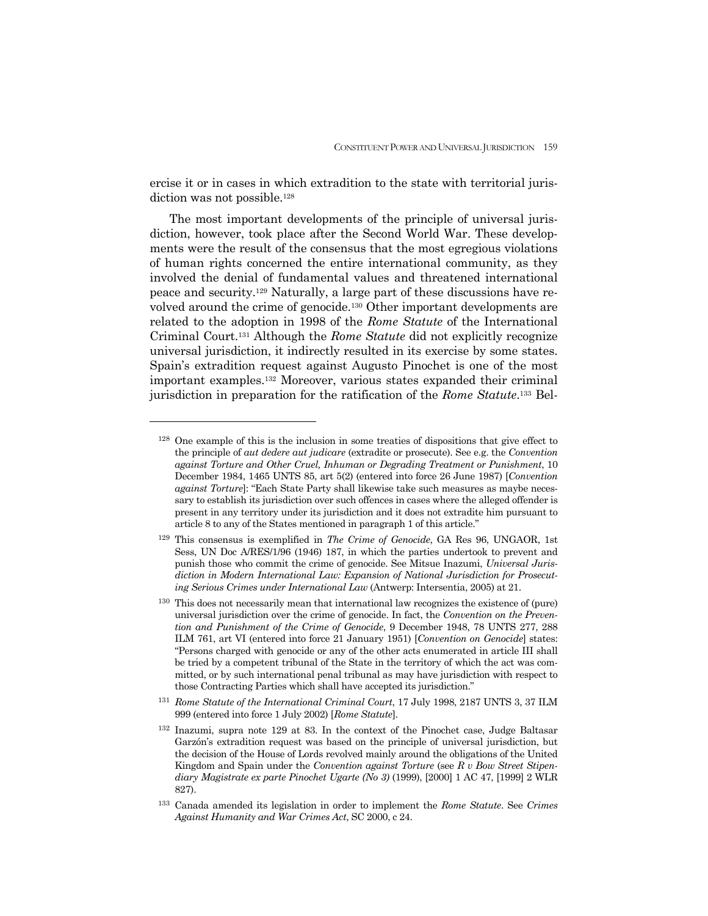ercise it or in cases in which extradition to the state with territorial jurisdiction was not possible.[128]

The most important developments of the principle of universal jurisdiction, however, took place after the Second World War. These developments were the result of the consensus that the most egregious violations of human rights concerned the entire international community, as they involved the denial of fundamental values and threatened international peace and security.[129] Naturally, a large part of these discussions have revolved around the crime of genocide.[130] Other important developments are related to the adoption in 1998 of the *Rome Statute* of the International Criminal Court.[131] Although the *Rome Statute* did not explicitly recognize universal jurisdiction, it indirectly resulted in its exercise by some states. Spain's extradition request against Augusto Pinochet is one of the most important examples.[132] Moreover, various states expanded their criminal jurisdiction in preparation for the ratification of the *Rome Statute*.[133] Bel-

---

[128] One example of this is the inclusion in some treaties of dispositions that give effect to the principle of *aut dedere aut judicare* (extradite or prosecute). See e.g. the *Convention against Torture and Other Cruel, Inhuman or Degrading Treatment or Punishment*, 10 December 1984, 1465 UNTS 85, art 5(2) (entered into force 26 June 1987) [*Convention against Torture*]: "Each State Party shall likewise take such measures as maybe necessary to establish its jurisdiction over such offences in cases where the alleged offender is present in any territory under its jurisdiction and it does not extradite him pursuant to article 8 to any of the States mentioned in paragraph 1 of this article."

[129] This consensus is exemplified in *The Crime of Genocide*, GA Res 96, UNGAOR, 1st Sess, UN Doc A/RES/1/96 (1946) 187, in which the parties undertook to prevent and punish those who commit the crime of genocide. See Mitsue Inazumi, *Universal Jurisdiction in Modern International Law: Expansion of National Jurisdiction for Prosecuting Serious Crimes under International Law* (Antwerp: Intersentia, 2005) at 21.

[130] This does not necessarily mean that international law recognizes the existence of (pure) universal jurisdiction over the crime of genocide. In fact, the *Convention on the Prevention and Punishment of the Crime of Genocide*, 9 December 1948, 78 UNTS 277, 288 ILM 761, art VI (entered into force 21 January 1951) [*Convention on Genocide*] states: "Persons charged with genocide or any of the other acts enumerated in article III shall be tried by a competent tribunal of the State in the territory of which the act was committed, or by such international penal tribunal as may have jurisdiction with respect to those Contracting Parties which shall have accepted its jurisdiction."

[131] *Rome Statute of the International Criminal Court*, 17 July 1998, 2187 UNTS 3, 37 ILM 999 (entered into force 1 July 2002) [*Rome Statute*].

[132] Inazumi, supra note 129 at 83. In the context of the Pinochet case, Judge Baltasar Garzón's extradition request was based on the principle of universal jurisdiction, but the decision of the House of Lords revolved mainly around the obligations of the United Kingdom and Spain under the *Convention against Torture* (see *R v Bow Street Stipendiary Magistrate ex parte Pinochet Ugarte (No 3)* (1999), [2000] 1 AC 47, [1999] 2 WLR 827).

[133] Canada amended its legislation in order to implement the *Rome Statute*. See *Crimes Against Humanity and War Crimes Act*, SC 2000, c 24.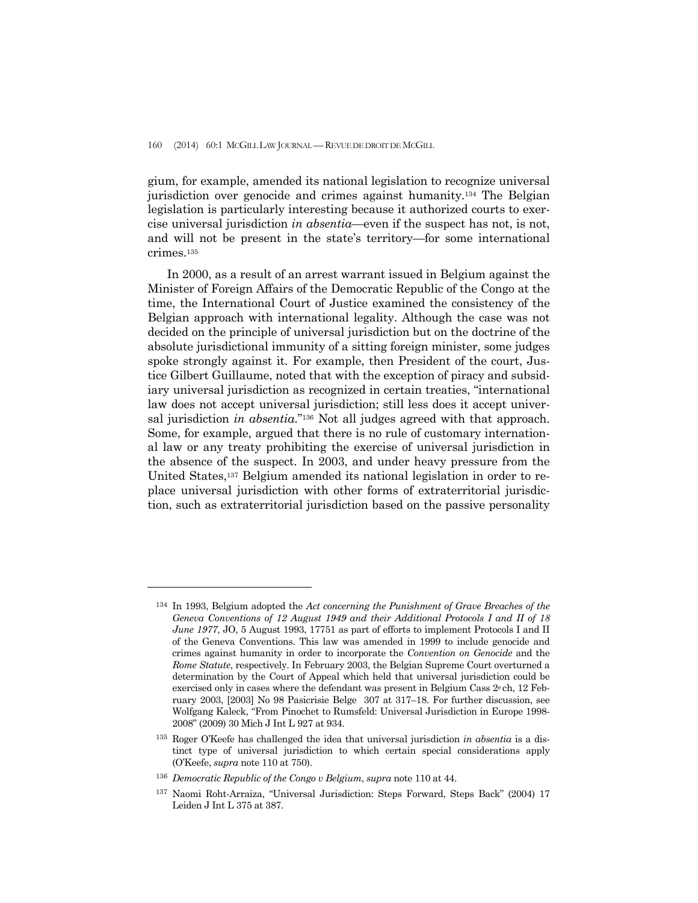gium, for example, amended its national legislation to recognize universal jurisdiction over genocide and crimes against humanity.[134] The Belgian legislation is particularly interesting because it authorized courts to exercise universal jurisdiction *in absentia*—even if the suspect has not, is not, and will not be present in the state's territory—for some international crimes.[135]

In 2000, as a result of an arrest warrant issued in Belgium against the Minister of Foreign Affairs of the Democratic Republic of the Congo at the time, the International Court of Justice examined the consistency of the Belgian approach with international legality. Although the case was not decided on the principle of universal jurisdiction but on the doctrine of the absolute jurisdictional immunity of a sitting foreign minister, some judges spoke strongly against it. For example, then President of the court, Justice Gilbert Guillaume, noted that with the exception of piracy and subsidiary universal jurisdiction as recognized in certain treaties, "international law does not accept universal jurisdiction; still less does it accept universal jurisdiction *in absentia*."[136] Not all judges agreed with that approach. Some, for example, argued that there is no rule of customary international law or any treaty prohibiting the exercise of universal jurisdiction in the absence of the suspect. In 2003, and under heavy pressure from the United States,[137] Belgium amended its national legislation in order to replace universal jurisdiction with other forms of extraterritorial jurisdiction, such as extraterritorial jurisdiction based on the passive personality

---

[134] In 1993, Belgium adopted the *Act concerning the Punishment of Grave Breaches of the Geneva Conventions of 12 August 1949 and their Additional Protocols I and II of 18 June 1977*, JO, 5 August 1993, 17751 as part of efforts to implement Protocols I and II of the Geneva Conventions. This law was amended in 1999 to include genocide and crimes against humanity in order to incorporate the *Convention on Genocide* and the *Rome Statute*, respectively. In February 2003, the Belgian Supreme Court overturned a determination by the Court of Appeal which held that universal jurisdiction could be exercised only in cases where the defendant was present in Belgium Cass 2e ch, 12 February 2003, [2003] No 98 Pasicrisie Belge 307 at 317–18. For further discussion, see Wolfgang Kaleck, "From Pinochet to Rumsfeld: Universal Jurisdiction in Europe 1998-2008" (2009) 30 Mich J Int L 927 at 934.

[135] Roger O'Keefe has challenged the idea that universal jurisdiction *in absentia* is a distinct type of universal jurisdiction to which certain special considerations apply (O'Keefe, *supra* note 110 at 750).

[136] *Democratic Republic of the Congo v Belgium*, *supra* note 110 at 44.

[137] Naomi Roht-Arraiza, "Universal Jurisdiction: Steps Forward, Steps Back" (2004) 17 Leiden J Int L 375 at 387.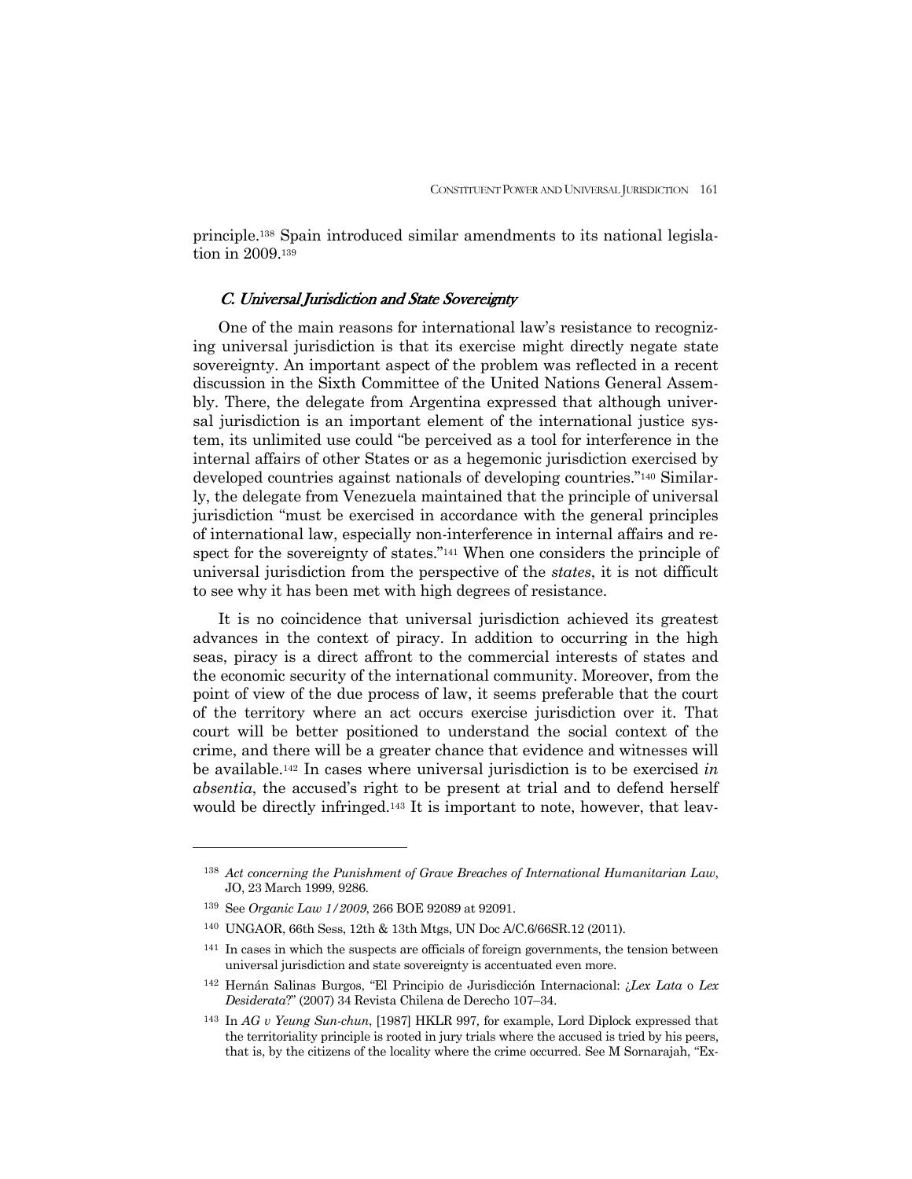principle.[138] Spain introduced similar amendments to its national legislation in 2009.[139]

### C. Universal Jurisdiction and State Sovereignty

One of the main reasons for international law's resistance to recognizing universal jurisdiction is that its exercise might directly negate state sovereignty. An important aspect of the problem was reflected in a recent discussion in the Sixth Committee of the United Nations General Assembly. There, the delegate from Argentina expressed that although universal jurisdiction is an important element of the international justice system, its unlimited use could "be perceived as a tool for interference in the internal affairs of other States or as a hegemonic jurisdiction exercised by developed countries against nationals of developing countries."[140] Similarly, the delegate from Venezuela maintained that the principle of universal jurisdiction "must be exercised in accordance with the general principles of international law, especially non-interference in internal affairs and respect for the sovereignty of states."[141] When one considers the principle of universal jurisdiction from the perspective of the *states*, it is not difficult to see why it has been met with high degrees of resistance.

It is no coincidence that universal jurisdiction achieved its greatest advances in the context of piracy. In addition to occurring in the high seas, piracy is a direct affront to the commercial interests of states and the economic security of the international community. Moreover, from the point of view of the due process of law, it seems preferable that the court of the territory where an act occurs exercise jurisdiction over it. That court will be better positioned to understand the social context of the crime, and there will be a greater chance that evidence and witnesses will be available.[142] In cases where universal jurisdiction is to be exercised *in absentia*, the accused's right to be present at trial and to defend herself would be directly infringed.[143] It is important to note, however, that leav-

---

[138] *Act concerning the Punishment of Grave Breaches of International Humanitarian Law*, JO, 23 March 1999, 9286.

[139] See *Organic Law 1/2009*, 266 BOE 92089 at 92091.

[140] UNGAOR, 66th Sess, 12th & 13th Mtgs, UN Doc A/C.6/66SR.12 (2011).

[141] In cases in which the suspects are officials of foreign governments, the tension between universal jurisdiction and state sovereignty is accentuated even more.

[142] Hernán Salinas Burgos, "El Principio de Jurisdicción Internacional: ¿*Lex Lata* o *Lex Desiderata*?" (2007) 34 Revista Chilena de Derecho 107–34.

[143] In *AG v Yeung Sun-chun*, [1987] HKLR 997, for example, Lord Diplock expressed that the territoriality principle is rooted in jury trials where the accused is tried by his peers, that is, by the citizens of the locality where the crime occurred. See M Sornarajah, "Ex-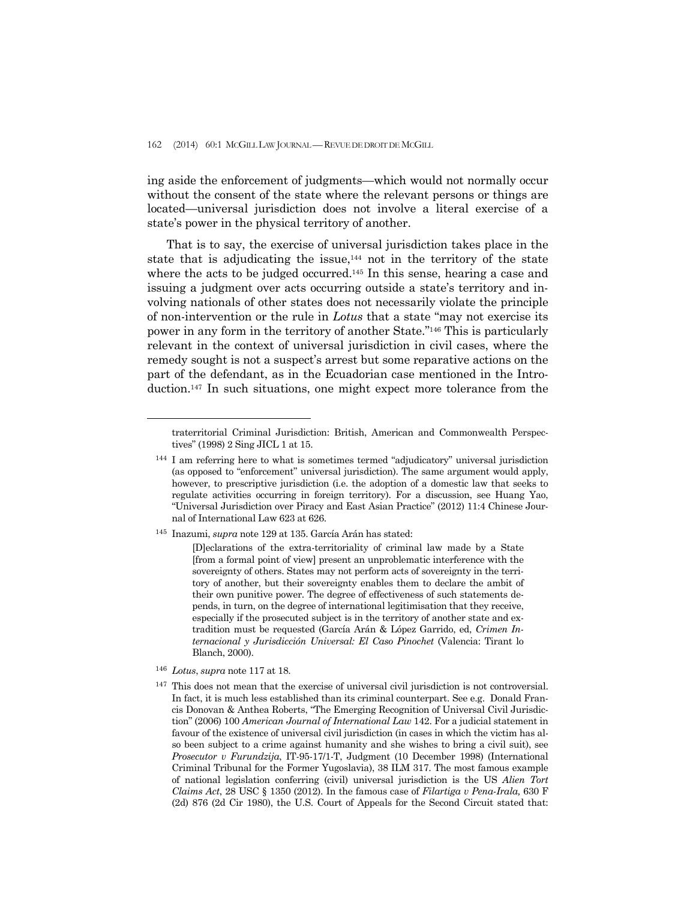ing aside the enforcement of judgments—which would not normally occur without the consent of the state where the relevant persons or things are located—universal jurisdiction does not involve a literal exercise of a state's power in the physical territory of another.

That is to say, the exercise of universal jurisdiction takes place in the state that is adjudicating the issue,[144] not in the territory of the state where the acts to be judged occurred.[145] In this sense, hearing a case and issuing a judgment over acts occurring outside a state's territory and involving nationals of other states does not necessarily violate the principle of non-intervention or the rule in *Lotus* that a state "may not exercise its power in any form in the territory of another State."[146] This is particularly relevant in the context of universal jurisdiction in civil cases, where the remedy sought is not a suspect's arrest but some reparative actions on the part of the defendant, as in the Ecuadorian case mentioned in the Introduction.[147] In such situations, one might expect more tolerance from the

---

traterritorial Criminal Jurisdiction: British, American and Commonwealth Perspectives" (1998) 2 Sing JICL 1 at 15.

[144] I am referring here to what is sometimes termed "adjudicatory" universal jurisdiction (as opposed to "enforcement" universal jurisdiction). The same argument would apply, however, to prescriptive jurisdiction (i.e. the adoption of a domestic law that seeks to regulate activities occurring in foreign territory). For a discussion, see Huang Yao, "Universal Jurisdiction over Piracy and East Asian Practice" (2012) 11:4 Chinese Journal of International Law 623 at 626.

[145] Inazumi, *supra* note 129 at 135. García Arán has stated:

> [D]eclarations of the extra-territoriality of criminal law made by a State [from a formal point of view] present an unproblematic interference with the sovereignty of others. States may not perform acts of sovereignty in the territory of another, but their sovereignty enables them to declare the ambit of their own punitive power. The degree of effectiveness of such statements depends, in turn, on the degree of international legitimisation that they receive, especially if the prosecuted subject is in the territory of another state and extradition must be requested (García Arán & López Garrido, ed, *Crimen Internacional y Jurisdicción Universal: El Caso Pinochet* (Valencia: Tirant lo Blanch, 2000).

[146] *Lotus*, *supra* note 117 at 18.

[147] This does not mean that the exercise of universal civil jurisdiction is not controversial. In fact, it is much less established than its criminal counterpart. See e.g. Donald Francis Donovan & Anthea Roberts, "The Emerging Recognition of Universal Civil Jurisdiction" (2006) 100 *American Journal of International Law* 142. For a judicial statement in favour of the existence of universal civil jurisdiction (in cases in which the victim has also been subject to a crime against humanity and she wishes to bring a civil suit), see *Prosecutor v Furundzija*, IT-95-17/1-T, Judgment (10 December 1998) (International Criminal Tribunal for the Former Yugoslavia), 38 ILM 317. The most famous example of national legislation conferring (civil) universal jurisdiction is the US *Alien Tort Claims Act*, 28 USC § 1350 (2012). In the famous case of *Filartiga v Pena-Irala,* 630 F (2d) 876 (2d Cir 1980), the U.S. Court of Appeals for the Second Circuit stated that: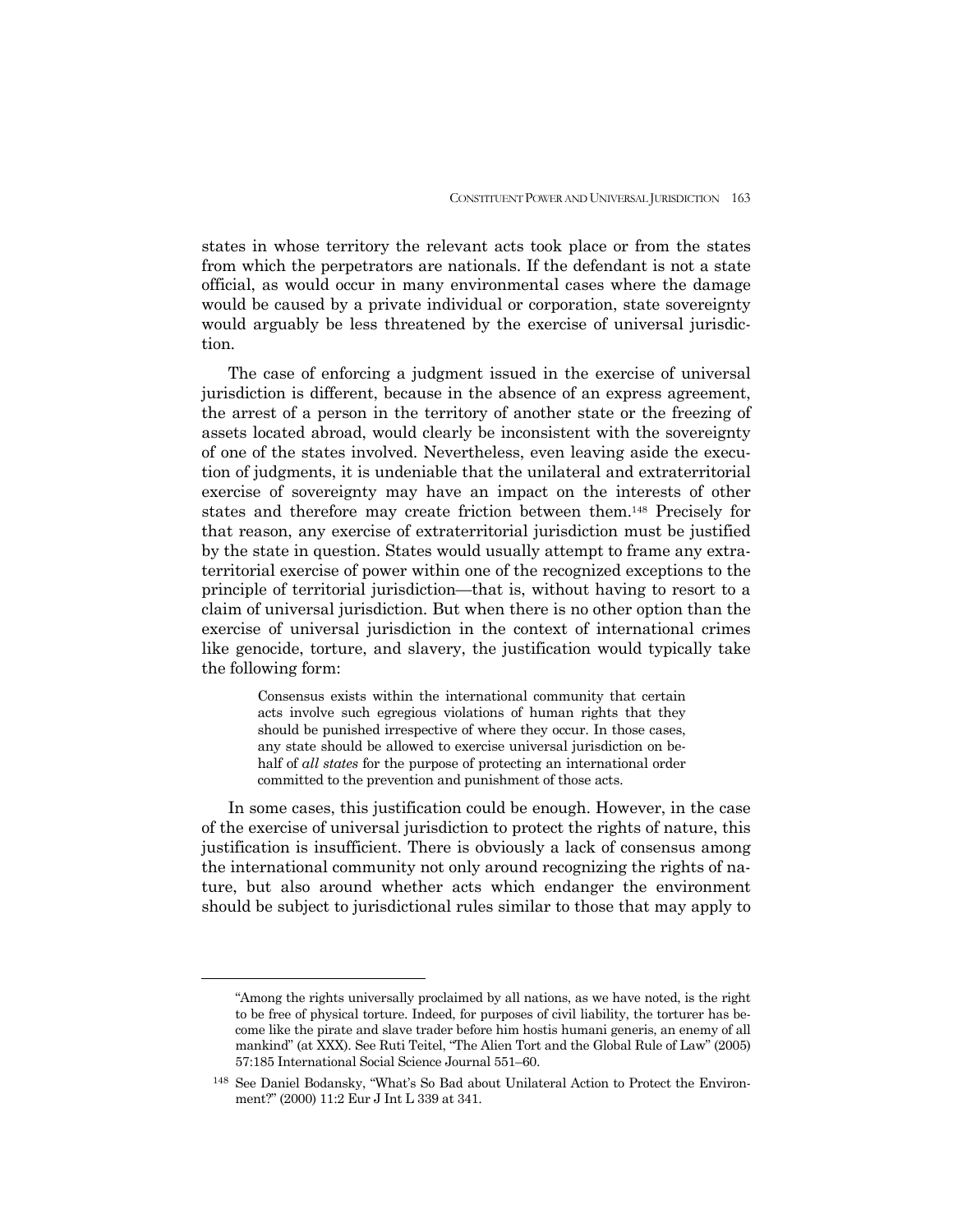states in whose territory the relevant acts took place or from the states from which the perpetrators are nationals. If the defendant is not a state official, as would occur in many environmental cases where the damage would be caused by a private individual or corporation, state sovereignty would arguably be less threatened by the exercise of universal jurisdiction.

The case of enforcing a judgment issued in the exercise of universal jurisdiction is different, because in the absence of an express agreement, the arrest of a person in the territory of another state or the freezing of assets located abroad, would clearly be inconsistent with the sovereignty of one of the states involved. Nevertheless, even leaving aside the execution of judgments, it is undeniable that the unilateral and extraterritorial exercise of sovereignty may have an impact on the interests of other states and therefore may create friction between them.[148] Precisely for that reason, any exercise of extraterritorial jurisdiction must be justified by the state in question. States would usually attempt to frame any extraterritorial exercise of power within one of the recognized exceptions to the principle of territorial jurisdiction—that is, without having to resort to a claim of universal jurisdiction. But when there is no other option than the exercise of universal jurisdiction in the context of international crimes like genocide, torture, and slavery, the justification would typically take the following form:

> Consensus exists within the international community that certain acts involve such egregious violations of human rights that they should be punished irrespective of where they occur. In those cases, any state should be allowed to exercise universal jurisdiction on behalf of *all states* for the purpose of protecting an international order committed to the prevention and punishment of those acts.

In some cases, this justification could be enough. However, in the case of the exercise of universal jurisdiction to protect the rights of nature, this justification is insufficient. There is obviously a lack of consensus among the international community not only around recognizing the rights of nature, but also around whether acts which endanger the environment should be subject to jurisdictional rules similar to those that may apply to

---

"Among the rights universally proclaimed by all nations, as we have noted, is the right to be free of physical torture. Indeed, for purposes of civil liability, the torturer has become like the pirate and slave trader before him hostis humani generis, an enemy of all mankind" (at XXX). See Ruti Teitel, "The Alien Tort and the Global Rule of Law" (2005) 57:185 International Social Science Journal 551–60.

[148] See Daniel Bodansky, "What's So Bad about Unilateral Action to Protect the Environment?" (2000) 11:2 Eur J Int L 339 at 341.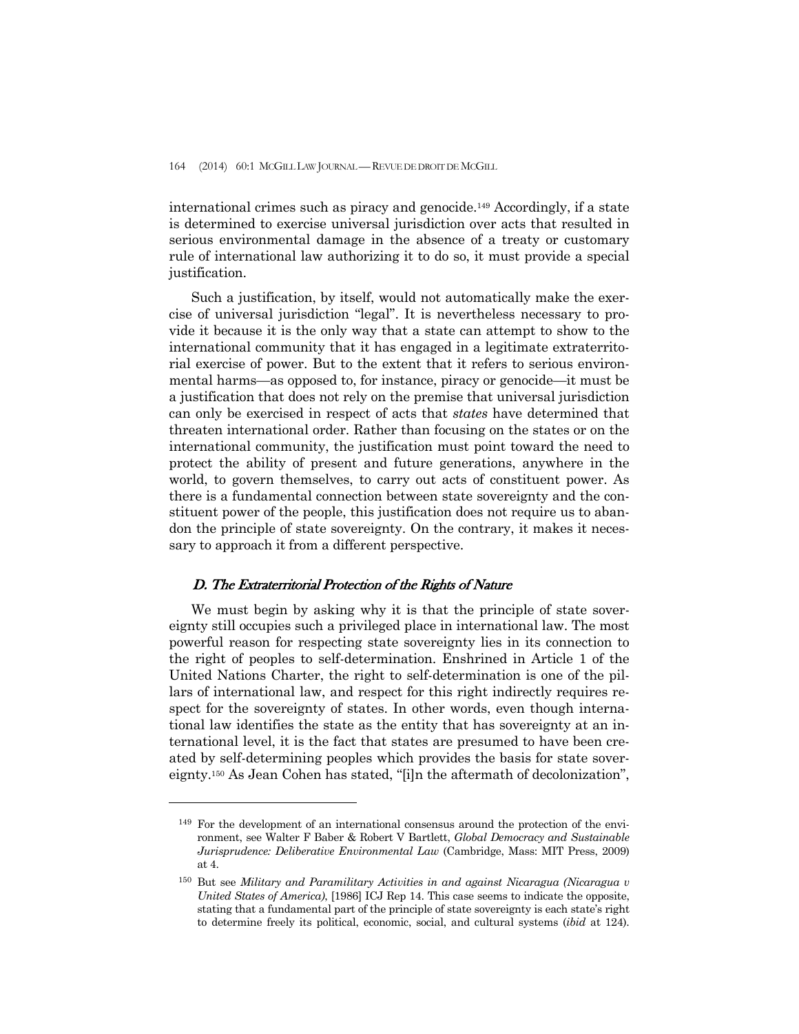international crimes such as piracy and genocide.[149] Accordingly, if a state is determined to exercise universal jurisdiction over acts that resulted in serious environmental damage in the absence of a treaty or customary rule of international law authorizing it to do so, it must provide a special justification.

Such a justification, by itself, would not automatically make the exercise of universal jurisdiction "legal". It is nevertheless necessary to provide it because it is the only way that a state can attempt to show to the international community that it has engaged in a legitimate extraterritorial exercise of power. But to the extent that it refers to serious environmental harms—as opposed to, for instance, piracy or genocide—it must be a justification that does not rely on the premise that universal jurisdiction can only be exercised in respect of acts that *states* have determined that threaten international order. Rather than focusing on the states or on the international community, the justification must point toward the need to protect the ability of present and future generations, anywhere in the world, to govern themselves, to carry out acts of constituent power. As there is a fundamental connection between state sovereignty and the constituent power of the people, this justification does not require us to abandon the principle of state sovereignty. On the contrary, it makes it necessary to approach it from a different perspective.

### *D. The Extraterritorial Protection of the Rights of Nature*

We must begin by asking why it is that the principle of state sovereignty still occupies such a privileged place in international law. The most powerful reason for respecting state sovereignty lies in its connection to the right of peoples to self-determination. Enshrined in Article 1 of the United Nations Charter, the right to self-determination is one of the pillars of international law, and respect for this right indirectly requires respect for the sovereignty of states. In other words, even though international law identifies the state as the entity that has sovereignty at an international level, it is the fact that states are presumed to have been created by self-determining peoples which provides the basis for state sovereignty.[150] As Jean Cohen has stated, "[i]n the aftermath of decolonization",

---

[149] For the development of an international consensus around the protection of the environment, see Walter F Baber & Robert V Bartlett, *Global Democracy and Sustainable Jurisprudence: Deliberative Environmental Law* (Cambridge, Mass: MIT Press, 2009) at 4.

[150] But see *Military and Paramilitary Activities in and against Nicaragua (Nicaragua v United States of America)*, [1986] ICJ Rep 14. This case seems to indicate the opposite, stating that a fundamental part of the principle of state sovereignty is each state's right to determine freely its political, economic, social, and cultural systems (*ibid* at 124).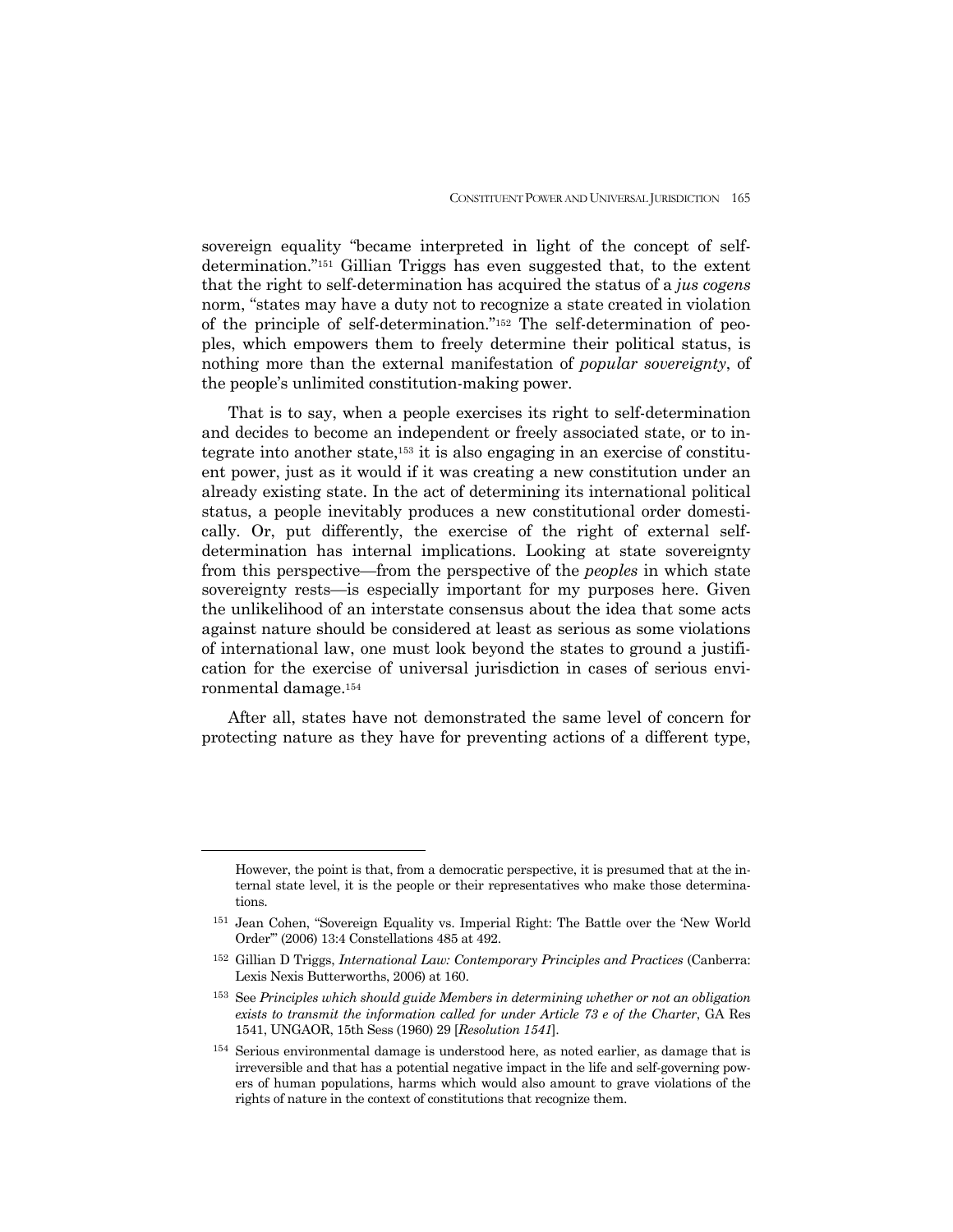sovereign equality "became interpreted in light of the concept of self-determination."[151] Gillian Triggs has even suggested that, to the extent that the right to self-determination has acquired the status of a *jus cogens* norm, "states may have a duty not to recognize a state created in violation of the principle of self-determination."[152] The self-determination of peoples, which empowers them to freely determine their political status, is nothing more than the external manifestation of *popular sovereignty*, of the people's unlimited constitution-making power.

That is to say, when a people exercises its right to self-determination and decides to become an independent or freely associated state, or to integrate into another state,[153] it is also engaging in an exercise of constituent power, just as it would if it was creating a new constitution under an already existing state. In the act of determining its international political status, a people inevitably produces a new constitutional order domestically. Or, put differently, the exercise of the right of external self-determination has internal implications. Looking at state sovereignty from this perspective—from the perspective of the *peoples* in which state sovereignty rests—is especially important for my purposes here. Given the unlikelihood of an interstate consensus about the idea that some acts against nature should be considered at least as serious as some violations of international law, one must look beyond the states to ground a justification for the exercise of universal jurisdiction in cases of serious environmental damage.[154]

After all, states have not demonstrated the same level of concern for protecting nature as they have for preventing actions of a different type,

---

However, the point is that, from a democratic perspective, it is presumed that at the internal state level, it is the people or their representatives who make those determinations.

[151] Jean Cohen, "Sovereign Equality vs. Imperial Right: The Battle over the 'New World Order'" (2006) 13:4 Constellations 485 at 492.

[152] Gillian D Triggs, *International Law: Contemporary Principles and Practices* (Canberra: Lexis Nexis Butterworths, 2006) at 160.

[153] See *Principles which should guide Members in determining whether or not an obligation exists to transmit the information called for under Article 73 e of the Charter*, GA Res 1541, UNGAOR, 15th Sess (1960) 29 [*Resolution 1541*].

[154] Serious environmental damage is understood here, as noted earlier, as damage that is irreversible and that has a potential negative impact in the life and self-governing powers of human populations, harms which would also amount to grave violations of the rights of nature in the context of constitutions that recognize them.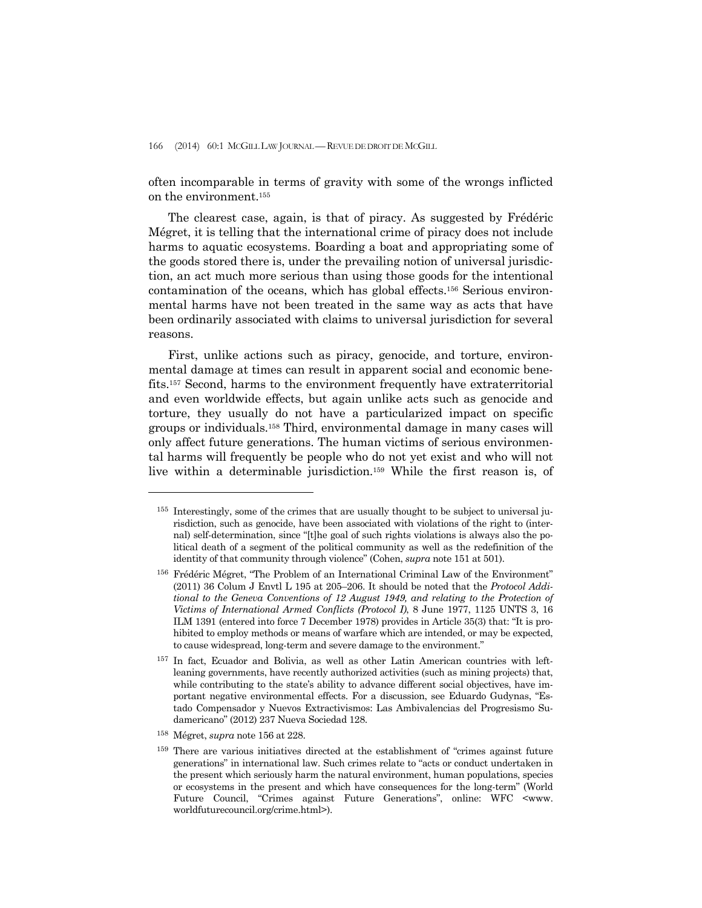often incomparable in terms of gravity with some of the wrongs inflicted on the environment.[155]

The clearest case, again, is that of piracy. As suggested by Frédéric Mégret, it is telling that the international crime of piracy does not include harms to aquatic ecosystems. Boarding a boat and appropriating some of the goods stored there is, under the prevailing notion of universal jurisdiction, an act much more serious than using those goods for the intentional contamination of the oceans, which has global effects.[156] Serious environmental harms have not been treated in the same way as acts that have been ordinarily associated with claims to universal jurisdiction for several reasons.

First, unlike actions such as piracy, genocide, and torture, environmental damage at times can result in apparent social and economic benefits.[157] Second, harms to the environment frequently have extraterritorial and even worldwide effects, but again unlike acts such as genocide and torture, they usually do not have a particularized impact on specific groups or individuals.[158] Third, environmental damage in many cases will only affect future generations. The human victims of serious environmental harms will frequently be people who do not yet exist and who will not live within a determinable jurisdiction.[159] While the first reason is, of

---

[155] Interestingly, some of the crimes that are usually thought to be subject to universal jurisdiction, such as genocide, have been associated with violations of the right to (internal) self-determination, since "[t]he goal of such rights violations is always also the political death of a segment of the political community as well as the redefinition of the identity of that community through violence" (Cohen, *supra* note 151 at 501).

[156] Frédéric Mégret, "The Problem of an International Criminal Law of the Environment" (2011) 36 Colum J Envtl L 195 at 205–206. It should be noted that the *Protocol Additional to the Geneva Conventions of 12 August 1949, and relating to the Protection of Victims of International Armed Conflicts (Protocol I)*, 8 June 1977, 1125 UNTS 3, 16 ILM 1391 (entered into force 7 December 1978) provides in Article 35(3) that: "It is prohibited to employ methods or means of warfare which are intended, or may be expected, to cause widespread, long-term and severe damage to the environment."

[157] In fact, Ecuador and Bolivia, as well as other Latin American countries with left-leaning governments, have recently authorized activities (such as mining projects) that, while contributing to the state's ability to advance different social objectives, have important negative environmental effects. For a discussion, see Eduardo Gudynas, "Estado Compensador y Nuevos Extractivismos: Las Ambivalencias del Progresismo Sudamericano" (2012) 237 Nueva Sociedad 128.

[158] Mégret, *supra* note 156 at 228.

[159] There are various initiatives directed at the establishment of "crimes against future generations" in international law. Such crimes relate to "acts or conduct undertaken in the present which seriously harm the natural environment, human populations, species or ecosystems in the present and which have consequences for the long-term" (World Future Council, "Crimes against Future Generations", online: WFC <www.worldfuturecouncil.org/crime.html>).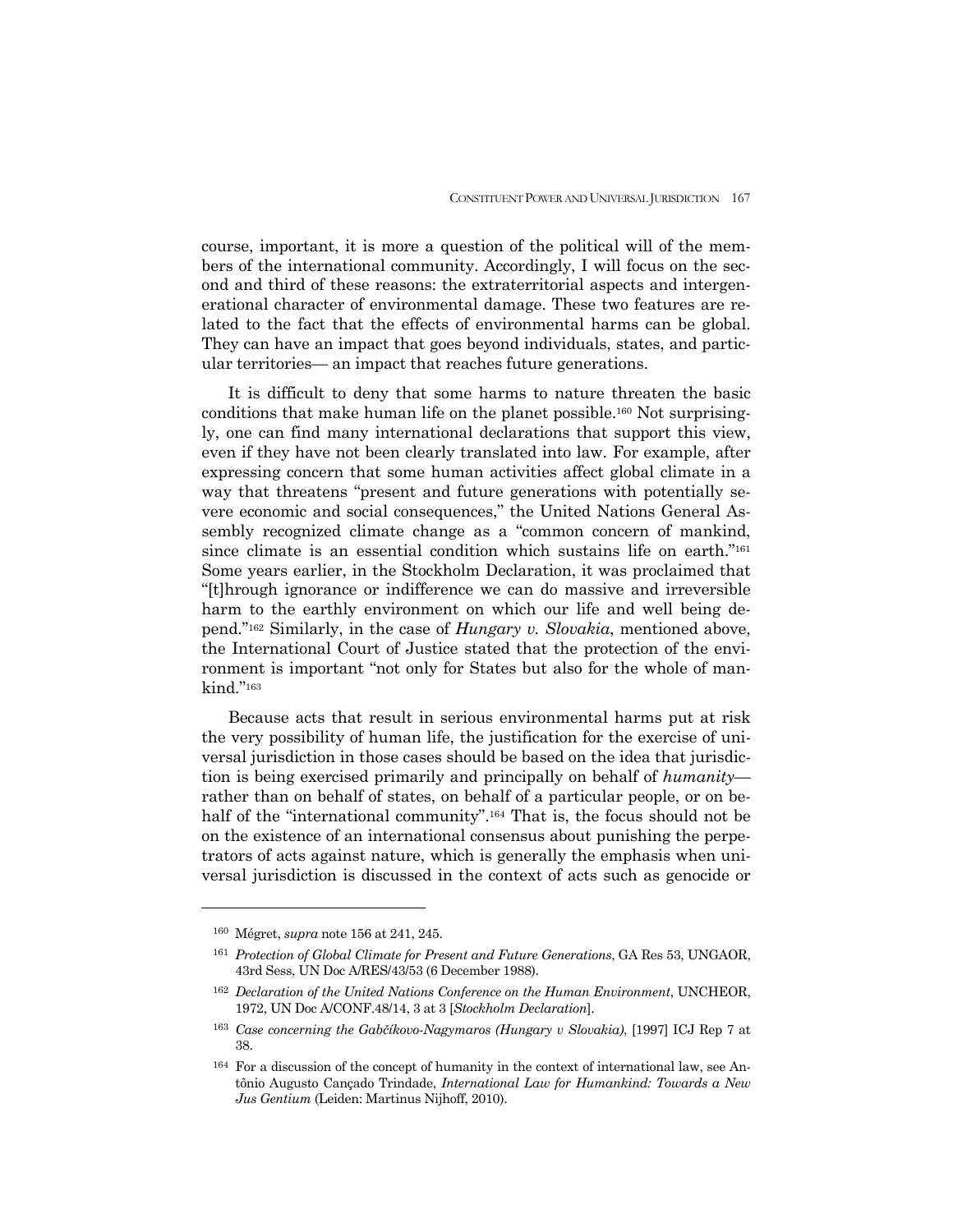course, important, it is more a question of the political will of the members of the international community. Accordingly, I will focus on the second and third of these reasons: the extraterritorial aspects and intergenerational character of environmental damage. These two features are related to the fact that the effects of environmental harms can be global. They can have an impact that goes beyond individuals, states, and particular territories— an impact that reaches future generations.

It is difficult to deny that some harms to nature threaten the basic conditions that make human life on the planet possible.[160] Not surprisingly, one can find many international declarations that support this view, even if they have not been clearly translated into law. For example, after expressing concern that some human activities affect global climate in a way that threatens "present and future generations with potentially severe economic and social consequences," the United Nations General Assembly recognized climate change as a "common concern of mankind, since climate is an essential condition which sustains life on earth."[161] Some years earlier, in the Stockholm Declaration, it was proclaimed that "[t]hrough ignorance or indifference we can do massive and irreversible harm to the earthly environment on which our life and well being depend."[162] Similarly, in the case of *Hungary v. Slovakia*, mentioned above, the International Court of Justice stated that the protection of the environment is important "not only for States but also for the whole of mankind."[163]

Because acts that result in serious environmental harms put at risk the very possibility of human life, the justification for the exercise of universal jurisdiction in those cases should be based on the idea that jurisdiction is being exercised primarily and principally on behalf of *humanity*—rather than on behalf of states, on behalf of a particular people, or on behalf of the "international community".[164] That is, the focus should not be on the existence of an international consensus about punishing the perpetrators of acts against nature, which is generally the emphasis when universal jurisdiction is discussed in the context of acts such as genocide or

---

[160] Mégret, *supra* note 156 at 241, 245.

[161] *Protection of Global Climate for Present and Future Generations*, GA Res 53, UNGAOR, 43rd Sess, UN Doc A/RES/43/53 (6 December 1988).

[162] *Declaration of the United Nations Conference on the Human Environment*, UNCHEOR, 1972, UN Doc A/CONF.48/14, 3 at 3 [*Stockholm Declaration*].

[163] *Case concerning the Gabčíkovo-Nagymaros (Hungary v Slovakia)*, [1997] ICJ Rep 7 at 38.

[164] For a discussion of the concept of humanity in the context of international law, see Antônio Augusto Cançado Trindade, *International Law for Humankind: Towards a New Jus Gentium* (Leiden: Martinus Nijhoff, 2010).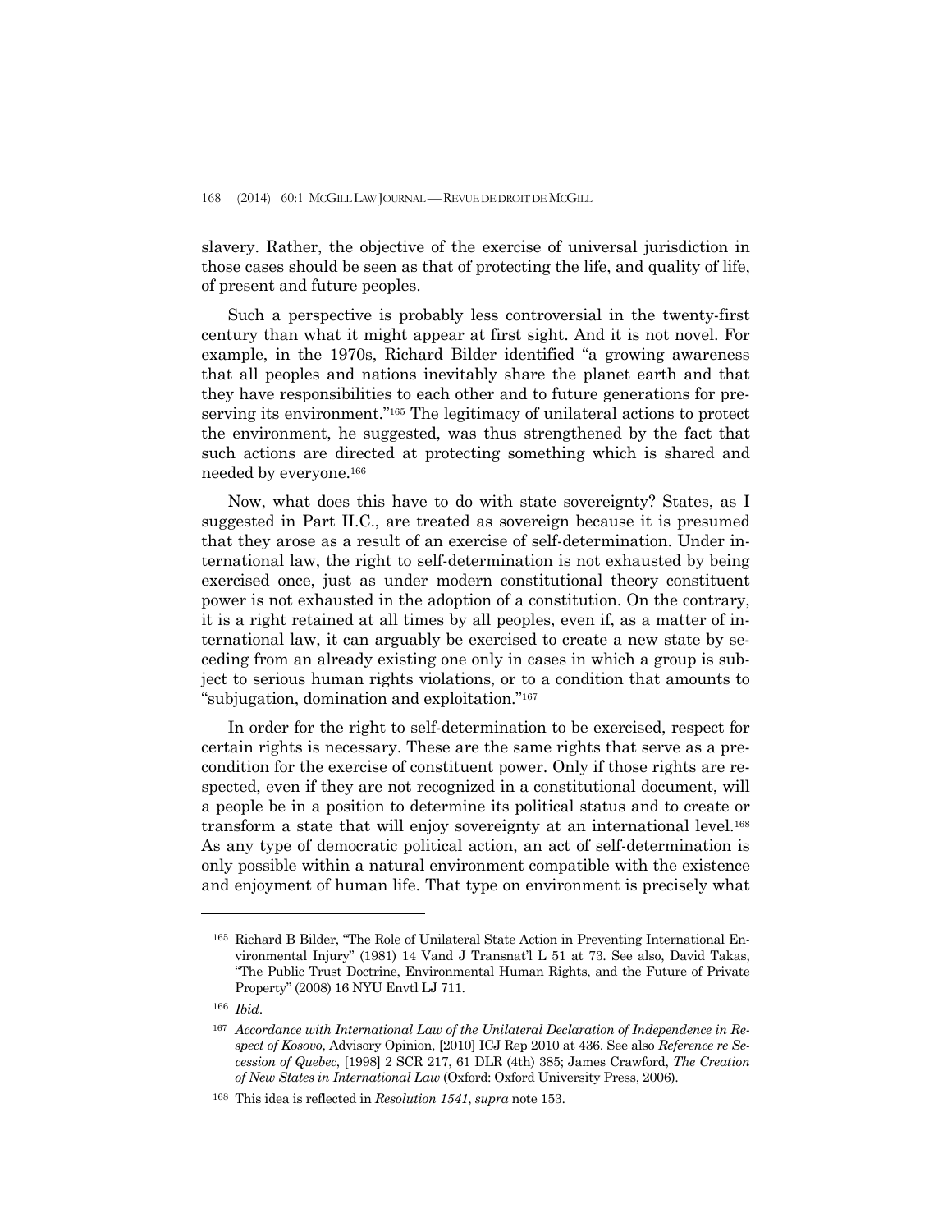slavery. Rather, the objective of the exercise of universal jurisdiction in those cases should be seen as that of protecting the life, and quality of life, of present and future peoples.

Such a perspective is probably less controversial in the twenty-first century than what it might appear at first sight. And it is not novel. For example, in the 1970s, Richard Bilder identified "a growing awareness that all peoples and nations inevitably share the planet earth and that they have responsibilities to each other and to future generations for preserving its environment."[165] The legitimacy of unilateral actions to protect the environment, he suggested, was thus strengthened by the fact that such actions are directed at protecting something which is shared and needed by everyone.[166]

Now, what does this have to do with state sovereignty? States, as I suggested in Part II.C., are treated as sovereign because it is presumed that they arose as a result of an exercise of self-determination. Under international law, the right to self-determination is not exhausted by being exercised once, just as under modern constitutional theory constituent power is not exhausted in the adoption of a constitution. On the contrary, it is a right retained at all times by all peoples, even if, as a matter of international law, it can arguably be exercised to create a new state by seceding from an already existing one only in cases in which a group is subject to serious human rights violations, or to a condition that amounts to "subjugation, domination and exploitation."[167]

In order for the right to self-determination to be exercised, respect for certain rights is necessary. These are the same rights that serve as a precondition for the exercise of constituent power. Only if those rights are respected, even if they are not recognized in a constitutional document, will a people be in a position to determine its political status and to create or transform a state that will enjoy sovereignty at an international level.[168] As any type of democratic political action, an act of self-determination is only possible within a natural environment compatible with the existence and enjoyment of human life. That type on environment is precisely what

---

[165] Richard B Bilder, "The Role of Unilateral State Action in Preventing International Environmental Injury" (1981) 14 Vand J Transnat'l L 51 at 73. See also, David Takas, "The Public Trust Doctrine, Environmental Human Rights, and the Future of Private Property" (2008) 16 NYU Envtl LJ 711.

[166] *Ibid*.

[167] *Accordance with International Law of the Unilateral Declaration of Independence in Respect of Kosovo*, Advisory Opinion, [2010] ICJ Rep 2010 at 436. See also *Reference re Secession of Quebec*, [1998] 2 SCR 217, 61 DLR (4th) 385; James Crawford, *The Creation of New States in International Law* (Oxford: Oxford University Press, 2006).

[168] This idea is reflected in *Resolution 1541*, *supra* note 153.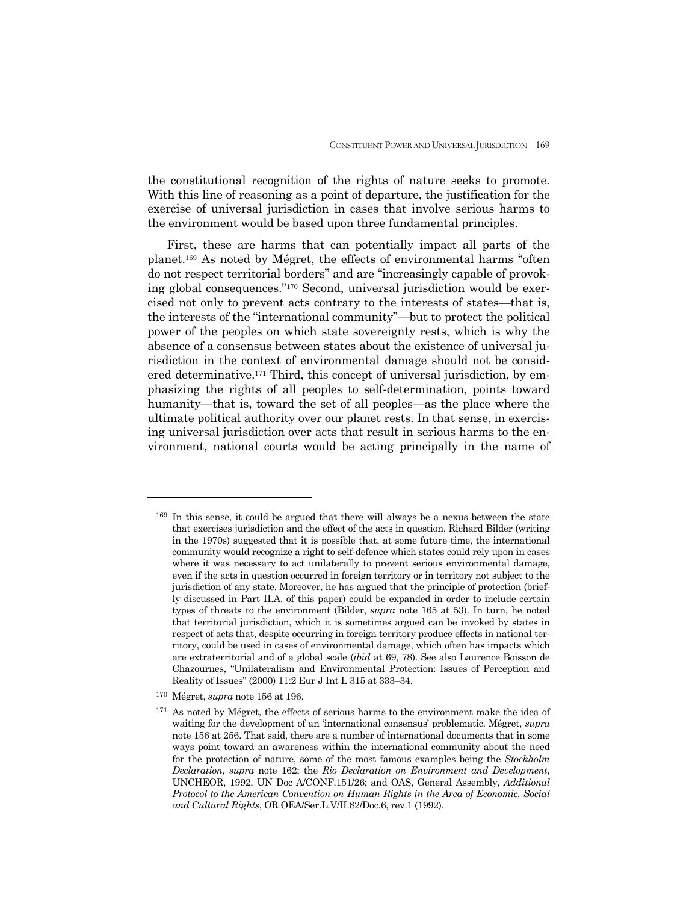the constitutional recognition of the rights of nature seeks to promote. With this line of reasoning as a point of departure, the justification for the exercise of universal jurisdiction in cases that involve serious harms to the environment would be based upon three fundamental principles.

First, these are harms that can potentially impact all parts of the planet.[169] As noted by Mégret, the effects of environmental harms "often do not respect territorial borders" and are "increasingly capable of provoking global consequences."[170] Second, universal jurisdiction would be exercised not only to prevent acts contrary to the interests of states—that is, the interests of the "international community"—but to protect the political power of the peoples on which state sovereignty rests, which is why the absence of a consensus between states about the existence of universal jurisdiction in the context of environmental damage should not be considered determinative.[171] Third, this concept of universal jurisdiction, by emphasizing the rights of all peoples to self-determination, points toward humanity—that is, toward the set of all peoples—as the place where the ultimate political authority over our planet rests. In that sense, in exercising universal jurisdiction over acts that result in serious harms to the environment, national courts would be acting principally in the name of

---

[169] In this sense, it could be argued that there will always be a nexus between the state that exercises jurisdiction and the effect of the acts in question. Richard Bilder (writing in the 1970s) suggested that it is possible that, at some future time, the international community would recognize a right to self-defence which states could rely upon in cases where it was necessary to act unilaterally to prevent serious environmental damage, even if the acts in question occurred in foreign territory or in territory not subject to the jurisdiction of any state. Moreover, he has argued that the principle of protection (briefly discussed in Part II.A. of this paper) could be expanded in order to include certain types of threats to the environment (Bilder, *supra* note 165 at 53). In turn, he noted that territorial jurisdiction, which it is sometimes argued can be invoked by states in respect of acts that, despite occurring in foreign territory produce effects in national territory, could be used in cases of environmental damage, which often has impacts which are extraterritorial and of a global scale (*ibid* at 69, 78). See also Laurence Boisson de Chazournes, "Unilateralism and Environmental Protection: Issues of Perception and Reality of Issues" (2000) 11:2 Eur J Int L 315 at 333–34.

[170] Mégret, *supra* note 156 at 196.

[171] As noted by Mégret, the effects of serious harms to the environment make the idea of waiting for the development of an 'international consensus' problematic. Mégret, *supra* note 156 at 256. That said, there are a number of international documents that in some ways point toward an awareness within the international community about the need for the protection of nature, some of the most famous examples being the *Stockholm Declaration*, *supra* note 162; the *Rio Declaration on Environment and Development*, UNCHEOR, 1992, UN Doc A/CONF.151/26; and OAS, General Assembly, *Additional Protocol to the American Convention on Human Rights in the Area of Economic, Social and Cultural Rights*, OR OEA/Ser.L.V/II.82/Doc.6, rev.1 (1992).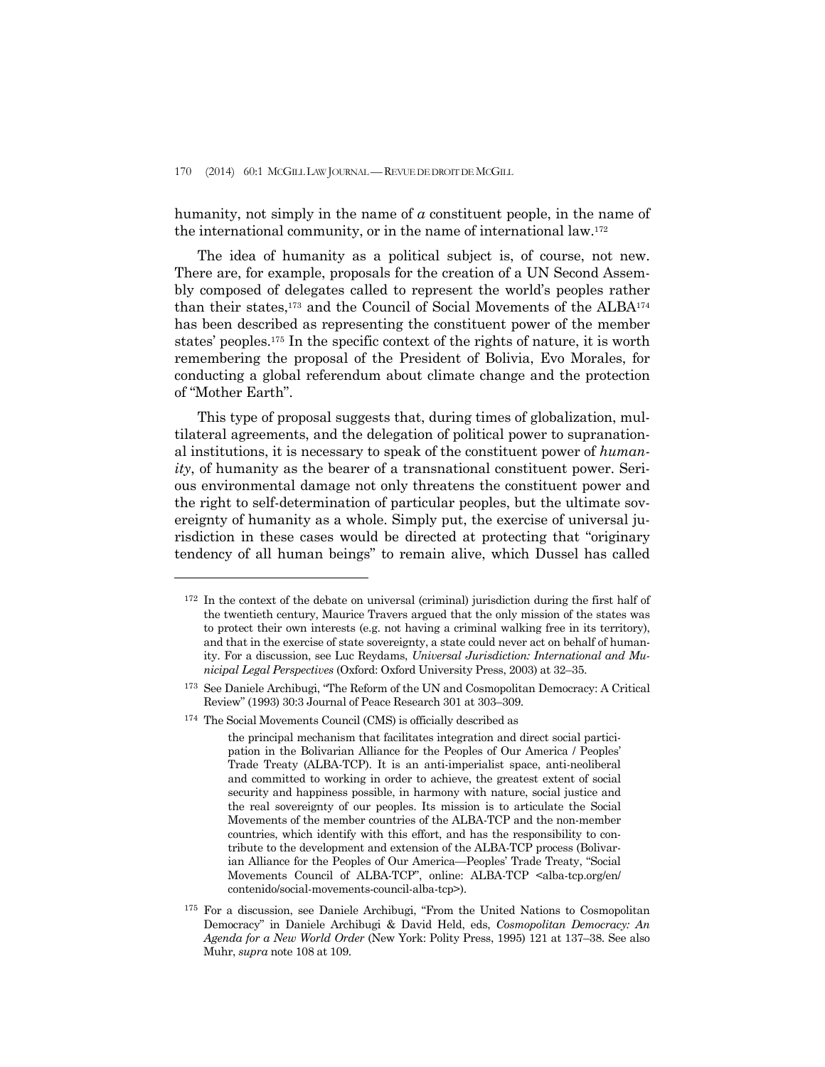humanity, not simply in the name of *a* constituent people, in the name of the international community, or in the name of international law.[172]

The idea of humanity as a political subject is, of course, not new. There are, for example, proposals for the creation of a UN Second Assembly composed of delegates called to represent the world's peoples rather than their states,[173] and the Council of Social Movements of the ALBA[174] has been described as representing the constituent power of the member states' peoples.[175] In the specific context of the rights of nature, it is worth remembering the proposal of the President of Bolivia, Evo Morales, for conducting a global referendum about climate change and the protection of "Mother Earth".

This type of proposal suggests that, during times of globalization, multilateral agreements, and the delegation of political power to supranational institutions, it is necessary to speak of the constituent power of *humanity*, of humanity as the bearer of a transnational constituent power. Serious environmental damage not only threatens the constituent power and the right to self-determination of particular peoples, but the ultimate sovereignty of humanity as a whole. Simply put, the exercise of universal jurisdiction in these cases would be directed at protecting that "originary tendency of all human beings" to remain alive, which Dussel has called

---

[172] In the context of the debate on universal (criminal) jurisdiction during the first half of the twentieth century, Maurice Travers argued that the only mission of the states was to protect their own interests (e.g. not having a criminal walking free in its territory), and that in the exercise of state sovereignty, a state could never act on behalf of humanity. For a discussion, see Luc Reydams, *Universal Jurisdiction: International and Municipal Legal Perspectives* (Oxford: Oxford University Press, 2003) at 32–35.

[173] See Daniele Archibugi, "The Reform of the UN and Cosmopolitan Democracy: A Critical Review" (1993) 30:3 Journal of Peace Research 301 at 303–309.

[174] The Social Movements Council (CMS) is officially described as

> the principal mechanism that facilitates integration and direct social participation in the Bolivarian Alliance for the Peoples of Our America / Peoples' Trade Treaty (ALBA-TCP). It is an anti-imperialist space, anti-neoliberal and committed to working in order to achieve, the greatest extent of social security and happiness possible, in harmony with nature, social justice and the real sovereignty of our peoples. Its mission is to articulate the Social Movements of the member countries of the ALBA-TCP and the non-member countries, which identify with this effort, and has the responsibility to contribute to the development and extension of the ALBA-TCP process (Bolivarian Alliance for the Peoples of Our America—Peoples' Trade Treaty, "Social Movements Council of ALBA-TCP", online: ALBA-TCP <alba-tcp.org/en/contenido/social-movements-council-alba-tcp>).

[175] For a discussion, see Daniele Archibugi, "From the United Nations to Cosmopolitan Democracy" in Daniele Archibugi & David Held, eds, *Cosmopolitan Democracy: An Agenda for a New World Order* (New York: Polity Press, 1995) 121 at 137–38. See also Muhr, *supra* note 108 at 109.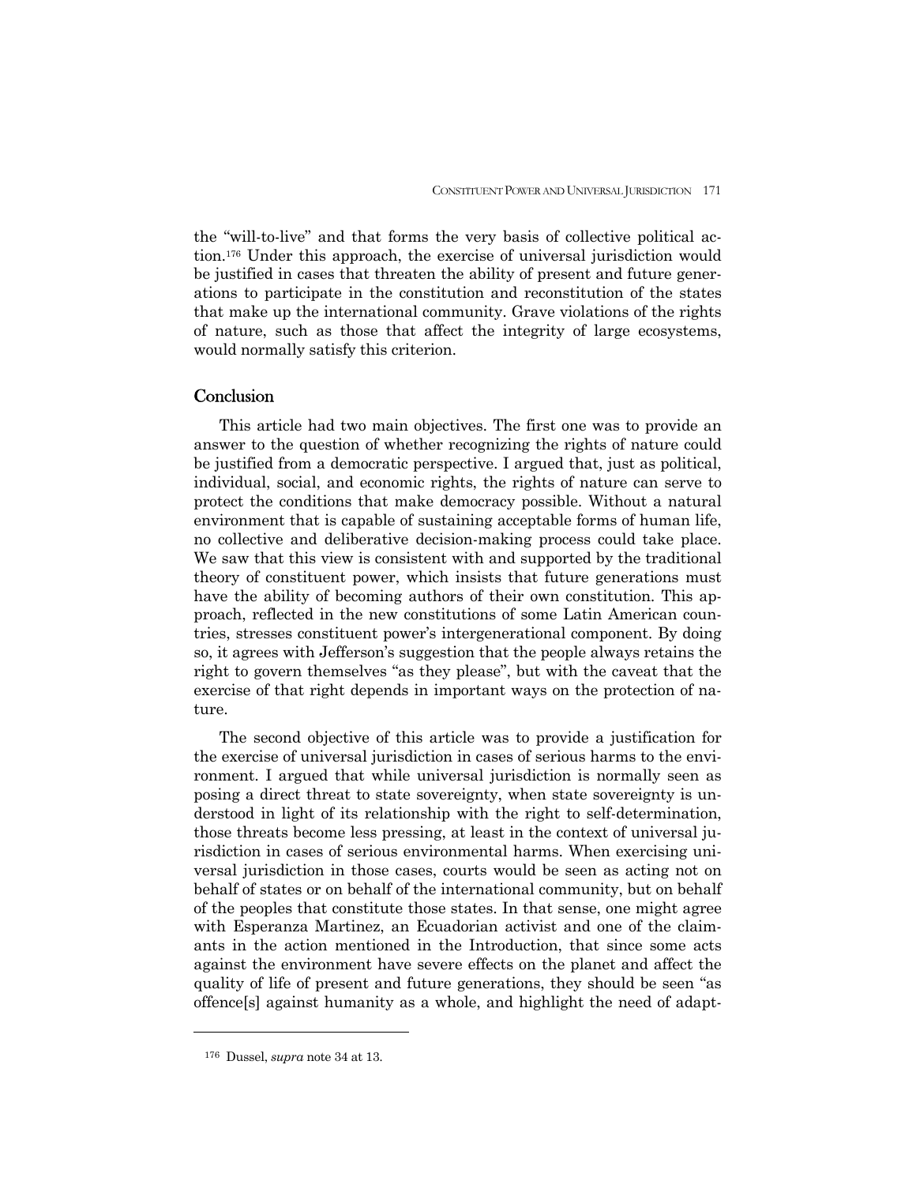the "will-to-live" and that forms the very basis of collective political action.[176] Under this approach, the exercise of universal jurisdiction would be justified in cases that threaten the ability of present and future generations to participate in the constitution and reconstitution of the states that make up the international community. Grave violations of the rights of nature, such as those that affect the integrity of large ecosystems, would normally satisfy this criterion.

## Conclusion

This article had two main objectives. The first one was to provide an answer to the question of whether recognizing the rights of nature could be justified from a democratic perspective. I argued that, just as political, individual, social, and economic rights, the rights of nature can serve to protect the conditions that make democracy possible. Without a natural environment that is capable of sustaining acceptable forms of human life, no collective and deliberative decision-making process could take place. We saw that this view is consistent with and supported by the traditional theory of constituent power, which insists that future generations must have the ability of becoming authors of their own constitution. This approach, reflected in the new constitutions of some Latin American countries, stresses constituent power's intergenerational component. By doing so, it agrees with Jefferson's suggestion that the people always retains the right to govern themselves "as they please", but with the caveat that the exercise of that right depends in important ways on the protection of nature.

The second objective of this article was to provide a justification for the exercise of universal jurisdiction in cases of serious harms to the environment. I argued that while universal jurisdiction is normally seen as posing a direct threat to state sovereignty, when state sovereignty is understood in light of its relationship with the right to self-determination, those threats become less pressing, at least in the context of universal jurisdiction in cases of serious environmental harms. When exercising universal jurisdiction in those cases, courts would be seen as acting not on behalf of states or on behalf of the international community, but on behalf of the peoples that constitute those states. In that sense, one might agree with Esperanza Martinez, an Ecuadorian activist and one of the claimants in the action mentioned in the Introduction, that since some acts against the environment have severe effects on the planet and affect the quality of life of present and future generations, they should be seen "as offence[s] against humanity as a whole, and highlight the need of adapt-

---

[176] Dussel, *supra* note 34 at 13.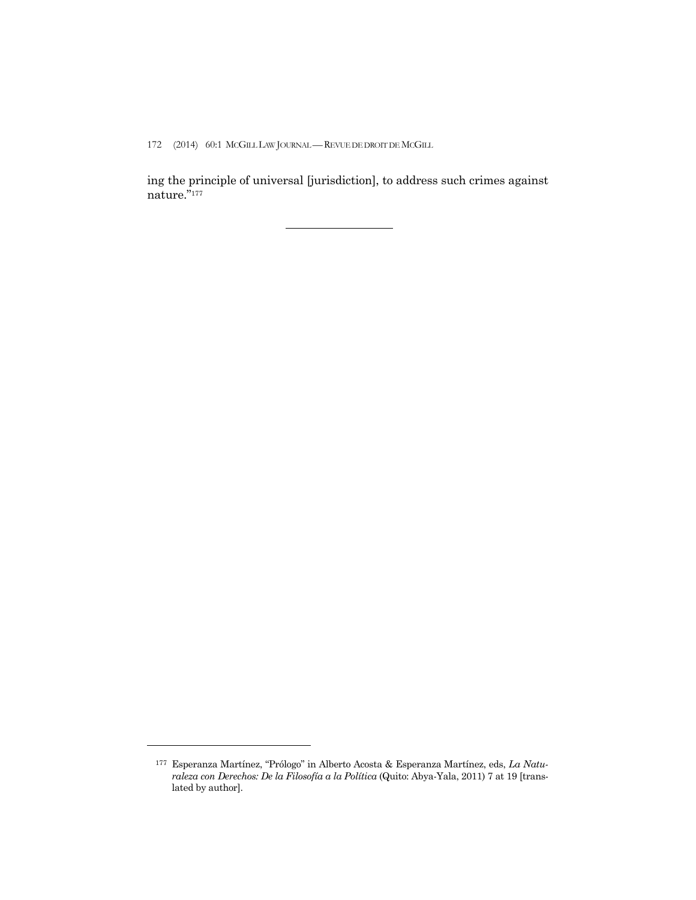ing the principle of universal [jurisdiction], to address such crimes against nature."[177]

---

[177] Esperanza Martínez, "Prólogo" in Alberto Acosta & Esperanza Martínez, eds, *La Naturaleza con Derechos: De la Filosofía a la Política* (Quito: Abya-Yala, 2011) 7 at 19 [translated by author].